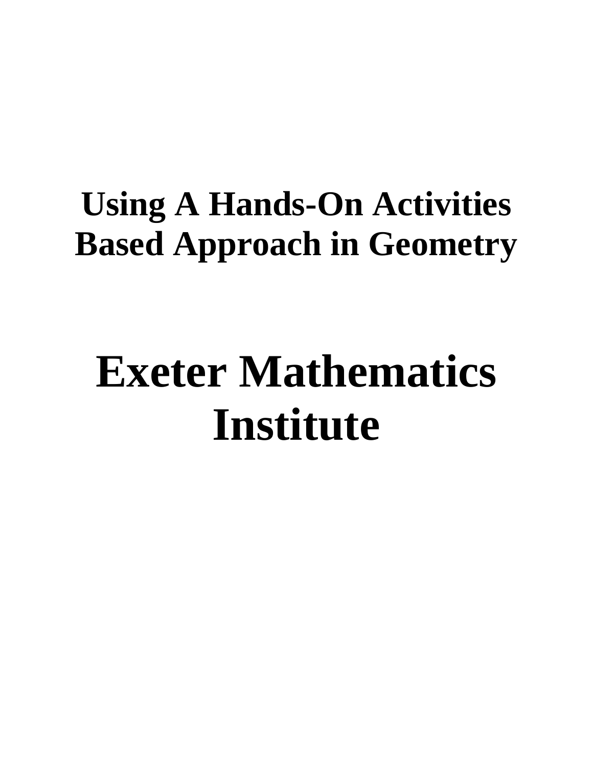# Using A Hands-On Activities Based Approach in Geometry

# Exeter Mathematics Institute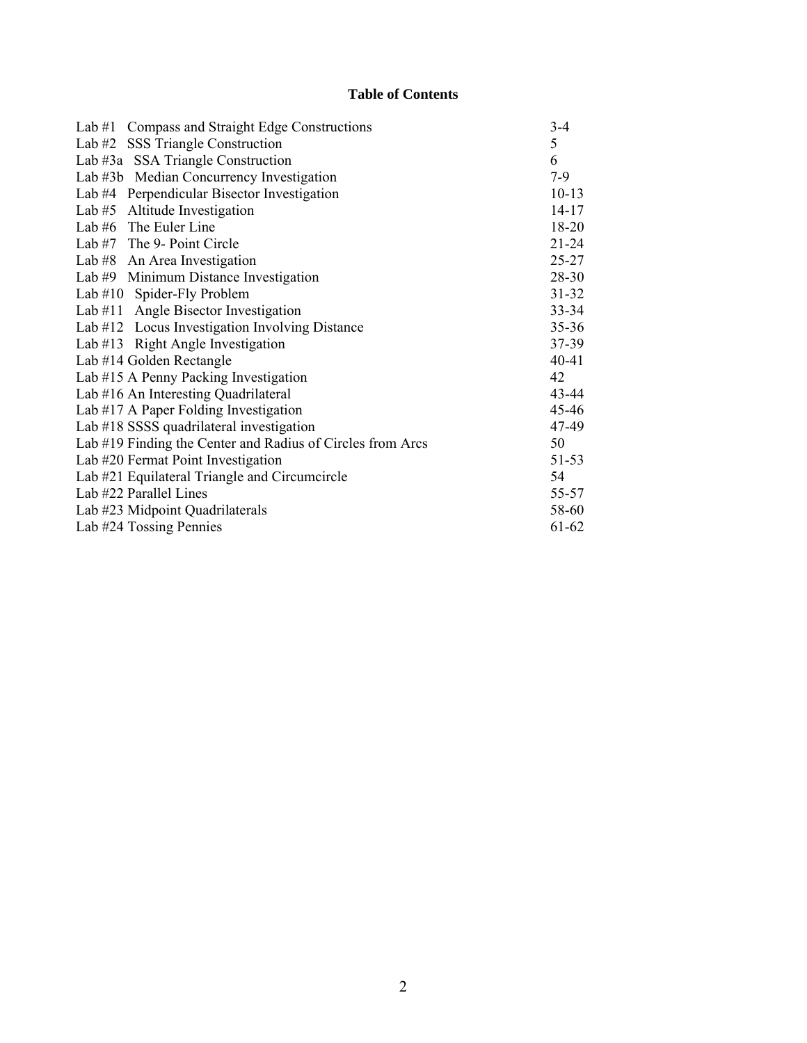# Table of Contents

| | |
|---|---|
| Lab #1 Compass and Straight Edge Constructions | 3-4 |
| Lab #2 SSS Triangle Construction | 5 |
| Lab #3a SSA Triangle Construction | 6 |
| Lab #3b Median Concurrency Investigation | 7-9 |
| Lab #4 Perpendicular Bisector Investigation | 10-13 |
| Lab #5 Altitude Investigation | 14-17 |
| Lab #6 The Euler Line | 18-20 |
| Lab #7 The 9- Point Circle | 21-24 |
| Lab #8 An Area Investigation | 25-27 |
| Lab #9 Minimum Distance Investigation | 28-30 |
| Lab #10 Spider-Fly Problem | 31-32 |
| Lab #11 Angle Bisector Investigation | 33-34 |
| Lab #12 Locus Investigation Involving Distance | 35-36 |
| Lab #13 Right Angle Investigation | 37-39 |
| Lab #14 Golden Rectangle | 40-41 |
| Lab #15 A Penny Packing Investigation | 42 |
| Lab #16 An Interesting Quadrilateral | 43-44 |
| Lab #17 A Paper Folding Investigation | 45-46 |
| Lab #18 SSSS quadrilateral investigation | 47-49 |
| Lab #19 Finding the Center and Radius of Circles from Arcs | 50 |
| Lab #20 Fermat Point Investigation | 51-53 |
| Lab #21 Equilateral Triangle and Circumcircle | 54 |
| Lab #22 Parallel Lines | 55-57 |
| Lab #23 Midpoint Quadrilaterals | 58-60 |
| Lab #24 Tossing Pennies | 61-62 |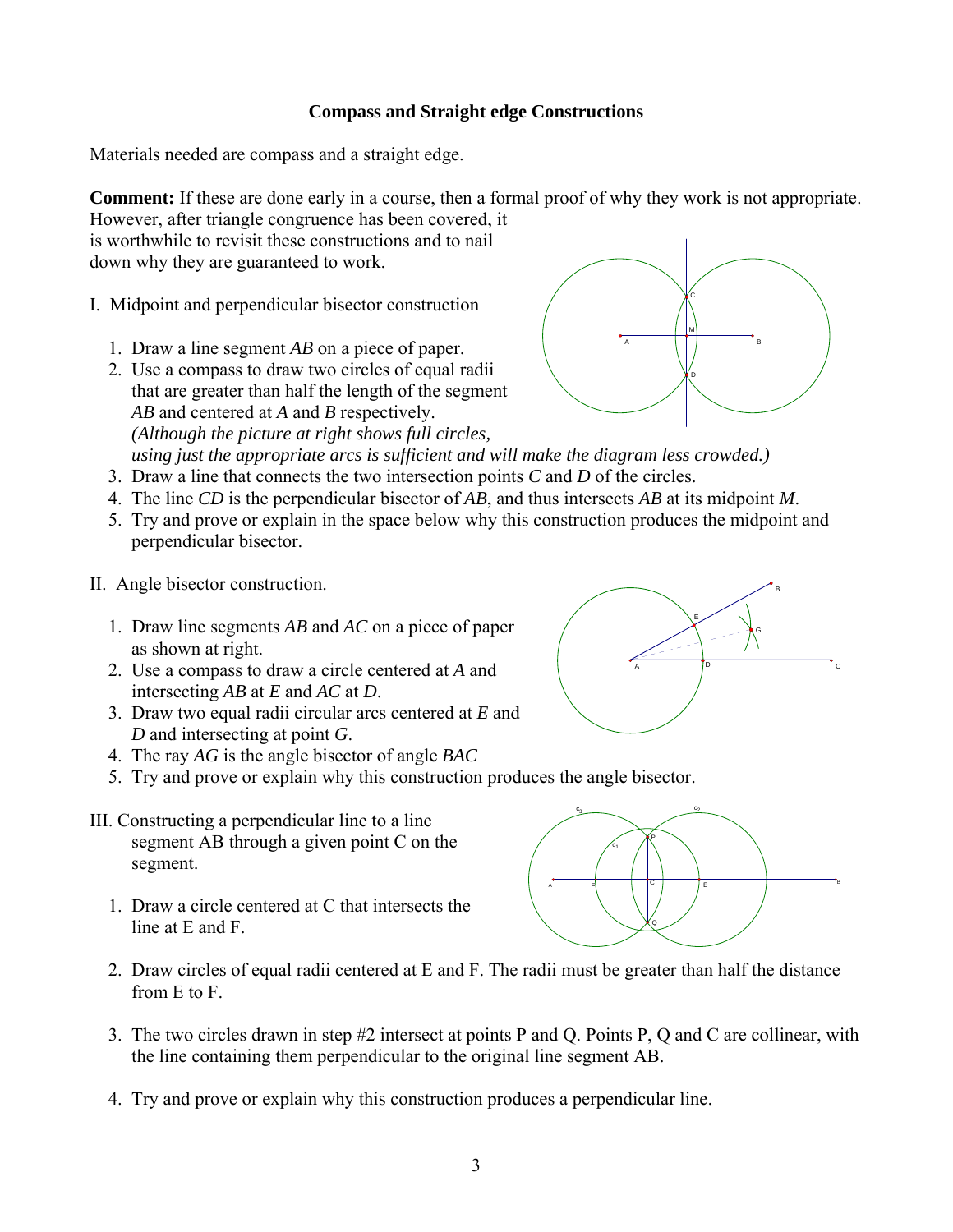## Compass and Straight edge Constructions

Materials needed are compass and a straight edge.

**Comment:** If these are done early in a course, then a formal proof of why they work is not appropriate. However, after triangle congruence has been covered, it is worthwhile to revisit these constructions and to nail down why they are guaranteed to work.

I. Midpoint and perpendicular bisector construction

1. Draw a line segment *AB* on a piece of paper.
2. Use a compass to draw two circles of equal radii that are greater than half the length of the segment *AB* and centered at *A* and *B* respectively. *(Although the picture at right shows full circles, using just the appropriate arcs is sufficient and will make the diagram less crowded.)*
3. Draw a line that connects the two intersection points *C* and *D* of the circles.
4. The line *CD* is the perpendicular bisector of *AB*, and thus intersects *AB* at its midpoint *M*.
5. Try and prove or explain in the space below why this construction produces the midpoint and perpendicular bisector.

II. Angle bisector construction.

1. Draw line segments *AB* and *AC* on a piece of paper as shown at right.
2. Use a compass to draw a circle centered at *A* and intersecting *AB* at *E* and *AC* at *D*.
3. Draw two equal radii circular arcs centered at *E* and *D* and intersecting at point *G*.
4. The ray *AG* is the angle bisector of angle *BAC*
5. Try and prove or explain why this construction produces the angle bisector.

III. Constructing a perpendicular line to a line segment AB through a given point C on the segment.

1. Draw a circle centered at C that intersects the line at E and F.
2. Draw circles of equal radii centered at E and F. The radii must be greater than half the distance from E to F.
3. The two circles drawn in step #2 intersect at points P and Q. Points P, Q and C are collinear, with the line containing them perpendicular to the original line segment AB.
4. Try and prove or explain why this construction produces a perpendicular line.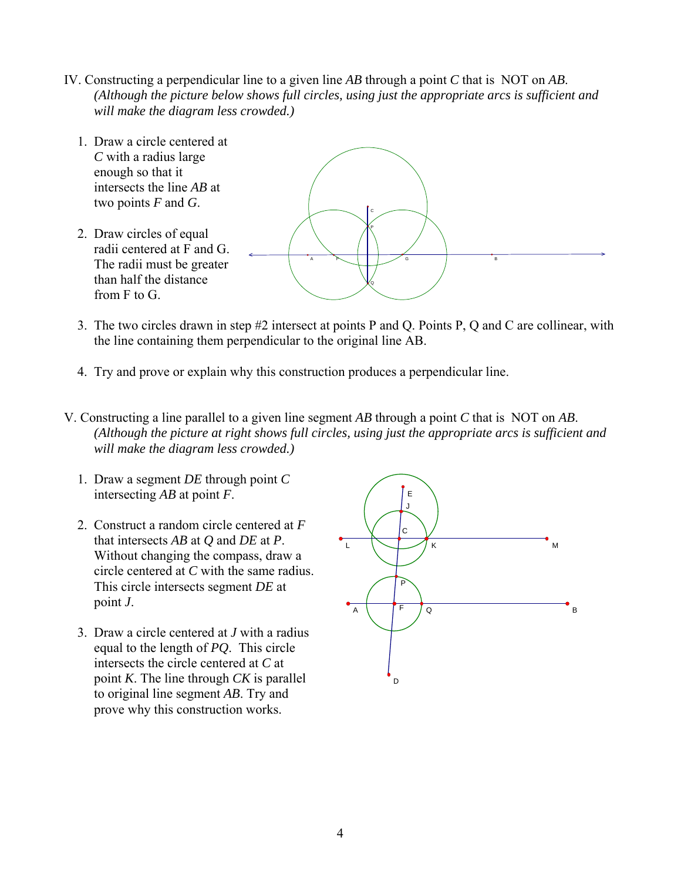IV. Constructing a perpendicular line to a given line *AB* through a point *C* that is NOT on *AB*. *(Although the picture below shows full circles, using just the appropriate arcs is sufficient and will make the diagram less crowded.)*

1. Draw a circle centered at *C* with a radius large enough so that it intersects the line *AB* at two points *F* and *G*.

2. Draw circles of equal radii centered at F and G. The radii must be greater than half the distance from F to G.

3. The two circles drawn in step #2 intersect at points P and Q. Points P, Q and C are collinear, with the line containing them perpendicular to the original line AB.

4. Try and prove or explain why this construction produces a perpendicular line.

V. Constructing a line parallel to a given line segment *AB* through a point *C* that is NOT on *AB*. *(Although the picture at right shows full circles, using just the appropriate arcs is sufficient and will make the diagram less crowded.)*

1. Draw a segment *DE* through point *C* intersecting *AB* at point *F*.

2. Construct a random circle centered at *F* that intersects *AB* at *Q* and *DE* at *P*. Without changing the compass, draw a circle centered at *C* with the same radius. This circle intersects segment *DE* at point *J*.

3. Draw a circle centered at *J* with a radius equal to the length of *PQ*. This circle intersects the circle centered at *C* at point *K*. The line through *CK* is parallel to original line segment *AB*. Try and prove why this construction works.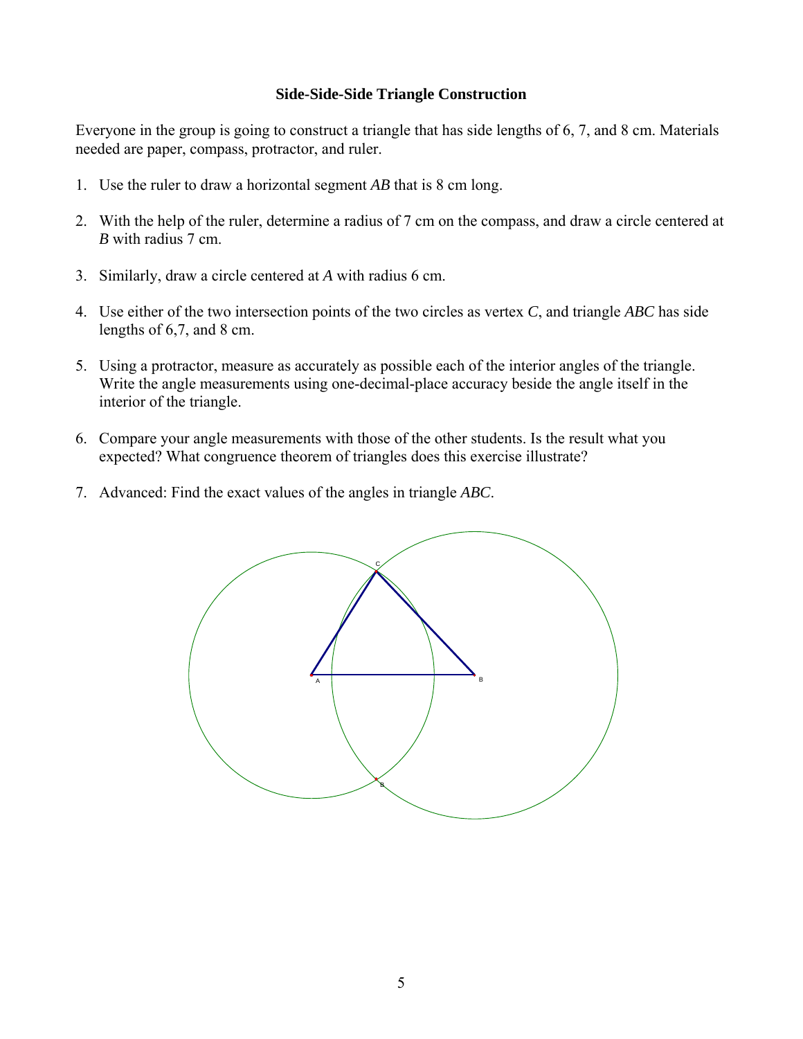**Side-Side-Side Triangle Construction**

Everyone in the group is going to construct a triangle that has side lengths of 6, 7, and 8 cm. Materials needed are paper, compass, protractor, and ruler.

1. Use the ruler to draw a horizontal segment *AB* that is 8 cm long.

2. With the help of the ruler, determine a radius of 7 cm on the compass, and draw a circle centered at *B* with radius 7 cm.

3. Similarly, draw a circle centered at *A* with radius 6 cm.

4. Use either of the two intersection points of the two circles as vertex *C*, and triangle *ABC* has side lengths of 6,7, and 8 cm.

5. Using a protractor, measure as accurately as possible each of the interior angles of the triangle. Write the angle measurements using one-decimal-place accuracy beside the angle itself in the interior of the triangle.

6. Compare your angle measurements with those of the other students. Is the result what you expected? What congruence theorem of triangles does this exercise illustrate?

7. Advanced: Find the exact values of the angles in triangle *ABC*.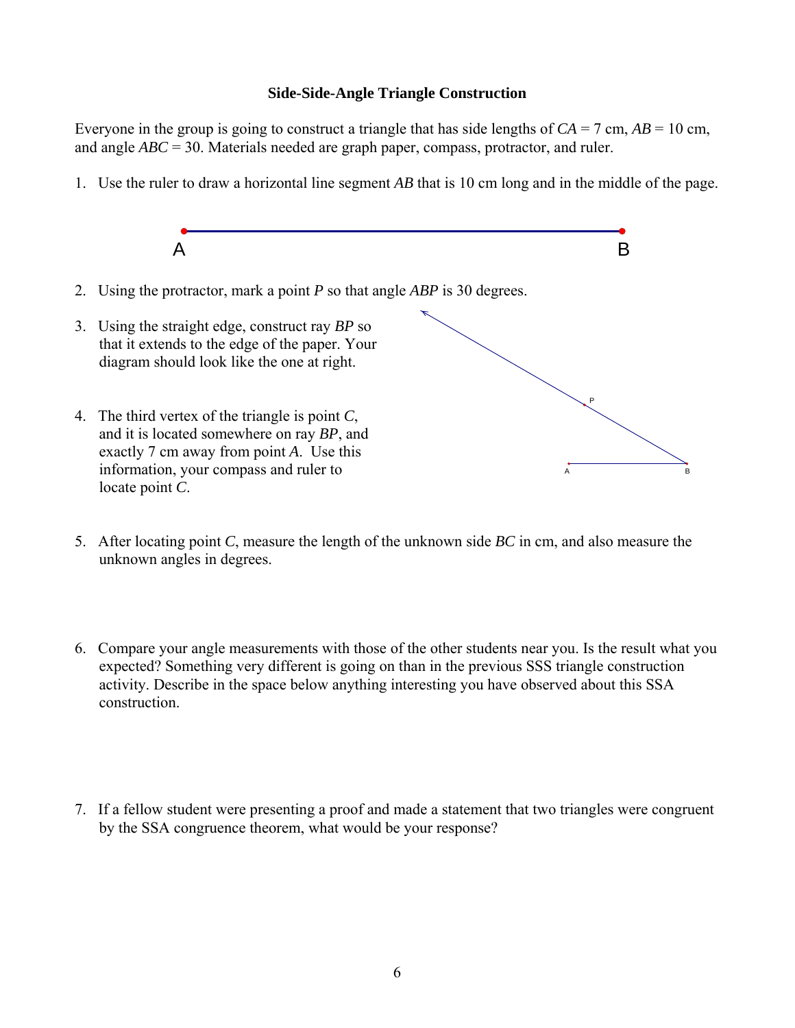**Side-Side-Angle Triangle Construction**

Everyone in the group is going to construct a triangle that has side lengths of $CA$ = 7 cm, $AB$ = 10 cm, and angle $ABC$ = 30. Materials needed are graph paper, compass, protractor, and ruler.

1. Use the ruler to draw a horizontal line segment $AB$ that is 10 cm long and in the middle of the page.

2. Using the protractor, mark a point $P$ so that angle $ABP$ is 30 degrees.

3. Using the straight edge, construct ray $BP$ so that it extends to the edge of the paper. Your diagram should look like the one at right.

4. The third vertex of the triangle is point $C$, and it is located somewhere on ray $BP$, and exactly 7 cm away from point $A$. Use this information, your compass and ruler to locate point $C$.

5. After locating point $C$, measure the length of the unknown side $BC$ in cm, and also measure the unknown angles in degrees.

6. Compare your angle measurements with those of the other students near you. Is the result what you expected? Something very different is going on than in the previous SSS triangle construction activity. Describe in the space below anything interesting you have observed about this SSA construction.

7. If a fellow student were presenting a proof and made a statement that two triangles were congruent by the SSA congruence theorem, what would be your response?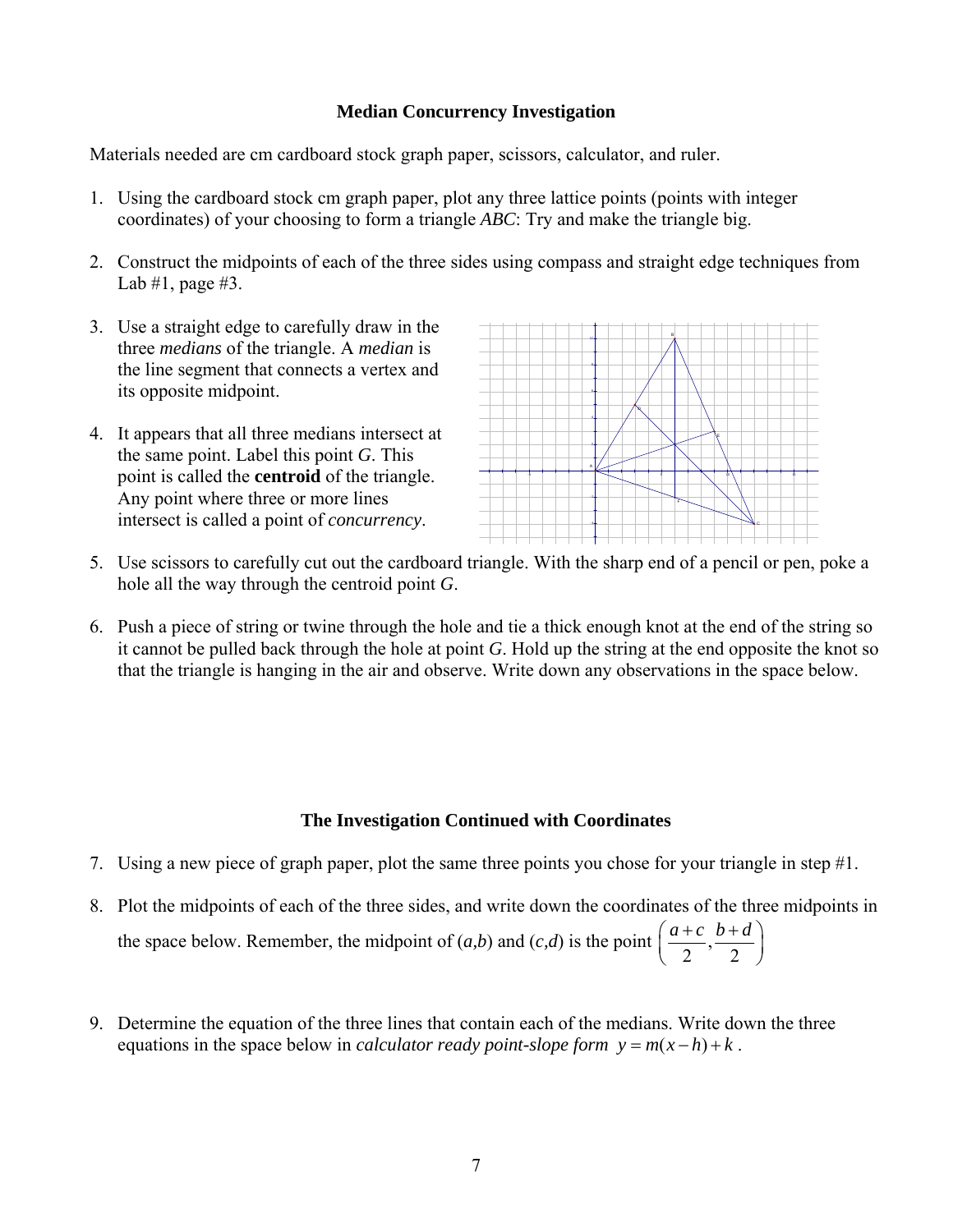**Median Concurrency Investigation**

Materials needed are cm cardboard stock graph paper, scissors, calculator, and ruler.

1. Using the cardboard stock cm graph paper, plot any three lattice points (points with integer coordinates) of your choosing to form a triangle *ABC*: Try and make the triangle big.

2. Construct the midpoints of each of the three sides using compass and straight edge techniques from Lab #1, page #3.

3. Use a straight edge to carefully draw in the three *medians* of the triangle. A *median* is the line segment that connects a vertex and its opposite midpoint.

4. It appears that all three medians intersect at the same point. Label this point *G*. This point is called the **centroid** of the triangle. Any point where three or more lines intersect is called a point of *concurrency*.

5. Use scissors to carefully cut out the cardboard triangle. With the sharp end of a pencil or pen, poke a hole all the way through the centroid point *G*.

6. Push a piece of string or twine through the hole and tie a thick enough knot at the end of the string so it cannot be pulled back through the hole at point *G*. Hold up the string at the end opposite the knot so that the triangle is hanging in the air and observe. Write down any observations in the space below.

**The Investigation Continued with Coordinates**

7. Using a new piece of graph paper, plot the same three points you chose for your triangle in step #1.

8. Plot the midpoints of each of the three sides, and write down the coordinates of the three midpoints in the space below. Remember, the midpoint of (*a*,*b*) and (*c*,*d*) is the point $\left(\frac{a+c}{2}, \frac{b+d}{2}\right)$

9. Determine the equation of the three lines that contain each of the medians. Write down the three equations in the space below in *calculator ready point-slope form* $y = m(x-h)+k$ .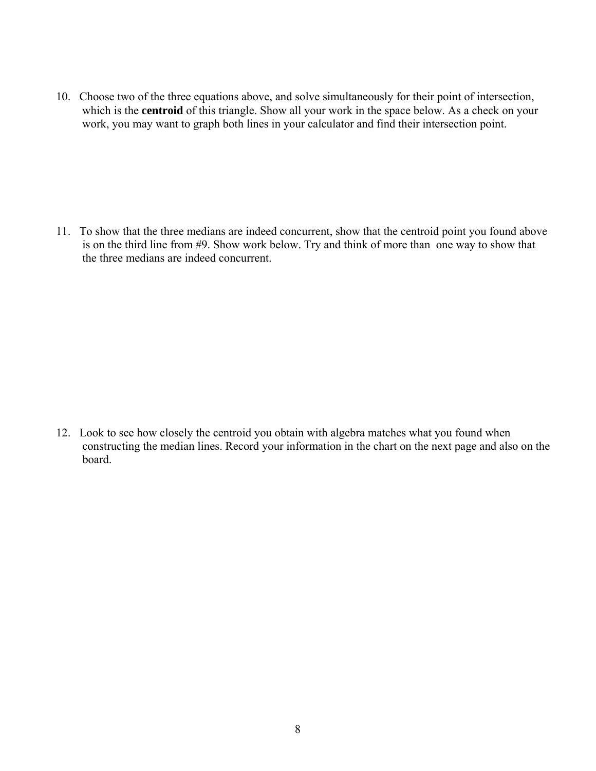10. Choose two of the three equations above, and solve simultaneously for their point of intersection, which is the **centroid** of this triangle. Show all your work in the space below. As a check on your work, you may want to graph both lines in your calculator and find their intersection point.

11. To show that the three medians are indeed concurrent, show that the centroid point you found above is on the third line from #9. Show work below. Try and think of more than one way to show that the three medians are indeed concurrent.

12. Look to see how closely the centroid you obtain with algebra matches what you found when constructing the median lines. Record your information in the chart on the next page and also on the board.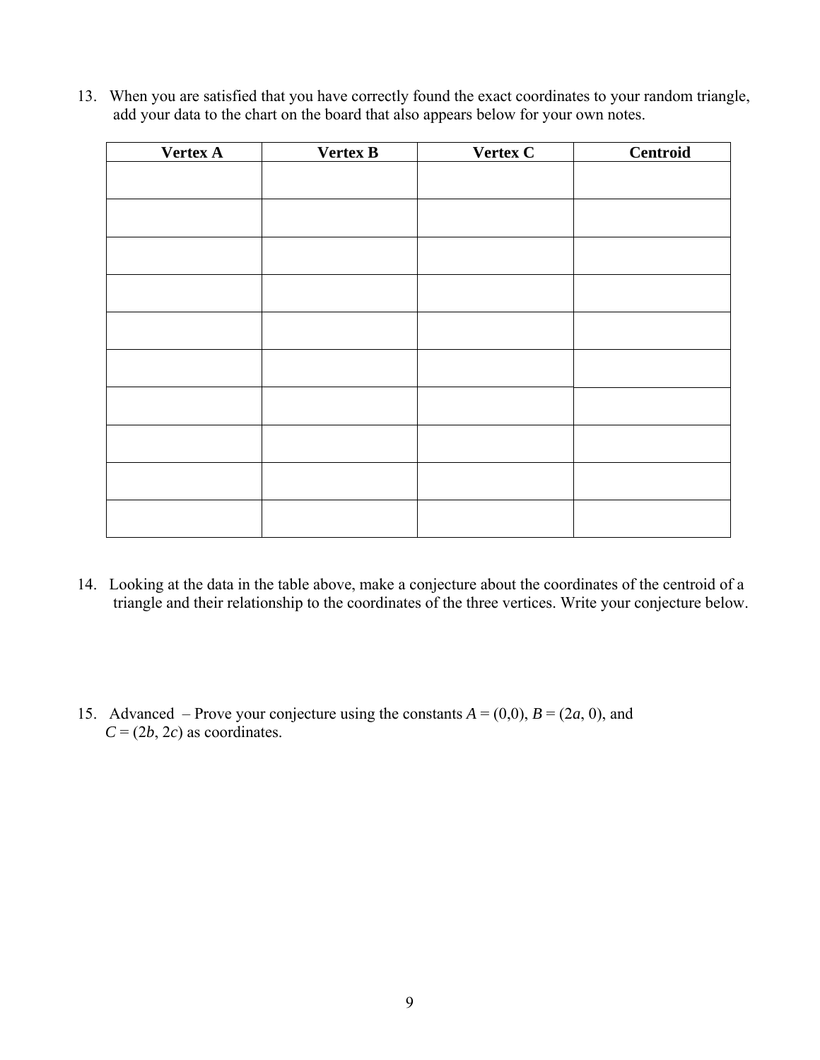13. When you are satisfied that you have correctly found the exact coordinates to your random triangle, add your data to the chart on the board that also appears below for your own notes.

| Vertex A | Vertex B | Vertex C | Centroid |
|---|---|---|---|
| | | | |
| | | | |
| | | | |
| | | | |
| | | | |
| | | | |
| | | | |
| | | | |
| | | | |
| | | | |

14. Looking at the data in the table above, make a conjecture about the coordinates of the centroid of a triangle and their relationship to the coordinates of the three vertices. Write your conjecture below.

15. Advanced – Prove your conjecture using the constants $A = (0,0)$, $B = (2a, 0)$, and $C = (2b, 2c)$ as coordinates.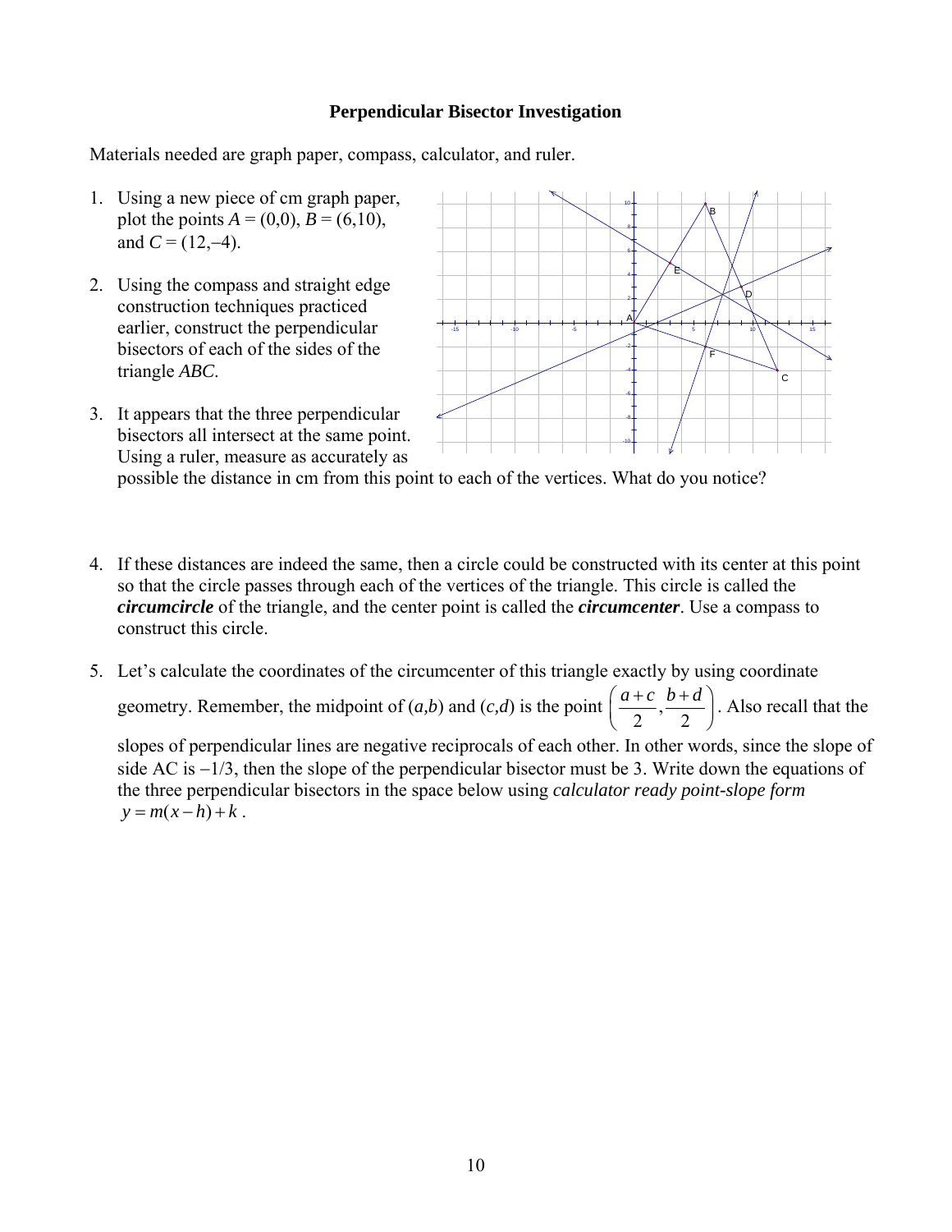## Perpendicular Bisector Investigation

Materials needed are graph paper, compass, calculator, and ruler.

1. Using a new piece of cm graph paper, plot the points $A = (0,0)$, $B = (6,10)$, and $C = (12,-4)$.

2. Using the compass and straight edge construction techniques practiced earlier, construct the perpendicular bisectors of each of the sides of the triangle *ABC*.

3. It appears that the three perpendicular bisectors all intersect at the same point. Using a ruler, measure as accurately as possible the distance in cm from this point to each of the vertices. What do you notice?

4. If these distances are indeed the same, then a circle could be constructed with its center at this point so that the circle passes through each of the vertices of the triangle. This circle is called the ***circumcircle*** of the triangle, and the center point is called the ***circumcenter***. Use a compass to construct this circle.

5. Let's calculate the coordinates of the circumcenter of this triangle exactly by using coordinate geometry. Remember, the midpoint of $(a,b)$ and $(c,d)$ is the point $\left(\frac{a+c}{2}, \frac{b+d}{2}\right)$. Also recall that the slopes of perpendicular lines are negative reciprocals of each other. In other words, since the slope of side AC is $-1/3$, then the slope of the perpendicular bisector must be 3. Write down the equations of the three perpendicular bisectors in the space below using *calculator ready point-slope form* $y = m(x-h)+k$.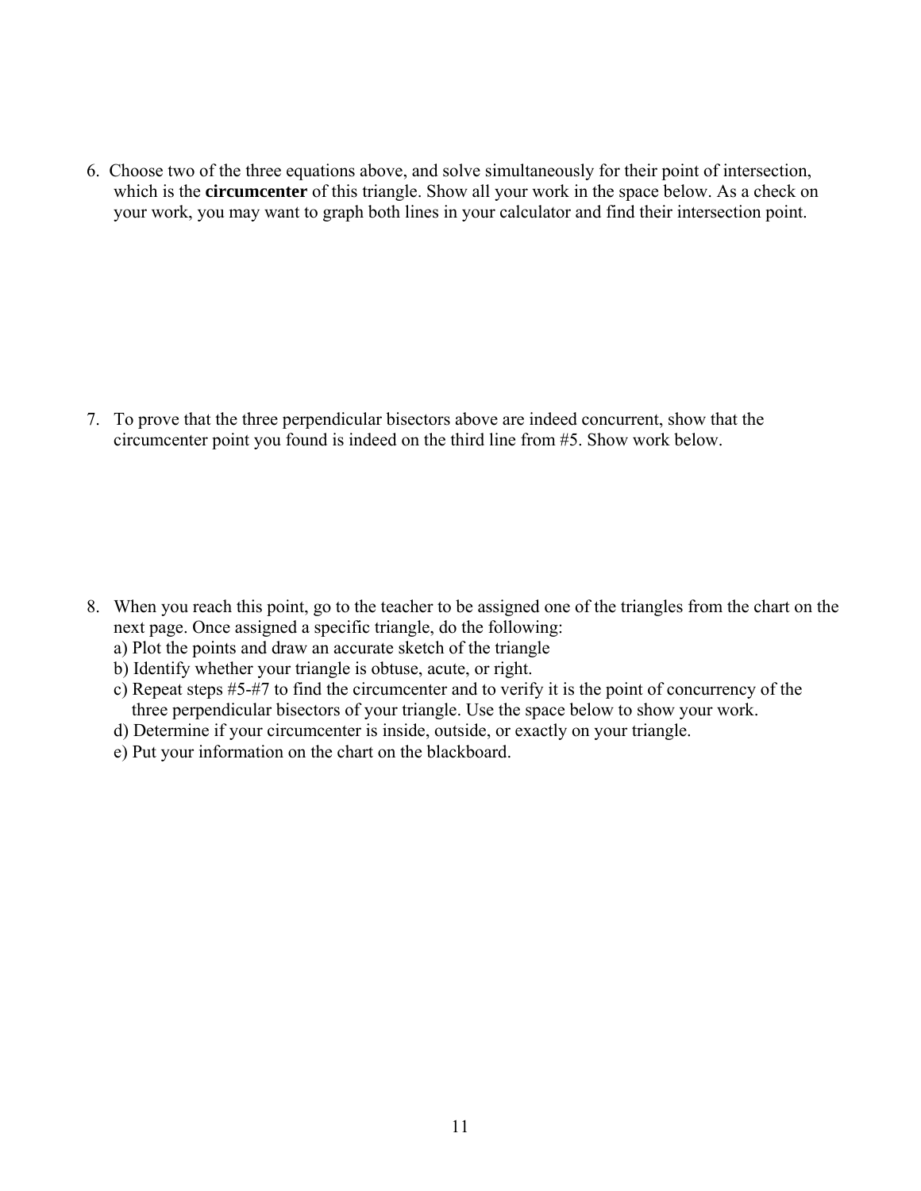6. Choose two of the three equations above, and solve simultaneously for their point of intersection, which is the **circumcenter** of this triangle. Show all your work in the space below. As a check on your work, you may want to graph both lines in your calculator and find their intersection point.

7. To prove that the three perpendicular bisectors above are indeed concurrent, show that the circumcenter point you found is indeed on the third line from #5. Show work below.

8. When you reach this point, go to the teacher to be assigned one of the triangles from the chart on the next page. Once assigned a specific triangle, do the following:
   a) Plot the points and draw an accurate sketch of the triangle
   b) Identify whether your triangle is obtuse, acute, or right.
   c) Repeat steps #5-#7 to find the circumcenter and to verify it is the point of concurrency of the three perpendicular bisectors of your triangle. Use the space below to show your work.
   d) Determine if your circumcenter is inside, outside, or exactly on your triangle.
   e) Put your information on the chart on the blackboard.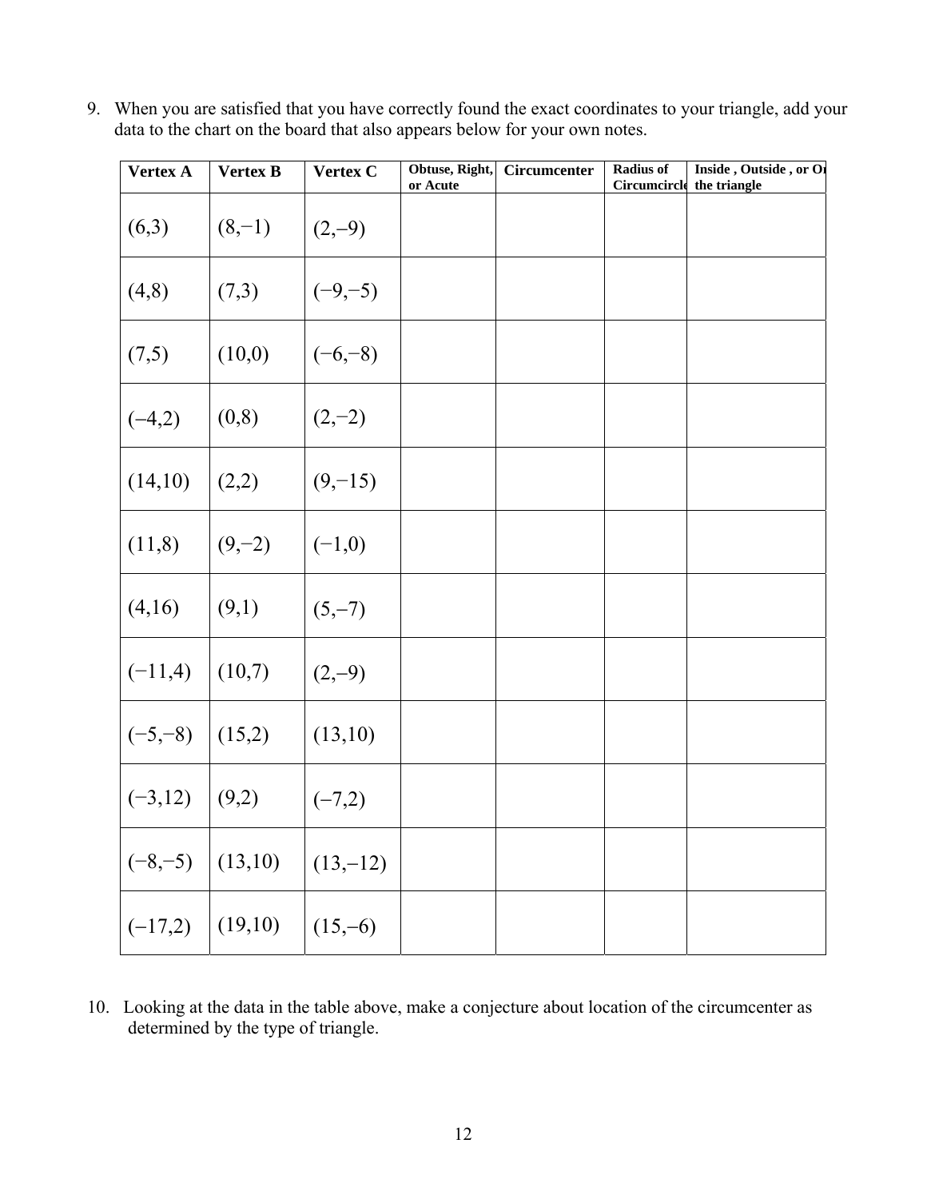9. When you are satisfied that you have correctly found the exact coordinates to your triangle, add your data to the chart on the board that also appears below for your own notes.

| Vertex A | Vertex B | Vertex C | Obtuse, Right, or Acute | Circumcenter | Radius of Circumcircle | Inside , Outside , or On the triangle |
|---|---|---|---|---|---|---|
| (6,3) | (8,−1) | (2,−9) | | | | |
| (4,8) | (7,3) | (−9,−5) | | | | |
| (7,5) | (10,0) | (−6,−8) | | | | |
| (−4,2) | (0,8) | (2,−2) | | | | |
| (14,10) | (2,2) | (9,−15) | | | | |
| (11,8) | (9,−2) | (−1,0) | | | | |
| (4,16) | (9,1) | (5,−7) | | | | |
| (−11,4) | (10,7) | (2,−9) | | | | |
| (−5,−8) | (15,2) | (13,10) | | | | |
| (−3,12) | (9,2) | (−7,2) | | | | |
| (−8,−5) | (13,10) | (13,−12) | | | | |
| (−17,2) | (19,10) | (15,−6) | | | | |

10. Looking at the data in the table above, make a conjecture about location of the circumcenter as determined by the type of triangle.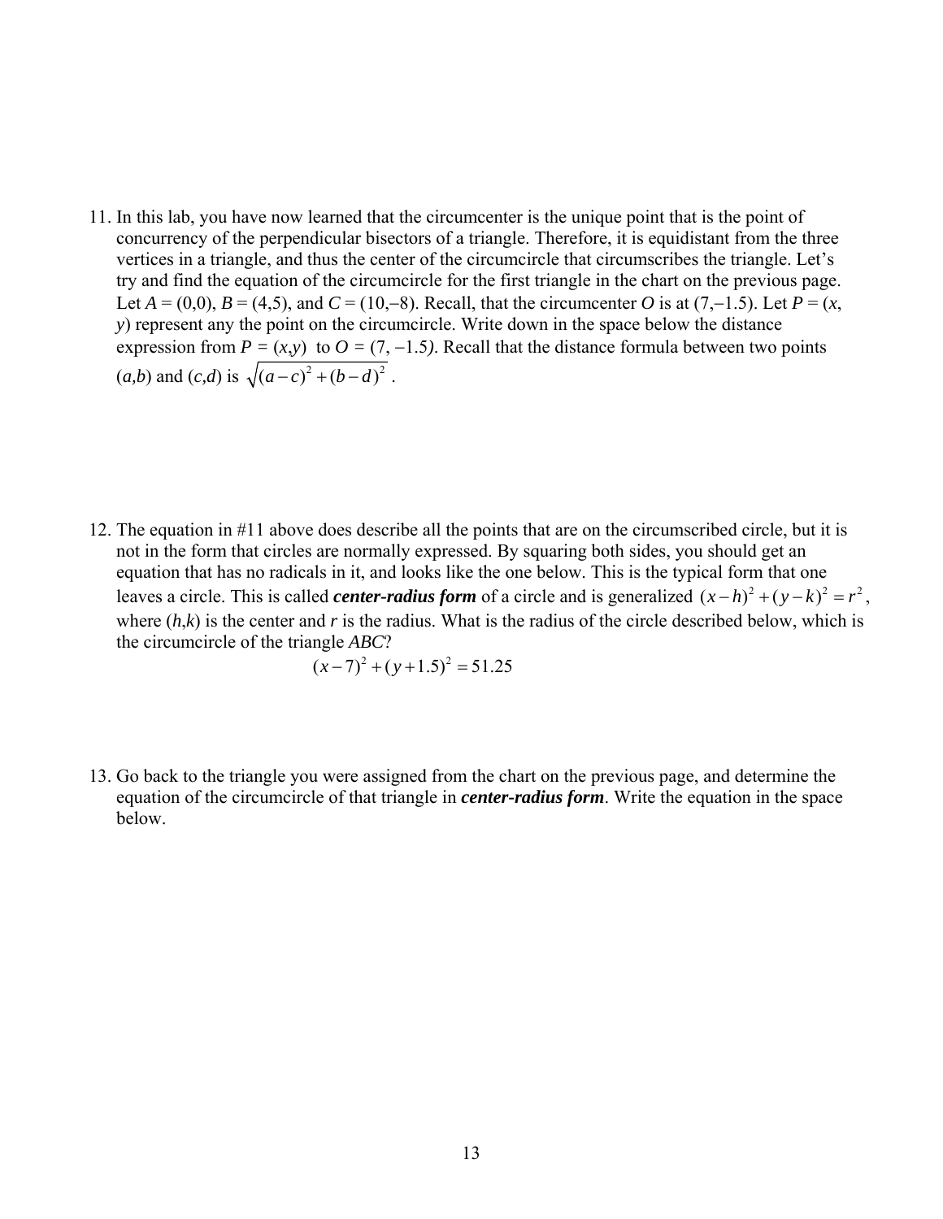11. In this lab, you have now learned that the circumcenter is the unique point that is the point of concurrency of the perpendicular bisectors of a triangle. Therefore, it is equidistant from the three vertices in a triangle, and thus the center of the circumcircle that circumscribes the triangle. Let's try and find the equation of the circumcircle for the first triangle in the chart on the previous page. Let $A = (0,0)$, $B = (4,5)$, and $C = (10,-8)$. Recall, that the circumcenter $O$ is at $(7,-1.5)$. Let $P = (x, y)$ represent any the point on the circumcircle. Write down in the space below the distance expression from $P = (x,y)$ to $O = (7, -1.5)$. Recall that the distance formula between two points $(a,b)$ and $(c,d)$ is $\sqrt{(a-c)^2+(b-d)^2}$.

12. The equation in #11 above does describe all the points that are on the circumscribed circle, but it is not in the form that circles are normally expressed. By squaring both sides, you should get an equation that has no radicals in it, and looks like the one below. This is the typical form that one leaves a circle. This is called ***center-radius form*** of a circle and is generalized $(x-h)^2+(y-k)^2=r^2$, where $(h,k)$ is the center and $r$ is the radius. What is the radius of the circle described below, which is the circumcircle of the triangle $ABC$?

$$(x-7)^2+(y+1.5)^2=51.25$$

13. Go back to the triangle you were assigned from the chart on the previous page, and determine the equation of the circumcircle of that triangle in ***center-radius form***. Write the equation in the space below.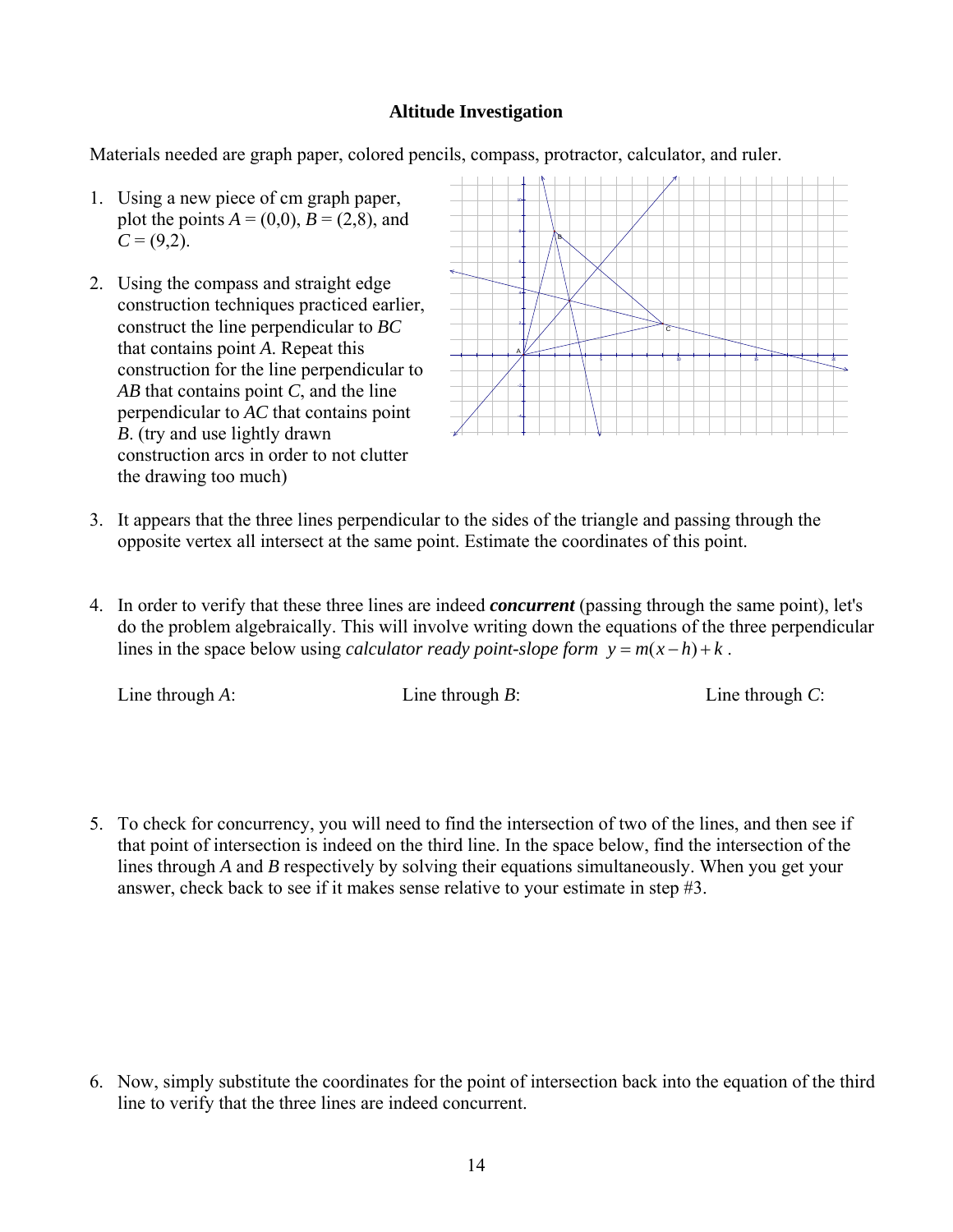## Altitude Investigation

Materials needed are graph paper, colored pencils, compass, protractor, calculator, and ruler.

1. Using a new piece of cm graph paper, plot the points $A = (0,0)$, $B = (2,8)$, and $C = (9,2)$.

2. Using the compass and straight edge construction techniques practiced earlier, construct the line perpendicular to $BC$ that contains point $A$. Repeat this construction for the line perpendicular to $AB$ that contains point $C$, and the line perpendicular to $AC$ that contains point $B$. (try and use lightly drawn construction arcs in order to not clutter the drawing too much)

3. It appears that the three lines perpendicular to the sides of the triangle and passing through the opposite vertex all intersect at the same point. Estimate the coordinates of this point.

4. In order to verify that these three lines are indeed ***concurrent*** (passing through the same point), let's do the problem algebraically. This will involve writing down the equations of the three perpendicular lines in the space below using *calculator ready point-slope form* $y = m(x-h)+k$.

   Line through $A$: Line through $B$: Line through $C$:

5. To check for concurrency, you will need to find the intersection of two of the lines, and then see if that point of intersection is indeed on the third line. In the space below, find the intersection of the lines through $A$ and $B$ respectively by solving their equations simultaneously. When you get your answer, check back to see if it makes sense relative to your estimate in step #3.

6. Now, simply substitute the coordinates for the point of intersection back into the equation of the third line to verify that the three lines are indeed concurrent.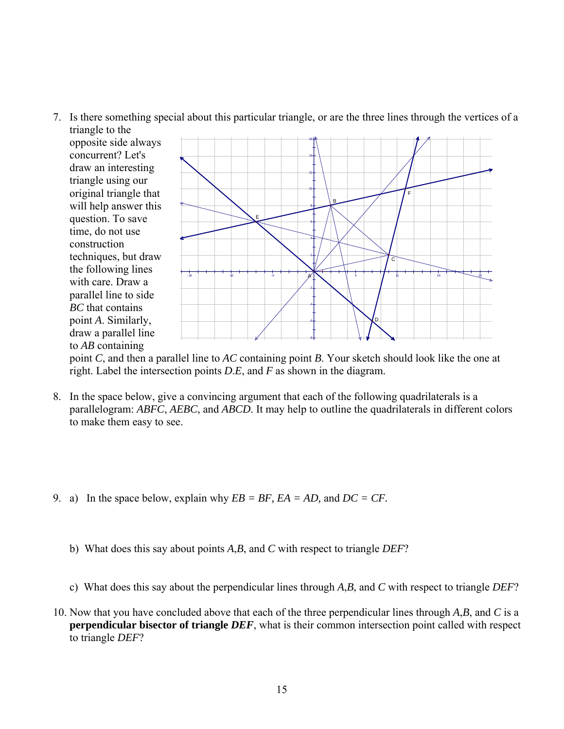7. Is there something special about this particular triangle, or are the three lines through the vertices of a triangle to the opposite side always concurrent? Let's draw an interesting triangle using our original triangle that will help answer this question. To save time, do not use construction techniques, but draw the following lines with care. Draw a parallel line to side *BC* that contains point *A*. Similarly, draw a parallel line to *AB* containing point *C*, and then a parallel line to *AC* containing point *B*. Your sketch should look like the one at right. Label the intersection points *D.E*, and *F* as shown in the diagram.

8. In the space below, give a convincing argument that each of the following quadrilaterals is a parallelogram: *ABFC*, *AEBC*, and *ABCD*. It may help to outline the quadrilaterals in different colors to make them easy to see.

9. a) In the space below, explain why *EB* = *BF*, *EA* = *AD*, and *DC* = *CF*.

   b) What does this say about points *A*,*B*, and *C* with respect to triangle *DEF*?

   c) What does this say about the perpendicular lines through *A*,*B*, and *C* with respect to triangle *DEF*?

10. Now that you have concluded above that each of the three perpendicular lines through *A*,*B*, and *C* is a **perpendicular bisector of triangle *DEF***, what is their common intersection point called with respect to triangle *DEF*?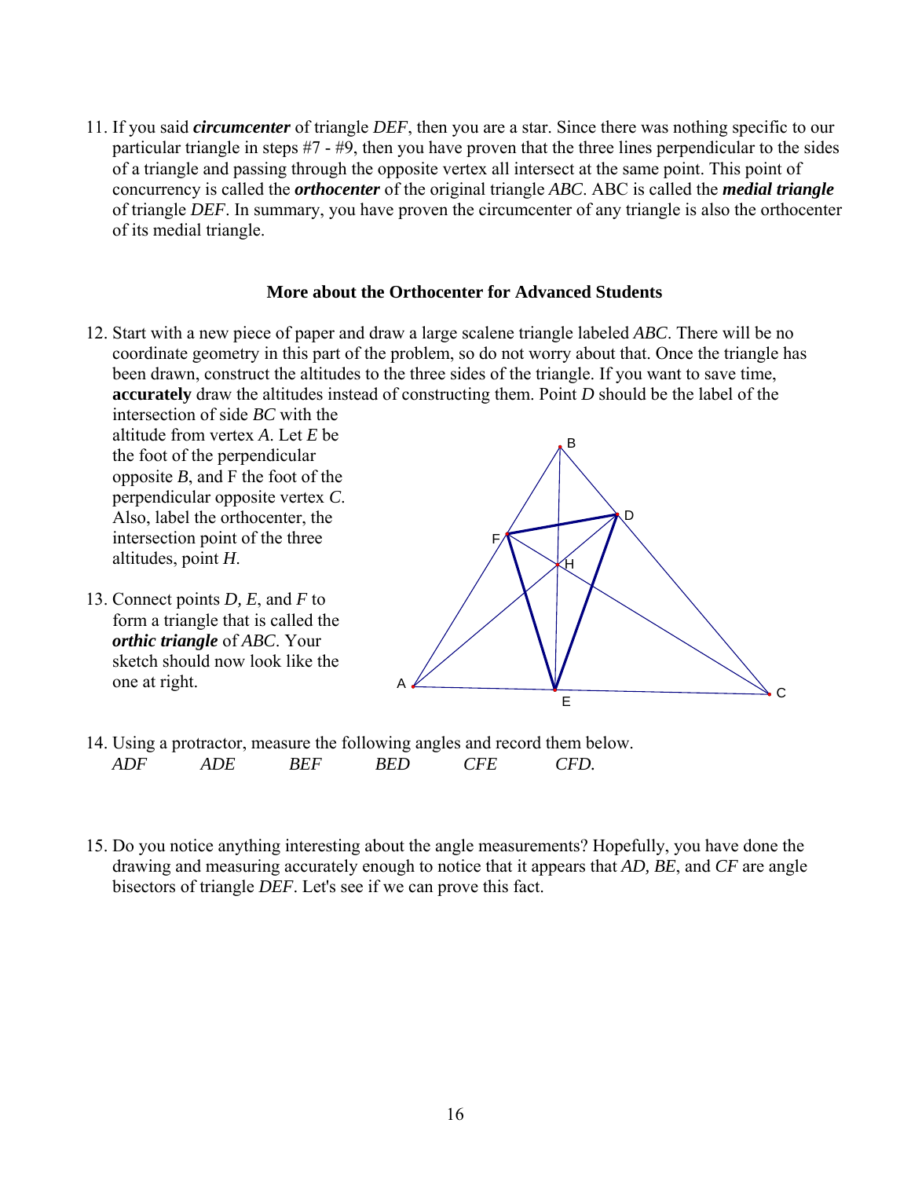11. If you said ***circumcenter*** of triangle *DEF*, then you are a star. Since there was nothing specific to our particular triangle in steps #7 - #9, then you have proven that the three lines perpendicular to the sides of a triangle and passing through the opposite vertex all intersect at the same point. This point of concurrency is called the ***orthocenter*** of the original triangle *ABC*. ABC is called the ***medial triangle*** of triangle *DEF*. In summary, you have proven the circumcenter of any triangle is also the orthocenter of its medial triangle.

### More about the Orthocenter for Advanced Students

12. Start with a new piece of paper and draw a large scalene triangle labeled *ABC*. There will be no coordinate geometry in this part of the problem, so do not worry about that. Once the triangle has been drawn, construct the altitudes to the three sides of the triangle. If you want to save time, **accurately** draw the altitudes instead of constructing them. Point *D* should be the label of the intersection of side *BC* with the altitude from vertex *A*. Let *E* be the foot of the perpendicular opposite *B*, and F the foot of the perpendicular opposite vertex *C*. Also, label the orthocenter, the intersection point of the three altitudes, point *H*.

13. Connect points *D, E*, and *F* to form a triangle that is called the ***orthic triangle*** of *ABC*. Your sketch should now look like the one at right.

14. Using a protractor, measure the following angles and record them below.
    *ADF* *ADE* *BEF* *BED* *CFE* *CFD.*

15. Do you notice anything interesting about the angle measurements? Hopefully, you have done the drawing and measuring accurately enough to notice that it appears that *AD, BE*, and *CF* are angle bisectors of triangle *DEF*. Let's see if we can prove this fact.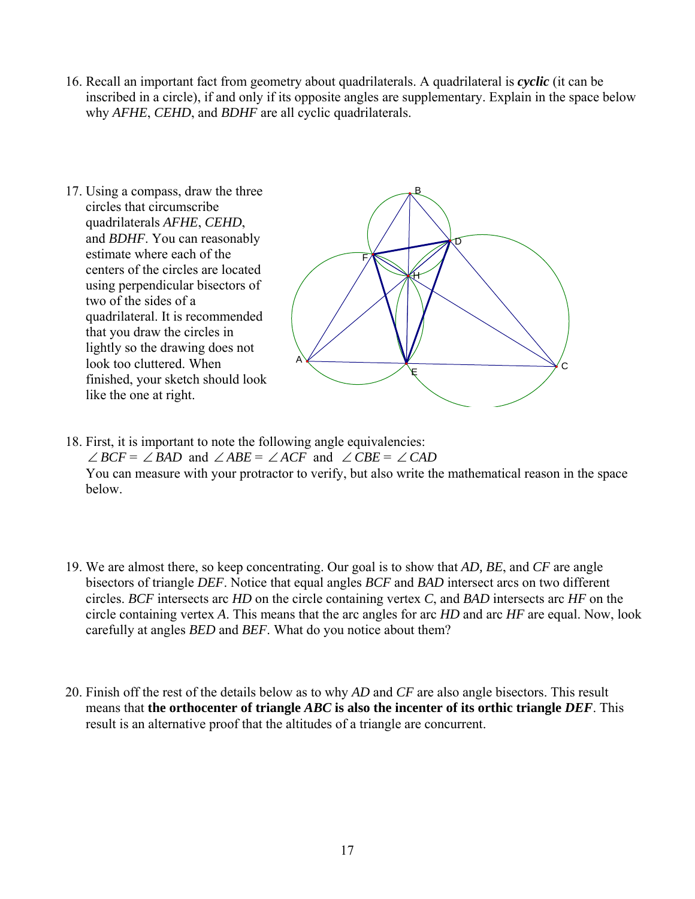16. Recall an important fact from geometry about quadrilaterals. A quadrilateral is ***cyclic*** (it can be inscribed in a circle), if and only if its opposite angles are supplementary. Explain in the space below why *AFHE*, *CEHD*, and *BDHF* are all cyclic quadrilaterals.

17. Using a compass, draw the three circles that circumscribe quadrilaterals *AFHE*, *CEHD*, and *BDHF*. You can reasonably estimate where each of the centers of the circles are located using perpendicular bisectors of two of the sides of a quadrilateral. It is recommended that you draw the circles in lightly so the drawing does not look too cluttered. When finished, your sketch should look like the one at right.

18. First, it is important to note the following angle equivalencies:
$\angle BCF = \angle BAD$ and $\angle ABE = \angle ACF$ and $\angle CBE = \angle CAD$
You can measure with your protractor to verify, but also write the mathematical reason in the space below.

19. We are almost there, so keep concentrating. Our goal is to show that *AD*, *BE*, and *CF* are angle bisectors of triangle *DEF*. Notice that equal angles *BCF* and *BAD* intersect arcs on two different circles. *BCF* intersects arc *HD* on the circle containing vertex *C*, and *BAD* intersects arc *HF* on the circle containing vertex *A*. This means that the arc angles for arc *HD* and arc *HF* are equal. Now, look carefully at angles *BED* and *BEF*. What do you notice about them?

20. Finish off the rest of the details below as to why *AD* and *CF* are also angle bisectors. This result means that **the orthocenter of triangle *ABC* is also the incenter of its orthic triangle *DEF***. This result is an alternative proof that the altitudes of a triangle are concurrent.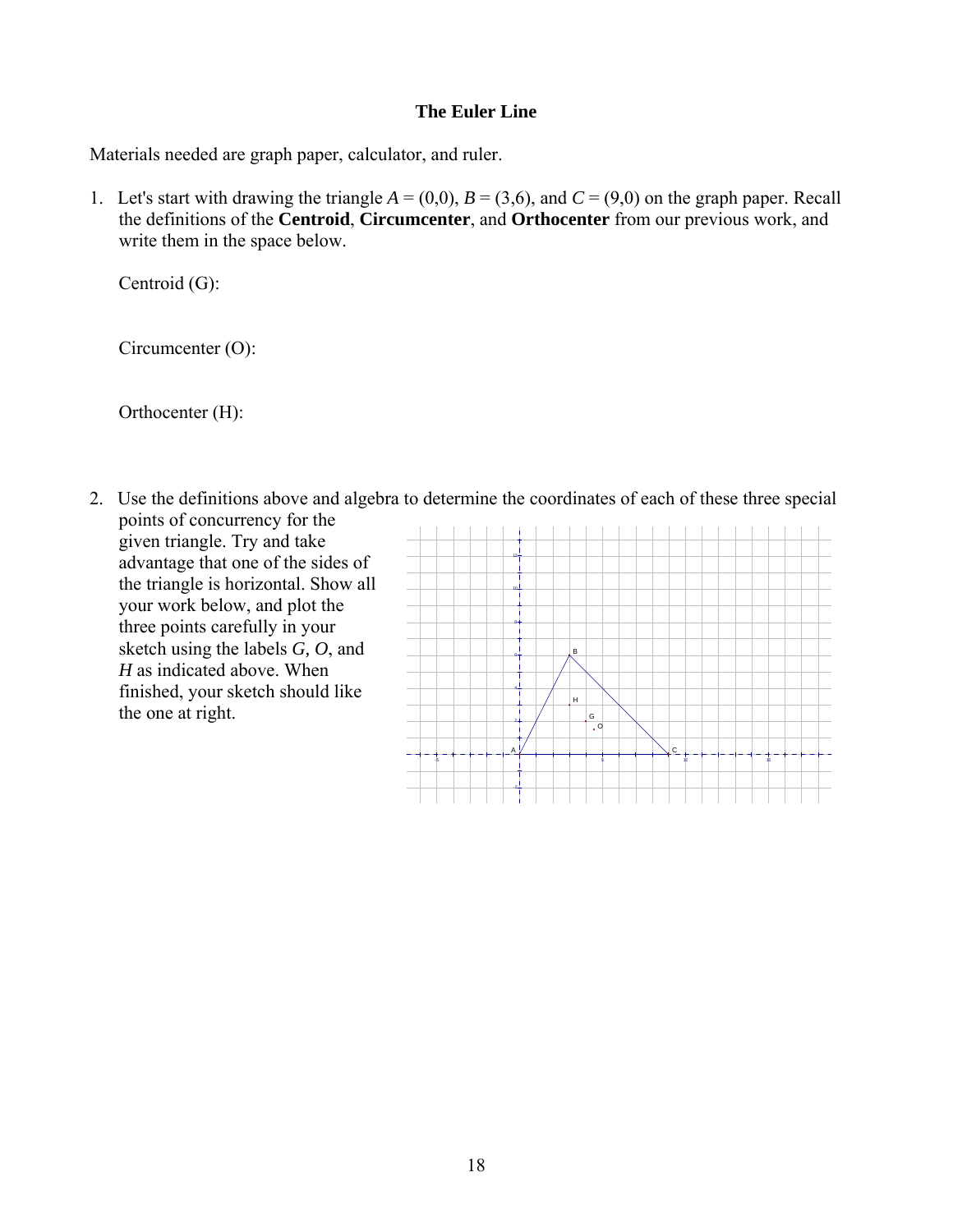**The Euler Line**

Materials needed are graph paper, calculator, and ruler.

1. Let's start with drawing the triangle $A = (0,0)$, $B = (3,6)$, and $C = (9,0)$ on the graph paper. Recall the definitions of the **Centroid**, **Circumcenter**, and **Orthocenter** from our previous work, and write them in the space below.

   Centroid (G):

   Circumcenter (O):

   Orthocenter (H):

2. Use the definitions above and algebra to determine the coordinates of each of these three special points of concurrency for the given triangle. Try and take advantage that one of the sides of the triangle is horizontal. Show all your work below, and plot the three points carefully in your sketch using the labels *G*, *O*, and *H* as indicated above. When finished, your sketch should like the one at right.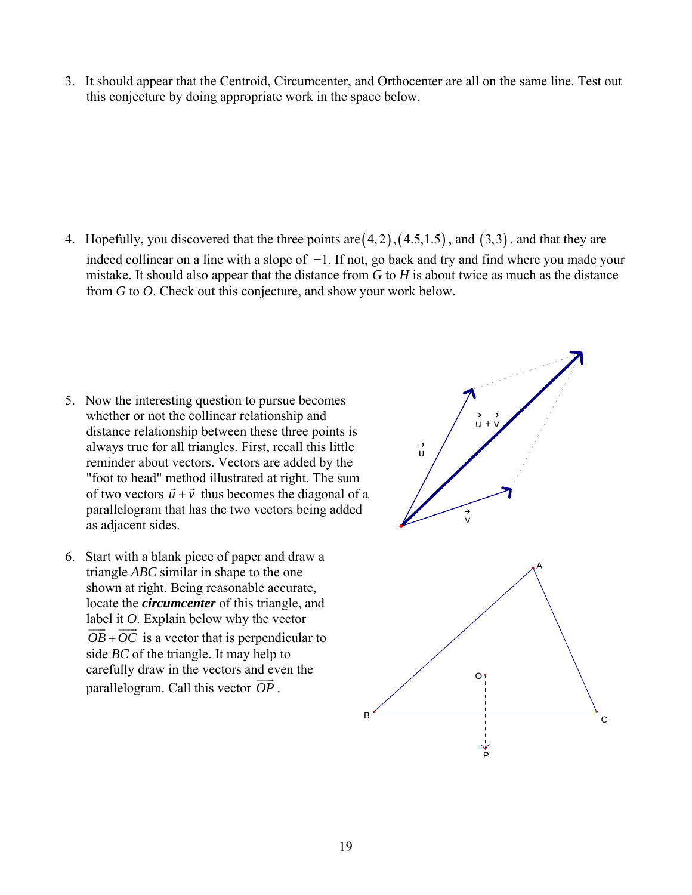3. It should appear that the Centroid, Circumcenter, and Orthocenter are all on the same line. Test out this conjecture by doing appropriate work in the space below.

4. Hopefully, you discovered that the three points are $(4,2),(4.5,1.5)$, and $(3,3)$, and that they are indeed collinear on a line with a slope of $-1$. If not, go back and try and find where you made your mistake. It should also appear that the distance from *G* to *H* is about twice as much as the distance from *G* to *O*. Check out this conjecture, and show your work below.

5. Now the interesting question to pursue becomes whether or not the collinear relationship and distance relationship between these three points is always true for all triangles. First, recall this little reminder about vectors. Vectors are added by the "foot to head" method illustrated at right. The sum of two vectors $\vec{u}+\vec{v}$ thus becomes the diagonal of a parallelogram that has the two vectors being added as adjacent sides.

6. Start with a blank piece of paper and draw a triangle *ABC* similar in shape to the one shown at right. Being reasonable accurate, locate the ***circumcenter*** of this triangle, and label it *O*. Explain below why the vector $\overrightarrow{OB}+\overrightarrow{OC}$ is a vector that is perpendicular to side *BC* of the triangle. It may help to carefully draw in the vectors and even the parallelogram. Call this vector $\overrightarrow{OP}$.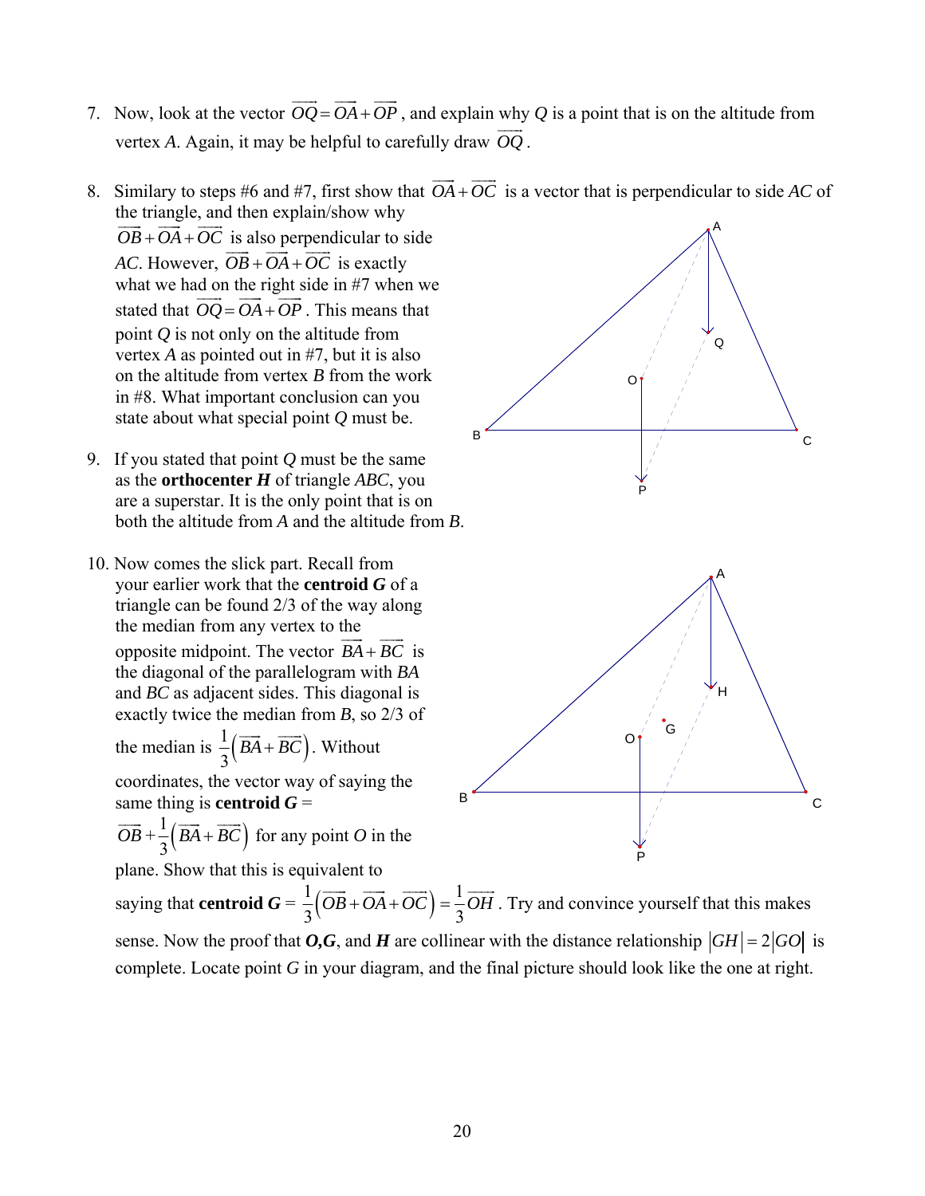7. Now, look at the vector $\overrightarrow{OQ} = \overrightarrow{OA} + \overrightarrow{OP}$, and explain why $Q$ is a point that is on the altitude from vertex $A$. Again, it may be helpful to carefully draw $\overrightarrow{OQ}$.

8. Similary to steps #6 and #7, first show that $\overrightarrow{OA} + \overrightarrow{OC}$ is a vector that is perpendicular to side $AC$ of the triangle, and then explain/show why $\overrightarrow{OB} + \overrightarrow{OA} + \overrightarrow{OC}$ is also perpendicular to side $AC$. However, $\overrightarrow{OB} + \overrightarrow{OA} + \overrightarrow{OC}$ is exactly what we had on the right side in #7 when we stated that $\overrightarrow{OQ} = \overrightarrow{OA} + \overrightarrow{OP}$. This means that point $Q$ is not only on the altitude from vertex $A$ as pointed out in #7, but it is also on the altitude from vertex $B$ from the work in #8. What important conclusion can you state about what special point $Q$ must be.

9. If you stated that point $Q$ must be the same as the **orthocenter** $\boldsymbol{H}$ of triangle $ABC$, you are a superstar. It is the only point that is on both the altitude from $A$ and the altitude from $B$.

10. Now comes the slick part. Recall from your earlier work that the **centroid** $\boldsymbol{G}$ of a triangle can be found 2/3 of the way along the median from any vertex to the opposite midpoint. The vector $\overrightarrow{BA} + \overrightarrow{BC}$ is the diagonal of the parallelogram with $BA$ and $BC$ as adjacent sides. This diagonal is exactly twice the median from $B$, so 2/3 of the median is $\frac{1}{3}\left(\overrightarrow{BA} + \overrightarrow{BC}\right)$. Without coordinates, the vector way of saying the same thing is **centroid** $\boldsymbol{G}$ = $\overrightarrow{OB} + \frac{1}{3}\left(\overrightarrow{BA} + \overrightarrow{BC}\right)$ for any point $O$ in the plane. Show that this is equivalent to saying that **centroid** $\boldsymbol{G}$ = $\frac{1}{3}\left(\overrightarrow{OB} + \overrightarrow{OA} + \overrightarrow{OC}\right) = \frac{1}{3}\overrightarrow{OH}$. Try and convince yourself that this makes sense. Now the proof that $\boldsymbol{O}, \boldsymbol{G}$, and $\boldsymbol{H}$ are collinear with the distance relationship $|GH| = 2|GO|$ is complete. Locate point $G$ in your diagram, and the final picture should look like the one at right.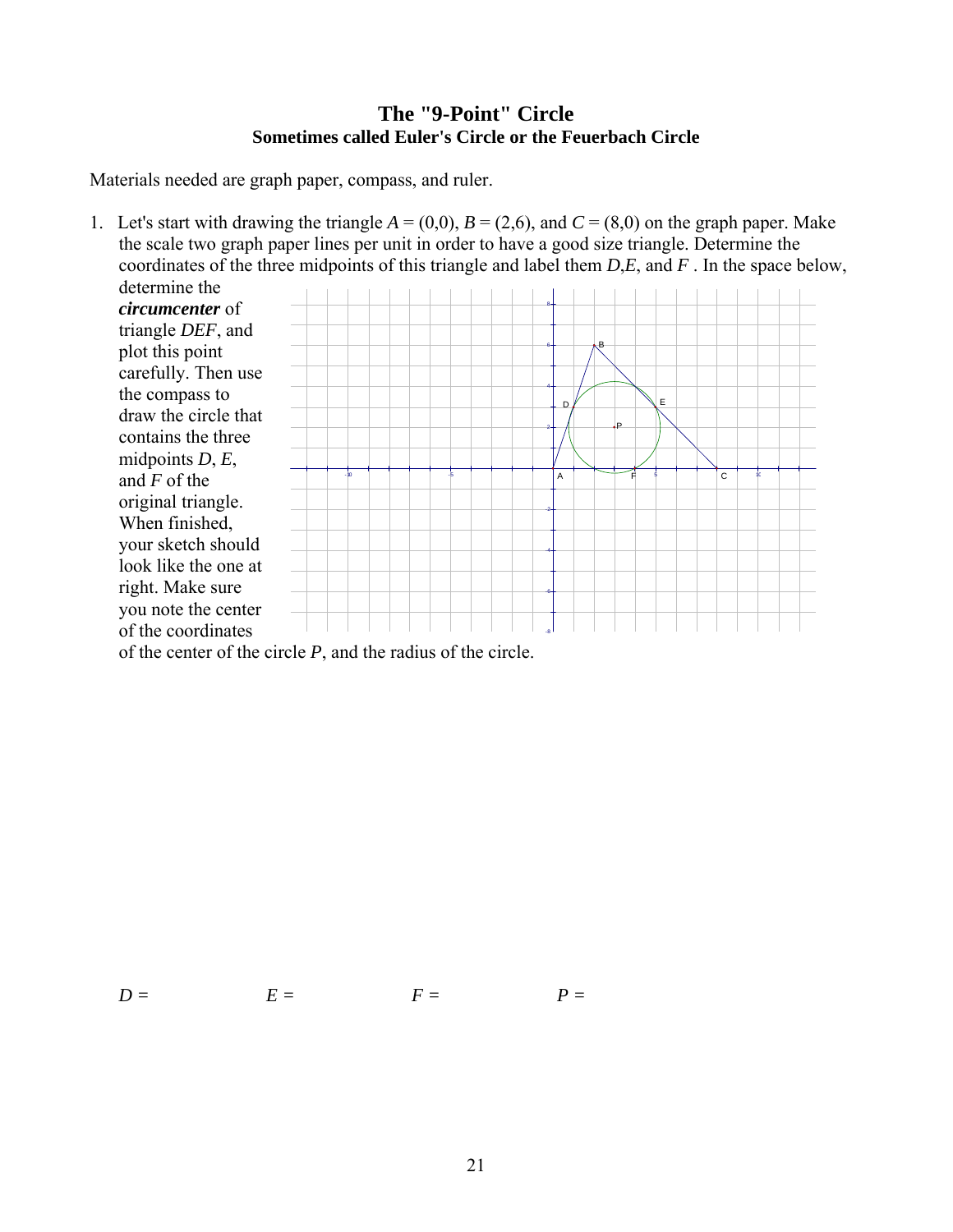# The "9-Point" Circle

## Sometimes called Euler's Circle or the Feuerbach Circle

Materials needed are graph paper, compass, and ruler.

1. Let's start with drawing the triangle $A = (0,0)$, $B = (2,6)$, and $C = (8,0)$ on the graph paper. Make the scale two graph paper lines per unit in order to have a good size triangle. Determine the coordinates of the three midpoints of this triangle and label them $D$, $E$, and $F$. In the space below, determine the ***circumcenter*** of triangle $DEF$, and plot this point carefully. Then use the compass to draw the circle that contains the three midpoints $D$, $E$, and $F$ of the original triangle. When finished, your sketch should look like the one at right. Make sure you note the center of the coordinates of the center of the circle $P$, and the radius of the circle.

$D =$ $E =$ $F =$ $P =$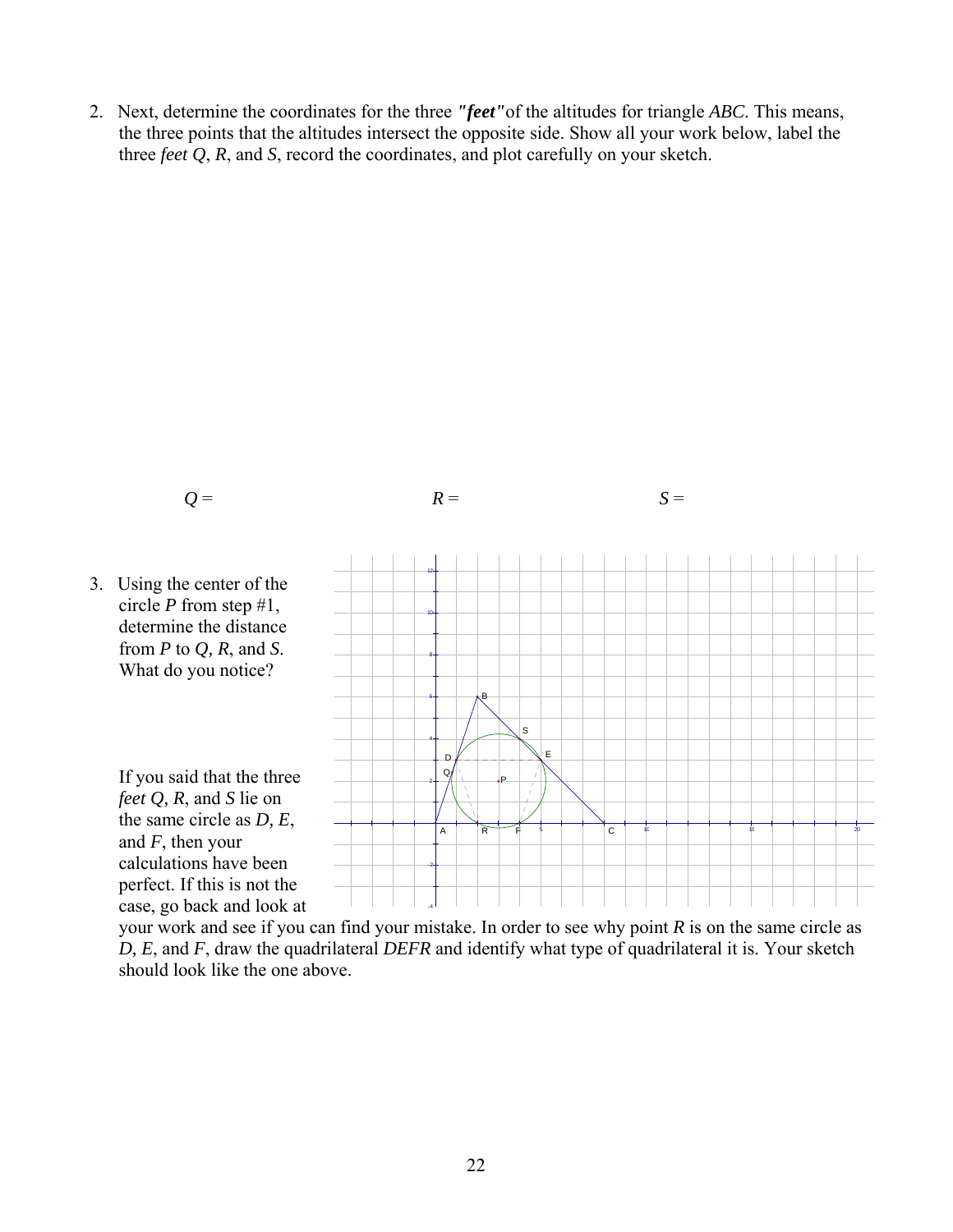2. Next, determine the coordinates for the three ***"feet"*** of the altitudes for triangle *ABC*. This means, the three points that the altitudes intersect the opposite side. Show all your work below, label the three *feet Q*, *R*, and *S*, record the coordinates, and plot carefully on your sketch.

*Q* =  *R* =  *S* =

3. Using the center of the circle *P* from step #1, determine the distance from *P* to *Q*, *R*, and *S*. What do you notice?

   If you said that the three *feet Q*, *R*, and *S* lie on the same circle as *D*, *E*, and *F*, then your calculations have been perfect. If this is not the case, go back and look at your work and see if you can find your mistake. In order to see why point *R* is on the same circle as *D*, *E*, and *F*, draw the quadrilateral *DEFR* and identify what type of quadrilateral it is. Your sketch should look like the one above.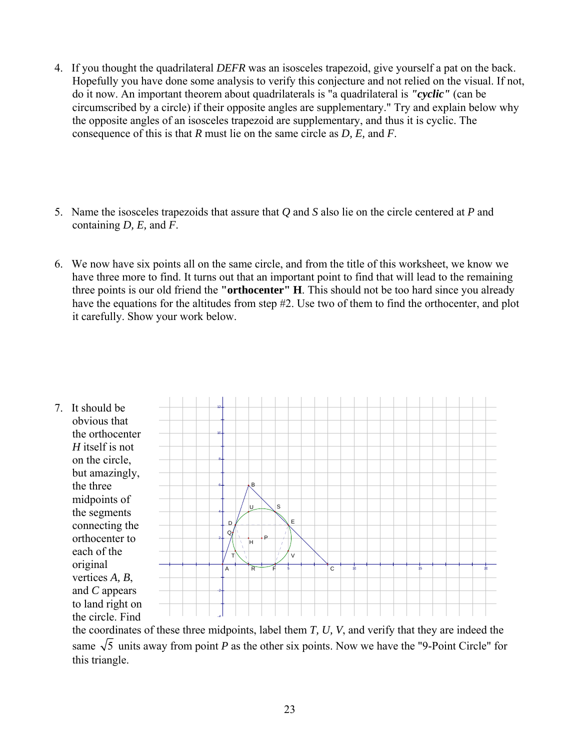4. If you thought the quadrilateral *DEFR* was an isosceles trapezoid, give yourself a pat on the back. Hopefully you have done some analysis to verify this conjecture and not relied on the visual. If not, do it now. An important theorem about quadrilaterals is "a quadrilateral is ***"cyclic"*** (can be circumscribed by a circle) if their opposite angles are supplementary." Try and explain below why the opposite angles of an isosceles trapezoid are supplementary, and thus it is cyclic. The consequence of this is that *R* must lie on the same circle as *D, E,* and *F*.

5. Name the isosceles trapezoids that assure that *Q* and *S* also lie on the circle centered at *P* and containing *D, E,* and *F*.

6. We now have six points all on the same circle, and from the title of this worksheet, we know we have three more to find. It turns out that an important point to find that will lead to the remaining three points is our old friend the **"orthocenter" H**. This should not be too hard since you already have the equations for the altitudes from step #2. Use two of them to find the orthocenter, and plot it carefully. Show your work below.

7. It should be obvious that the orthocenter *H* itself is not on the circle, but amazingly, the three midpoints of the segments connecting the orthocenter to each of the original vertices *A, B,* and *C* appears to land right on the circle. Find the coordinates of these three midpoints, label them *T, U, V*, and verify that they are indeed the same $\sqrt{5}$ units away from point *P* as the other six points. Now we have the "9-Point Circle" for this triangle.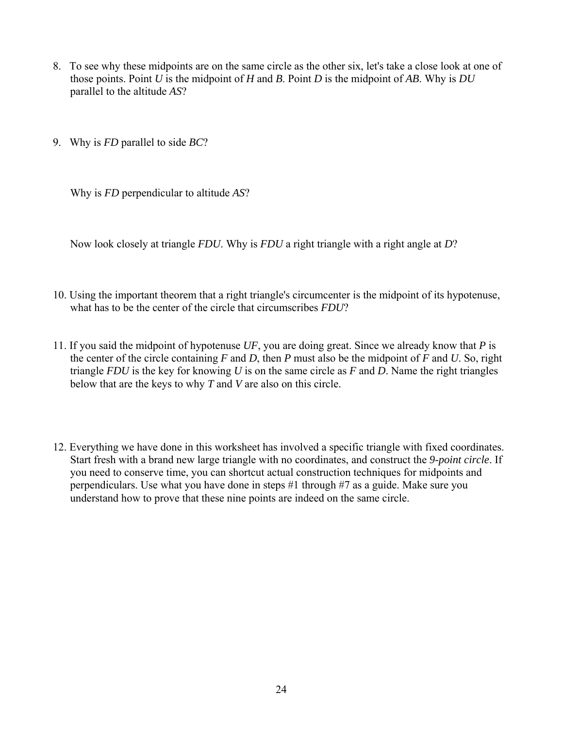8. To see why these midpoints are on the same circle as the other six, let's take a close look at one of those points. Point *U* is the midpoint of *H* and *B*. Point *D* is the midpoint of *AB*. Why is *DU* parallel to the altitude *AS*?

9. Why is *FD* parallel to side *BC*?

   Why is *FD* perpendicular to altitude *AS*?

   Now look closely at triangle *FDU*. Why is *FDU* a right triangle with a right angle at *D*?

10. Using the important theorem that a right triangle's circumcenter is the midpoint of its hypotenuse, what has to be the center of the circle that circumscribes *FDU*?

11. If you said the midpoint of hypotenuse *UF*, you are doing great. Since we already know that *P* is the center of the circle containing *F* and *D*, then *P* must also be the midpoint of *F* and *U*. So, right triangle *FDU* is the key for knowing *U* is on the same circle as *F* and *D*. Name the right triangles below that are the keys to why *T* and *V* are also on this circle.

12. Everything we have done in this worksheet has involved a specific triangle with fixed coordinates. Start fresh with a brand new large triangle with no coordinates, and construct the *9-point circle*. If you need to conserve time, you can shortcut actual construction techniques for midpoints and perpendiculars. Use what you have done in steps #1 through #7 as a guide. Make sure you understand how to prove that these nine points are indeed on the same circle.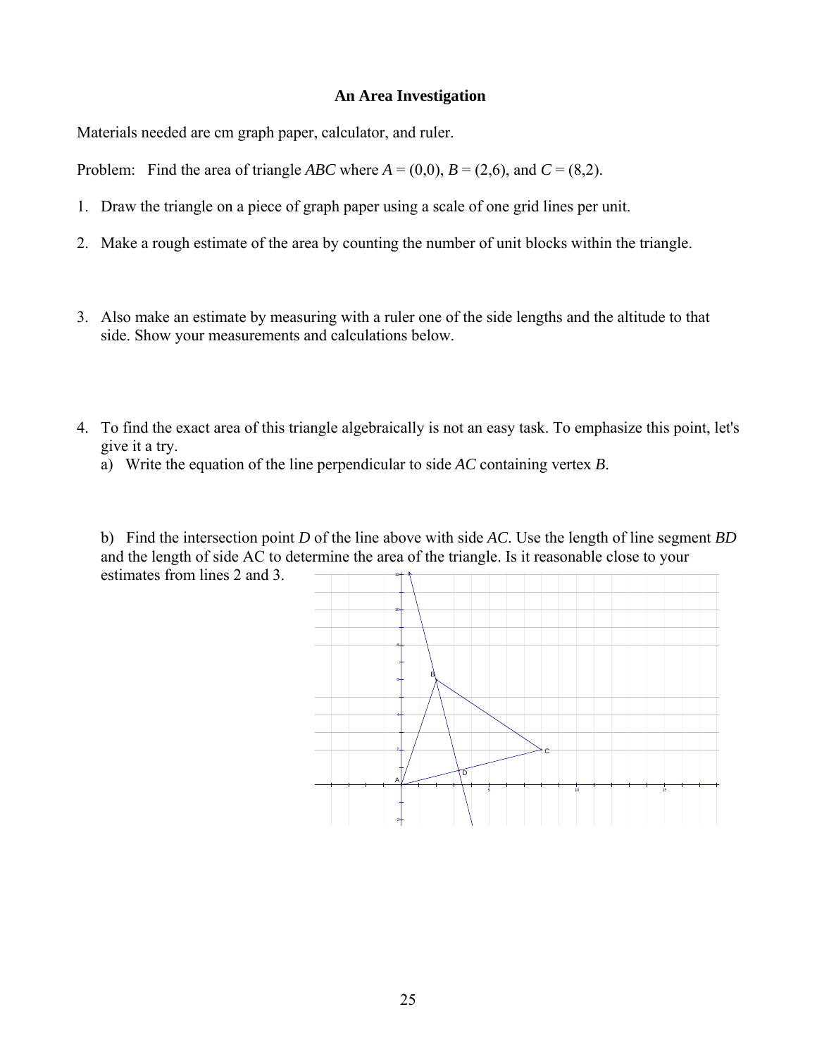**An Area Investigation**

Materials needed are cm graph paper, calculator, and ruler.

Problem: Find the area of triangle $ABC$ where $A = (0,0)$, $B = (2,6)$, and $C = (8,2)$.

1. Draw the triangle on a piece of graph paper using a scale of one grid lines per unit.

2. Make a rough estimate of the area by counting the number of unit blocks within the triangle.

3. Also make an estimate by measuring with a ruler one of the side lengths and the altitude to that side. Show your measurements and calculations below.

4. To find the exact area of this triangle algebraically is not an easy task. To emphasize this point, let's give it a try.

   a) Write the equation of the line perpendicular to side $AC$ containing vertex $B$.

   b) Find the intersection point $D$ of the line above with side $AC$. Use the length of line segment $BD$ and the length of side AC to determine the area of the triangle. Is it reasonable close to your estimates from lines 2 and 3.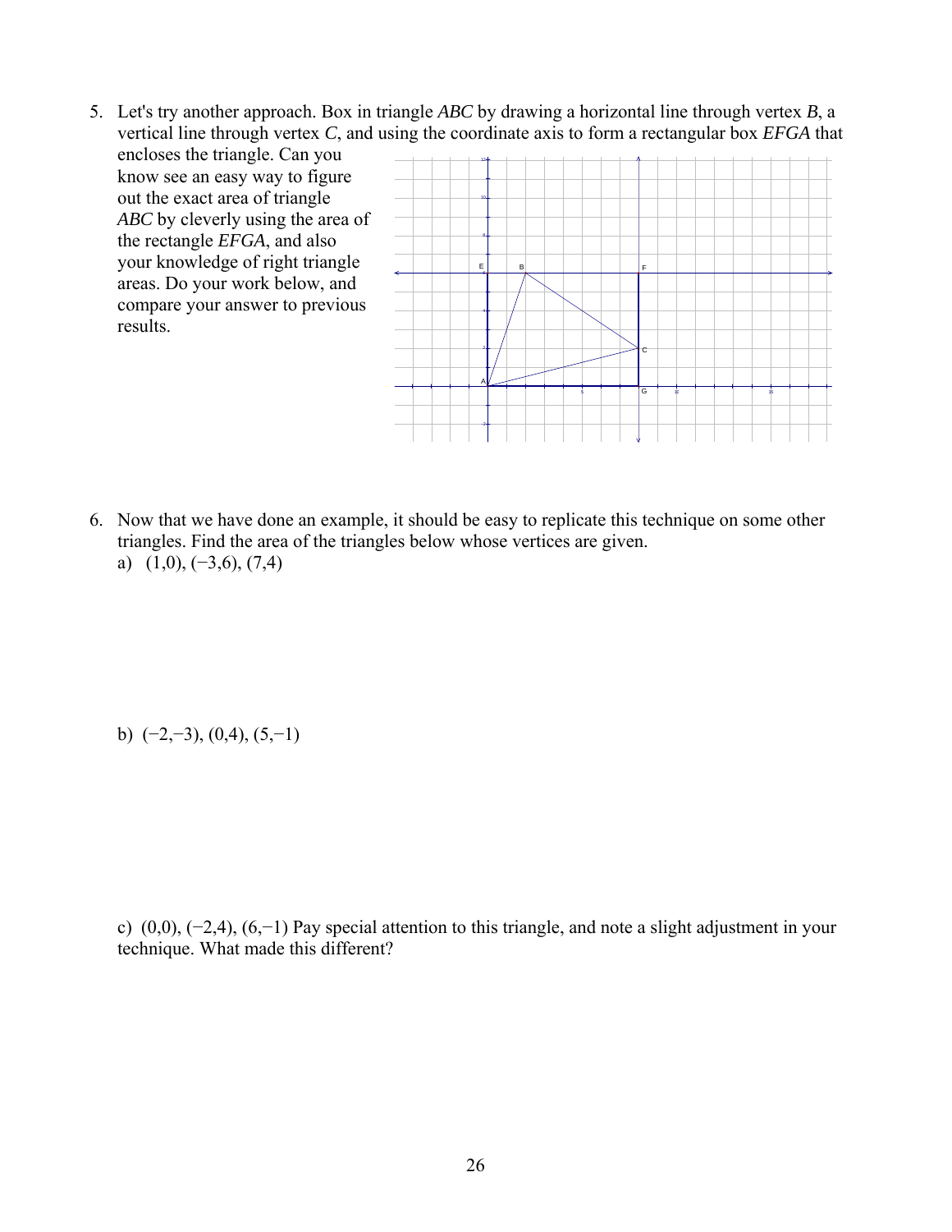5. Let's try another approach. Box in triangle *ABC* by drawing a horizontal line through vertex *B*, a vertical line through vertex *C*, and using the coordinate axis to form a rectangular box *EFGA* that encloses the triangle. Can you know see an easy way to figure out the exact area of triangle *ABC* by cleverly using the area of the rectangle *EFGA*, and also your knowledge of right triangle areas. Do your work below, and compare your answer to previous results.

6. Now that we have done an example, it should be easy to replicate this technique on some other triangles. Find the area of the triangles below whose vertices are given.

   a) (1,0), (−3,6), (7,4)

   b) (−2,−3), (0,4), (5,−1)

   c) (0,0), (−2,4), (6,−1) Pay special attention to this triangle, and note a slight adjustment in your technique. What made this different?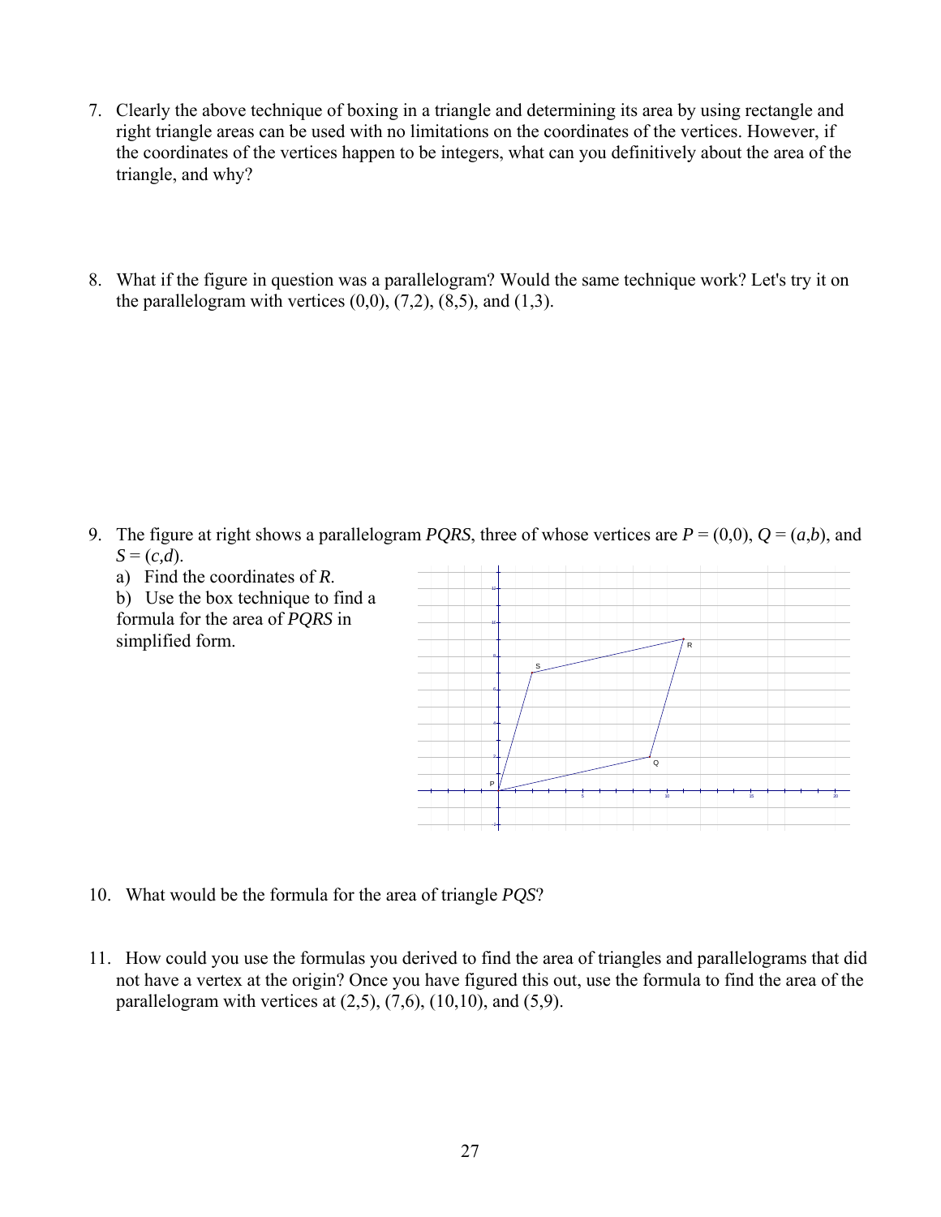7. Clearly the above technique of boxing in a triangle and determining its area by using rectangle and right triangle areas can be used with no limitations on the coordinates of the vertices. However, if the coordinates of the vertices happen to be integers, what can you definitively about the area of the triangle, and why?

8. What if the figure in question was a parallelogram? Would the same technique work? Let's try it on the parallelogram with vertices (0,0), (7,2), (8,5), and (1,3).

9. The figure at right shows a parallelogram *PQRS*, three of whose vertices are *P* = (0,0), *Q* = (*a*,*b*), and *S* = (*c*,*d*).

   a) Find the coordinates of *R*.

   b) Use the box technique to find a formula for the area of *PQRS* in simplified form.

10. What would be the formula for the area of triangle *PQS*?

11. How could you use the formulas you derived to find the area of triangles and parallelograms that did not have a vertex at the origin? Once you have figured this out, use the formula to find the area of the parallelogram with vertices at (2,5), (7,6), (10,10), and (5,9).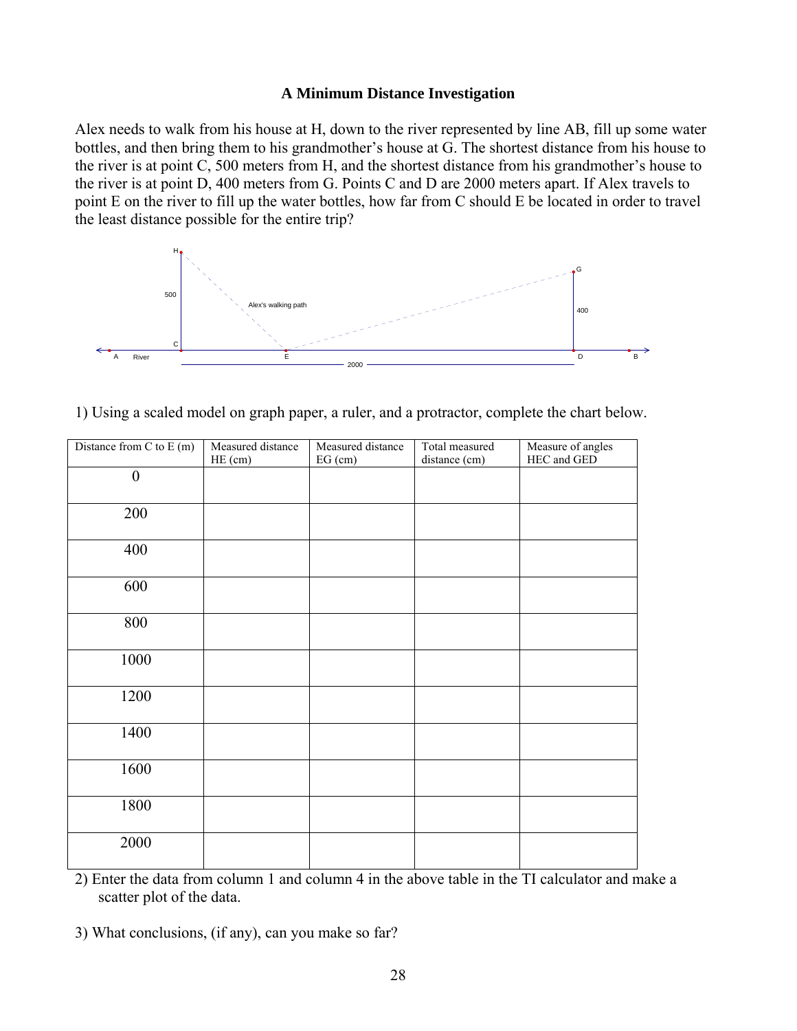## A Minimum Distance Investigation

Alex needs to walk from his house at H, down to the river represented by line AB, fill up some water bottles, and then bring them to his grandmother's house at G. The shortest distance from his house to the river is at point C, 500 meters from H, and the shortest distance from his grandmother's house to the river is at point D, 400 meters from G. Points C and D are 2000 meters apart. If Alex travels to point E on the river to fill up the water bottles, how far from C should E be located in order to travel the least distance possible for the entire trip?

1) Using a scaled model on graph paper, a ruler, and a protractor, complete the chart below.

| Distance from C to E (m) | Measured distance HE (cm) | Measured distance EG (cm) | Total measured distance (cm) | Measure of angles HEC and GED |
|---|---|---|---|---|
| 0 | | | | |
| 200 | | | | |
| 400 | | | | |
| 600 | | | | |
| 800 | | | | |
| 1000 | | | | |
| 1200 | | | | |
| 1400 | | | | |
| 1600 | | | | |
| 1800 | | | | |
| 2000 | | | | |

2) Enter the data from column 1 and column 4 in the above table in the TI calculator and make a scatter plot of the data.

3) What conclusions, (if any), can you make so far?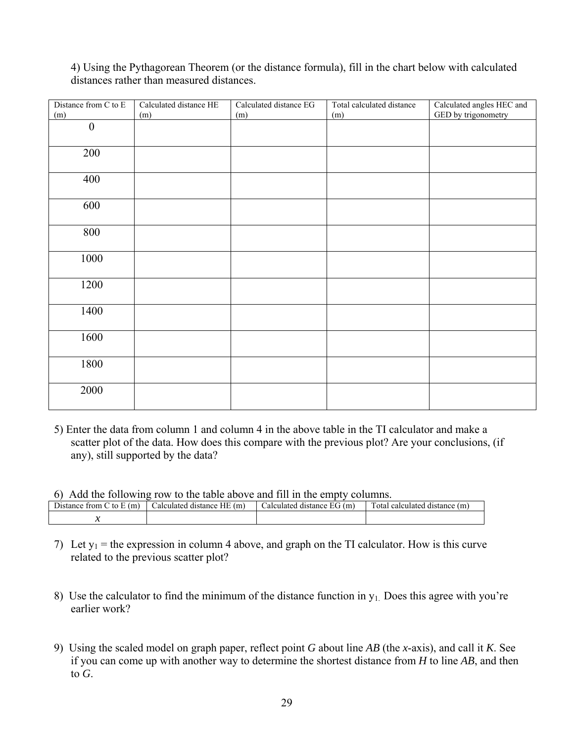4) Using the Pythagorean Theorem (or the distance formula), fill in the chart below with calculated distances rather than measured distances.

| Distance from C to E (m) | Calculated distance HE (m) | Calculated distance EG (m) | Total calculated distance (m) | Calculated angles HEC and GED by trigonometry |
|---|---|---|---|---|
| 0 | | | | |
| 200 | | | | |
| 400 | | | | |
| 600 | | | | |
| 800 | | | | |
| 1000 | | | | |
| 1200 | | | | |
| 1400 | | | | |
| 1600 | | | | |
| 1800 | | | | |
| 2000 | | | | |

5) Enter the data from column 1 and column 4 in the above table in the TI calculator and make a scatter plot of the data. How does this compare with the previous plot? Are your conclusions, (if any), still supported by the data?

6) Add the following row to the table above and fill in the empty columns.

| Distance from C to E (m) | Calculated distance HE (m) | Calculated distance EG (m) | Total calculated distance (m) |
|---|---|---|---|
| $x$ | | | |

7) Let $y_1$ = the expression in column 4 above, and graph on the TI calculator. How is this curve related to the previous scatter plot?

8) Use the calculator to find the minimum of the distance function in $y_1$. Does this agree with you're earlier work?

9) Using the scaled model on graph paper, reflect point *G* about line *AB* (the *x*-axis), and call it *K*. See if you can come up with another way to determine the shortest distance from *H* to line *AB*, and then to *G*.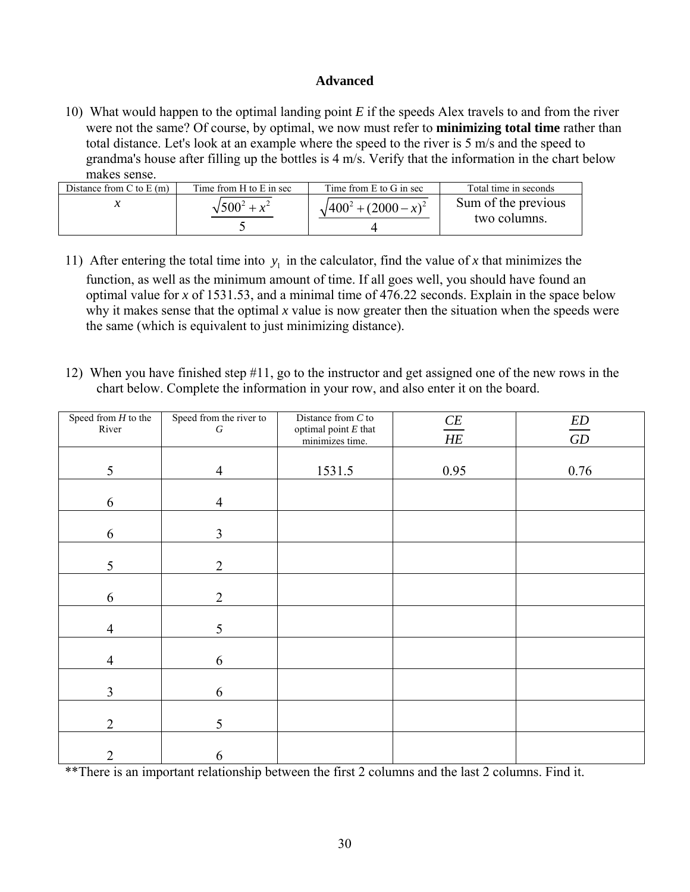**Advanced**

10) What would happen to the optimal landing point $E$ if the speeds Alex travels to and from the river were not the same? Of course, by optimal, we now must refer to **minimizing total time** rather than total distance. Let's look at an example where the speed to the river is 5 m/s and the speed to grandma's house after filling up the bottles is 4 m/s. Verify that the information in the chart below makes sense.

| Distance from C to E (m) | Time from H to E in sec | Time from E to G in sec | Total time in seconds |
|---|---|---|---|
| $x$ | $\frac{\sqrt{500^2 + x^2}}{5}$ | $\frac{\sqrt{400^2 + (2000 - x)^2}}{4}$ | Sum of the previous two columns. |

11) After entering the total time into $y_1$ in the calculator, find the value of $x$ that minimizes the function, as well as the minimum amount of time. If all goes well, you should have found an optimal value for $x$ of 1531.53, and a minimal time of 476.22 seconds. Explain in the space below why it makes sense that the optimal $x$ value is now greater then the situation when the speeds were the same (which is equivalent to just minimizing distance).

12) When you have finished step #11, go to the instructor and get assigned one of the new rows in the chart below. Complete the information in your row, and also enter it on the board.

| Speed from $H$ to the River | Speed from the river to $G$ | Distance from $C$ to optimal point $E$ that minimizes time. | $\frac{CE}{HE}$ | $\frac{ED}{GD}$ |
|---|---|---|---|---|
| 5 | 4 | 1531.5 | 0.95 | 0.76 |
| 6 | 4 | | | |
| 6 | 3 | | | |
| 5 | 2 | | | |
| 6 | 2 | | | |
| 4 | 5 | | | |
| 4 | 6 | | | |
| 3 | 6 | | | |
| 2 | 5 | | | |
| 2 | 6 | | | |

**There is an important relationship between the first 2 columns and the last 2 columns. Find it.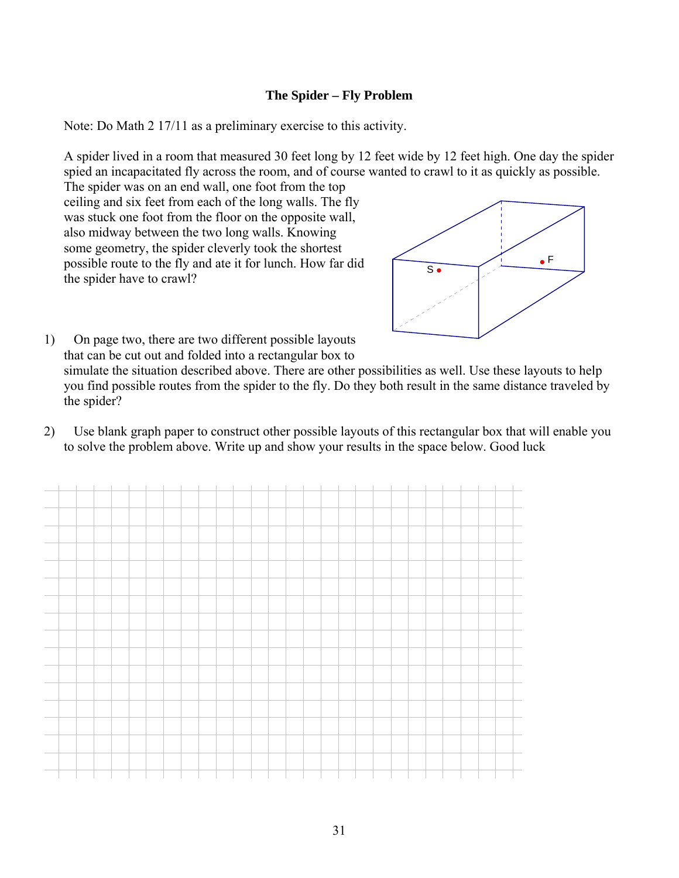**The Spider – Fly Problem**

Note: Do Math 2 17/11 as a preliminary exercise to this activity.

A spider lived in a room that measured 30 feet long by 12 feet wide by 12 feet high. One day the spider spied an incapacitated fly across the room, and of course wanted to crawl to it as quickly as possible. The spider was on an end wall, one foot from the top ceiling and six feet from each of the long walls. The fly was stuck one foot from the floor on the opposite wall, also midway between the two long walls. Knowing some geometry, the spider cleverly took the shortest possible route to the fly and ate it for lunch. How far did the spider have to crawl?

1) On page two, there are two different possible layouts that can be cut out and folded into a rectangular box to simulate the situation described above. There are other possibilities as well. Use these layouts to help you find possible routes from the spider to the fly. Do they both result in the same distance traveled by the spider?

2) Use blank graph paper to construct other possible layouts of this rectangular box that will enable you to solve the problem above. Write up and show your results in the space below. Good luck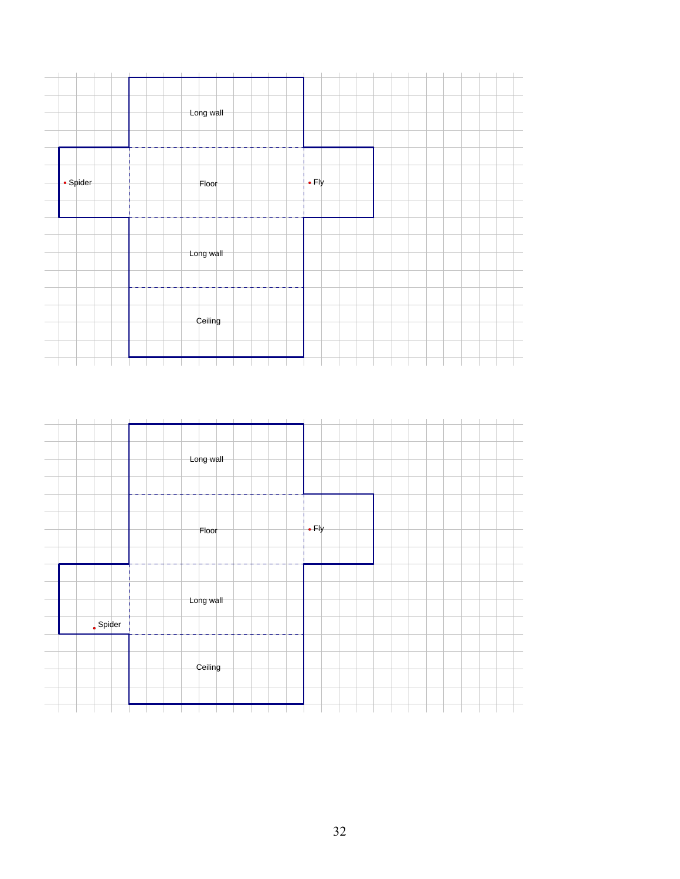Long wall

Spider

Floor

Fly

Long wall

Ceiling

Long wall

Floor

Fly

Long wall

Spider

Ceiling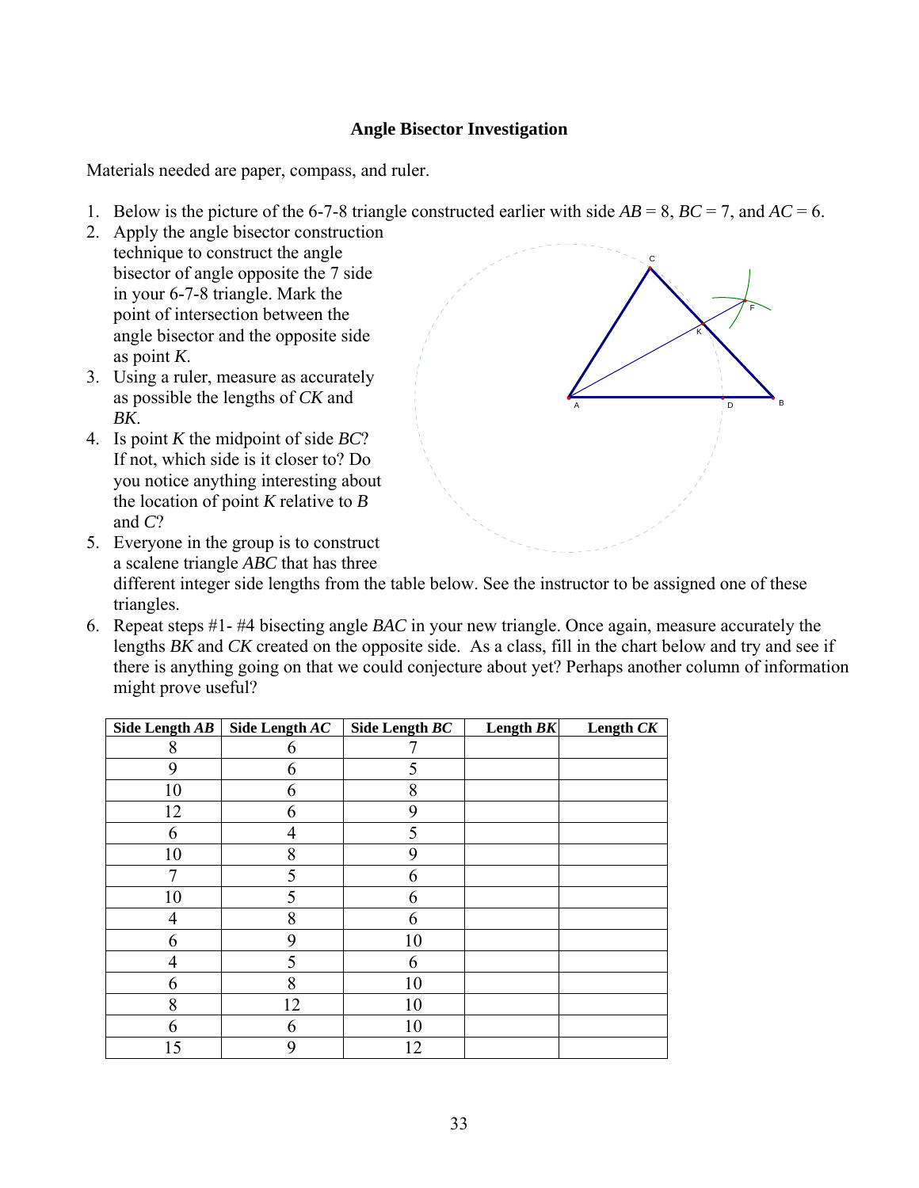**Angle Bisector Investigation**

Materials needed are paper, compass, and ruler.

1. Below is the picture of the 6-7-8 triangle constructed earlier with side $AB = 8$, $BC = 7$, and $AC = 6$.
2. Apply the angle bisector construction technique to construct the angle bisector of angle opposite the 7 side in your 6-7-8 triangle. Mark the point of intersection between the angle bisector and the opposite side as point $K$.
3. Using a ruler, measure as accurately as possible the lengths of $CK$ and $BK$.
4. Is point $K$ the midpoint of side $BC$? If not, which side is it closer to? Do you notice anything interesting about the location of point $K$ relative to $B$ and $C$?
5. Everyone in the group is to construct a scalene triangle $ABC$ that has three different integer side lengths from the table below. See the instructor to be assigned one of these triangles.
6. Repeat steps #1- #4 bisecting angle $BAC$ in your new triangle. Once again, measure accurately the lengths $BK$ and $CK$ created on the opposite side. As a class, fill in the chart below and try and see if there is anything going on that we could conjecture about yet? Perhaps another column of information might prove useful?

| Side Length *AB* | Side Length *AC* | Side Length *BC* | Length *BK* | Length *CK* |
|---|---|---|---|---|
| 8 | 6 | 7 | | |
| 9 | 6 | 5 | | |
| 10 | 6 | 8 | | |
| 12 | 6 | 9 | | |
| 6 | 4 | 5 | | |
| 10 | 8 | 9 | | |
| 7 | 5 | 6 | | |
| 10 | 5 | 6 | | |
| 4 | 8 | 6 | | |
| 6 | 9 | 10 | | |
| 4 | 5 | 6 | | |
| 6 | 8 | 10 | | |
| 8 | 12 | 10 | | |
| 6 | 6 | 10 | | |
| 15 | 9 | 12 | | |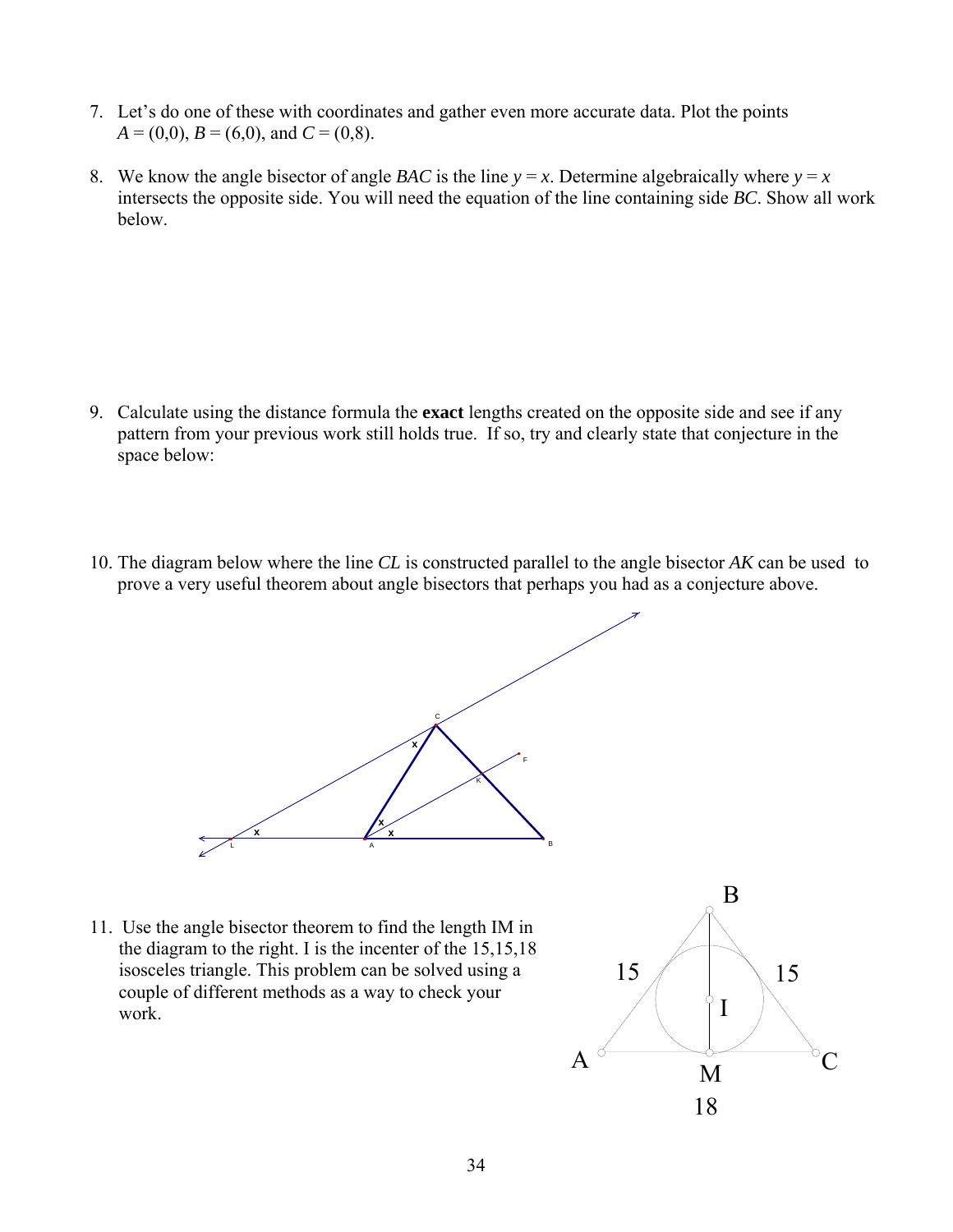7. Let's do one of these with coordinates and gather even more accurate data. Plot the points $A = (0,0)$, $B = (6,0)$, and $C = (0,8)$.

8. We know the angle bisector of angle $BAC$ is the line $y = x$. Determine algebraically where $y = x$ intersects the opposite side. You will need the equation of the line containing side $BC$. Show all work below.

9. Calculate using the distance formula the **exact** lengths created on the opposite side and see if any pattern from your previous work still holds true. If so, try and clearly state that conjecture in the space below:

10. The diagram below where the line $CL$ is constructed parallel to the angle bisector $AK$ can be used to prove a very useful theorem about angle bisectors that perhaps you had as a conjecture above.

11. Use the angle bisector theorem to find the length IM in the diagram to the right. I is the incenter of the 15,15,18 isosceles triangle. This problem can be solved using a couple of different methods as a way to check your work.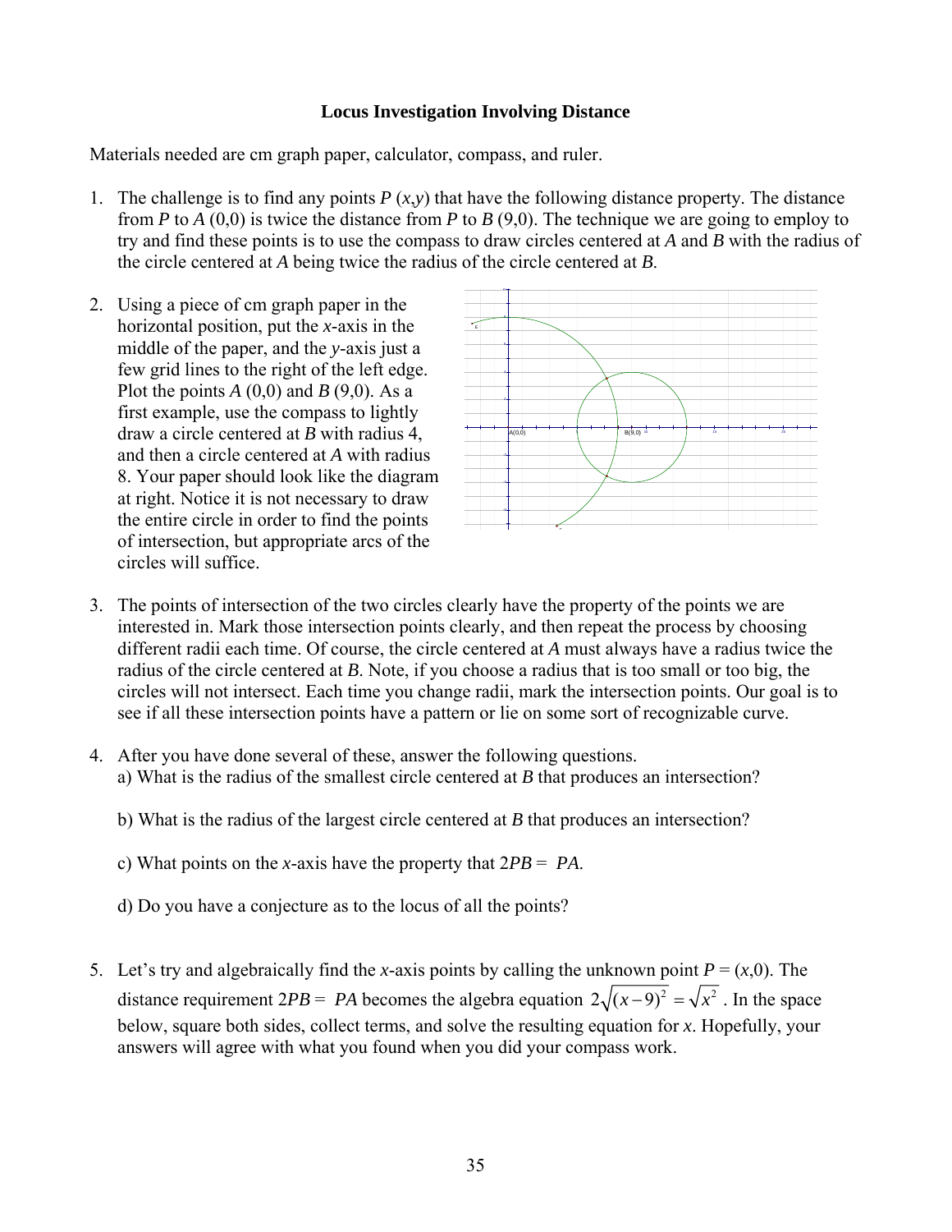**Locus Investigation Involving Distance**

Materials needed are cm graph paper, calculator, compass, and ruler.

1. The challenge is to find any points *P* (*x*,*y*) that have the following distance property. The distance from *P* to *A* (0,0) is twice the distance from *P* to *B* (9,0). The technique we are going to employ to try and find these points is to use the compass to draw circles centered at *A* and *B* with the radius of the circle centered at *A* being twice the radius of the circle centered at *B*.

2. Using a piece of cm graph paper in the horizontal position, put the *x*-axis in the middle of the paper, and the *y*-axis just a few grid lines to the right of the left edge. Plot the points *A* (0,0) and *B* (9,0). As a first example, use the compass to lightly draw a circle centered at *B* with radius 4, and then a circle centered at *A* with radius 8. Your paper should look like the diagram at right. Notice it is not necessary to draw the entire circle in order to find the points of intersection, but appropriate arcs of the circles will suffice.

3. The points of intersection of the two circles clearly have the property of the points we are interested in. Mark those intersection points clearly, and then repeat the process by choosing different radii each time. Of course, the circle centered at *A* must always have a radius twice the radius of the circle centered at *B*. Note, if you choose a radius that is too small or too big, the circles will not intersect. Each time you change radii, mark the intersection points. Our goal is to see if all these intersection points have a pattern or lie on some sort of recognizable curve.

4. After you have done several of these, answer the following questions.
   a) What is the radius of the smallest circle centered at *B* that produces an intersection?

   b) What is the radius of the largest circle centered at *B* that produces an intersection?

   c) What points on the *x*-axis have the property that $2PB = PA$.

   d) Do you have a conjecture as to the locus of all the points?

5. Let's try and algebraically find the *x*-axis points by calling the unknown point $P = (x,0)$. The distance requirement $2PB = PA$ becomes the algebra equation $2\sqrt{(x-9)^2} = \sqrt{x^2}$ . In the space below, square both sides, collect terms, and solve the resulting equation for *x*. Hopefully, your answers will agree with what you found when you did your compass work.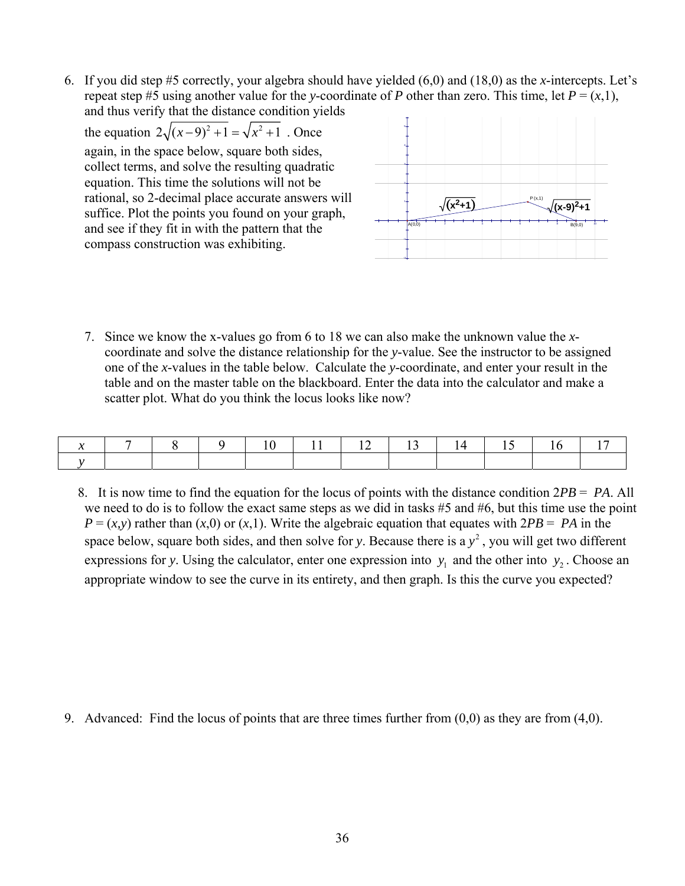6. If you did step #5 correctly, your algebra should have yielded (6,0) and (18,0) as the *x*-intercepts. Let's repeat step #5 using another value for the *y*-coordinate of *P* other than zero. This time, let $P = (x,1)$, and thus verify that the distance condition yields the equation $2\sqrt{(x-9)^2+1} = \sqrt{x^2+1}$ . Once again, in the space below, square both sides, collect terms, and solve the resulting quadratic equation. This time the solutions will not be rational, so 2-decimal place accurate answers will suffice. Plot the points you found on your graph, and see if they fit in with the pattern that the compass construction was exhibiting.

7. Since we know the x-values go from 6 to 18 we can also make the unknown value the *x*-coordinate and solve the distance relationship for the *y*-value. See the instructor to be assigned one of the *x*-values in the table below. Calculate the *y*-coordinate, and enter your result in the table and on the master table on the blackboard. Enter the data into the calculator and make a scatter plot. What do you think the locus looks like now?

| $x$ | 7 | 8 | 9 | 10 | 11 | 12 | 13 | 14 | 15 | 16 | 17 |
|---|---|---|---|---|---|---|---|---|---|---|---|
| $y$ | | | | | | | | | | | |

8. It is now time to find the equation for the locus of points with the distance condition $2PB = PA$. All we need to do is to follow the exact same steps as we did in tasks #5 and #6, but this time use the point $P = (x,y)$ rather than $(x,0)$ or $(x,1)$. Write the algebraic equation that equates with $2PB = PA$ in the space below, square both sides, and then solve for *y*. Because there is a $y^2$ , you will get two different expressions for *y*. Using the calculator, enter one expression into $y_1$ and the other into $y_2$ . Choose an appropriate window to see the curve in its entirety, and then graph. Is this the curve you expected?

9. Advanced: Find the locus of points that are three times further from (0,0) as they are from (4,0).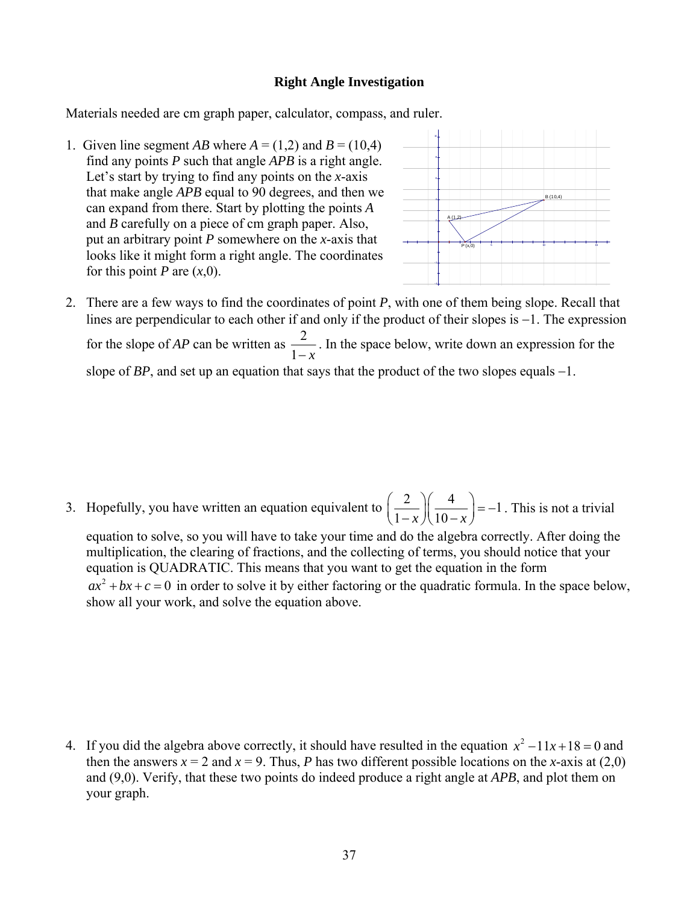## Right Angle Investigation

Materials needed are cm graph paper, calculator, compass, and ruler.

1. Given line segment *AB* where *A* = (1,2) and *B* = (10,4) find any points *P* such that angle *APB* is a right angle. Let's start by trying to find any points on the *x*-axis that make angle *APB* equal to 90 degrees, and then we can expand from there. Start by plotting the points *A* and *B* carefully on a piece of cm graph paper. Also, put an arbitrary point *P* somewhere on the *x*-axis that looks like it might form a right angle. The coordinates for this point *P* are $(x,0)$.

2. There are a few ways to find the coordinates of point *P*, with one of them being slope. Recall that lines are perpendicular to each other if and only if the product of their slopes is −1. The expression for the slope of *AP* can be written as $\dfrac{2}{1-x}$. In the space below, write down an expression for the slope of *BP*, and set up an equation that says that the product of the two slopes equals −1.

3. Hopefully, you have written an equation equivalent to $\left(\dfrac{2}{1-x}\right)\left(\dfrac{4}{10-x}\right)=-1$. This is not a trivial equation to solve, so you will have to take your time and do the algebra correctly. After doing the multiplication, the clearing of fractions, and the collecting of terms, you should notice that your equation is QUADRATIC. This means that you want to get the equation in the form $ax^2+bx+c=0$ in order to solve it by either factoring or the quadratic formula. In the space below, show all your work, and solve the equation above.

4. If you did the algebra above correctly, it should have resulted in the equation $x^2-11x+18=0$ and then the answers $x = 2$ and $x = 9$. Thus, *P* has two different possible locations on the *x*-axis at (2,0) and (9,0). Verify, that these two points do indeed produce a right angle at *APB*, and plot them on your graph.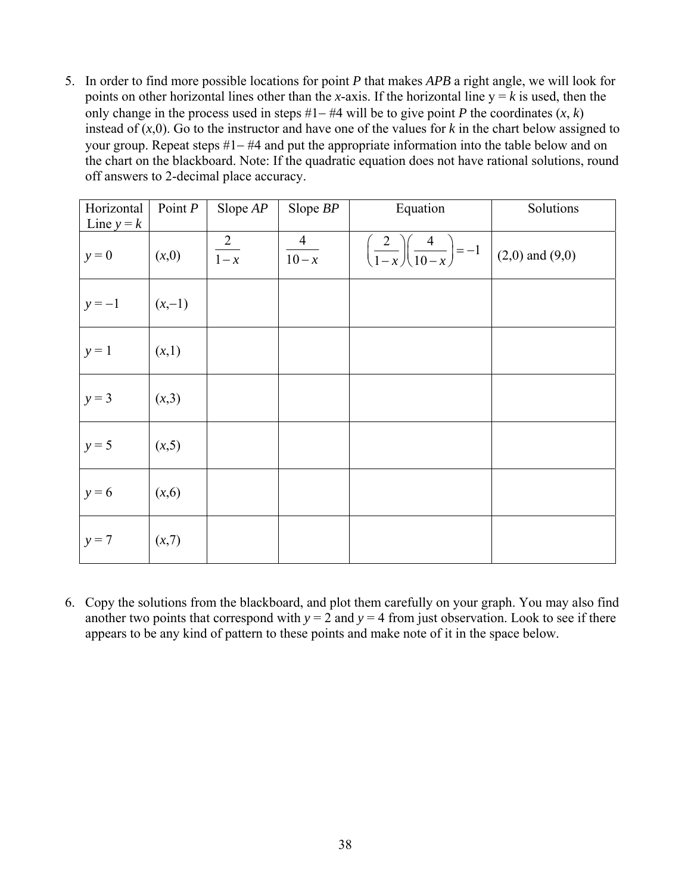5. In order to find more possible locations for point $P$ that makes $APB$ a right angle, we will look for points on other horizontal lines other than the $x$-axis. If the horizontal line $y = k$ is used, then the only change in the process used in steps #1− #4 will be to give point $P$ the coordinates $(x, k)$ instead of $(x,0)$. Go to the instructor and have one of the values for $k$ in the chart below assigned to your group. Repeat steps #1− #4 and put the appropriate information into the table below and on the chart on the blackboard. Note: If the quadratic equation does not have rational solutions, round off answers to 2-decimal place accuracy.

| Horizontal Line $y = k$ | Point $P$ | Slope $AP$ | Slope $BP$ | Equation | Solutions |
|---|---|---|---|---|---|
| $y = 0$ | $(x,0)$ | $\frac{2}{1-x}$ | $\frac{4}{10-x}$ | $\left(\frac{2}{1-x}\right)\left(\frac{4}{10-x}\right) = -1$ | (2,0) and (9,0) |
| $y = -1$ | $(x,-1)$ | | | | |
| $y = 1$ | $(x,1)$ | | | | |
| $y = 3$ | $(x,3)$ | | | | |
| $y = 5$ | $(x,5)$ | | | | |
| $y = 6$ | $(x,6)$ | | | | |
| $y = 7$ | $(x,7)$ | | | | |

6. Copy the solutions from the blackboard, and plot them carefully on your graph. You may also find another two points that correspond with $y = 2$ and $y = 4$ from just observation. Look to see if there appears to be any kind of pattern to these points and make note of it in the space below.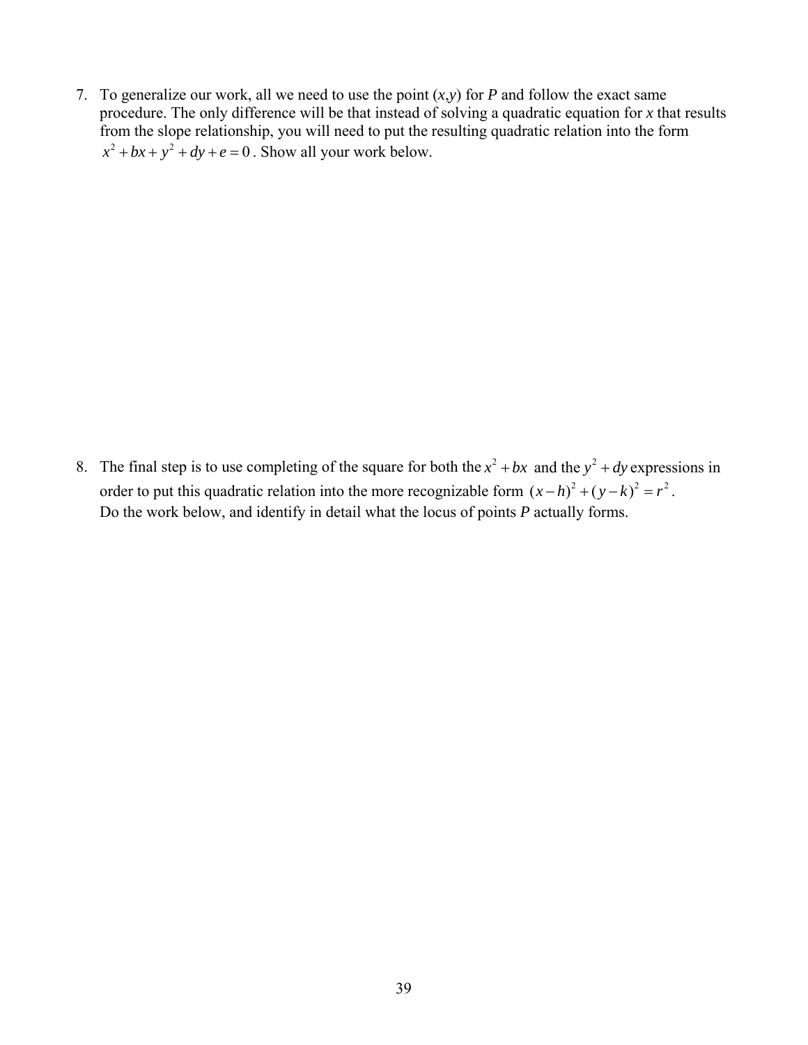7. To generalize our work, all we need to use the point $(x,y)$ for $P$ and follow the exact same procedure. The only difference will be that instead of solving a quadratic equation for $x$ that results from the slope relationship, you will need to put the resulting quadratic relation into the form $x^2 + bx + y^2 + dy + e = 0$. Show all your work below.

8. The final step is to use completing of the square for both the $x^2 + bx$ and the $y^2 + dy$ expressions in order to put this quadratic relation into the more recognizable form $(x-h)^2 + (y-k)^2 = r^2$. Do the work below, and identify in detail what the locus of points $P$ actually forms.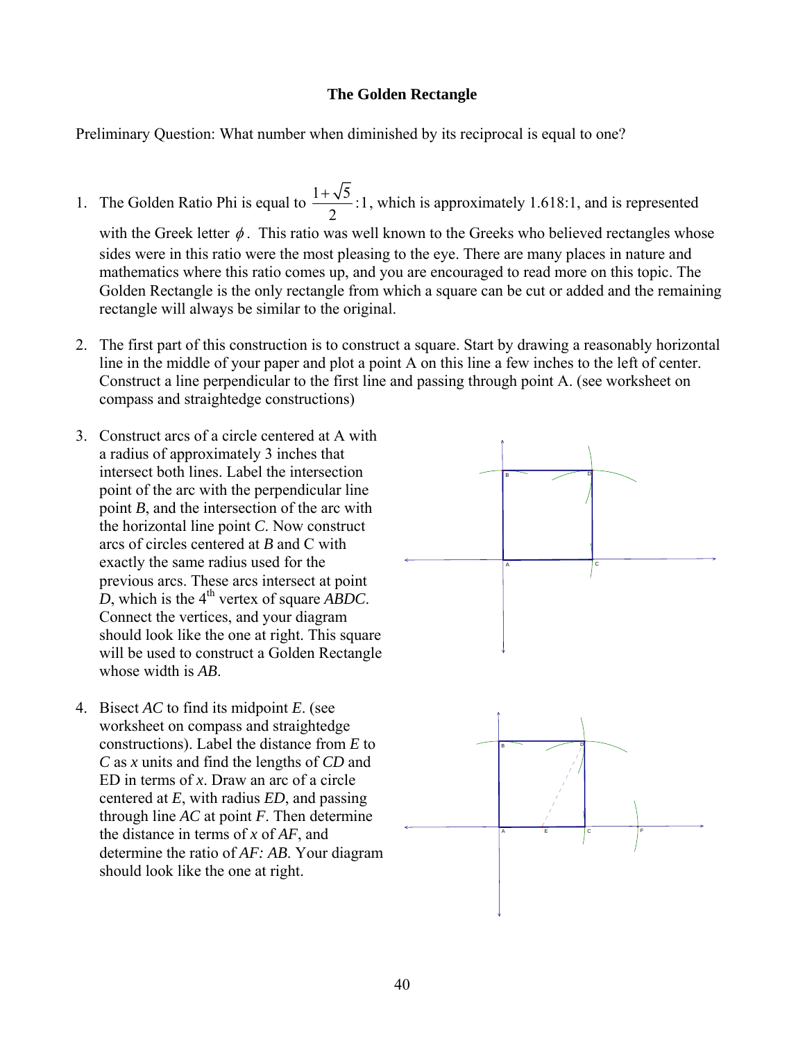**The Golden Rectangle**

Preliminary Question: What number when diminished by its reciprocal is equal to one?

1. The Golden Ratio Phi is equal to $\frac{1+\sqrt{5}}{2}$:1, which is approximately 1.618:1, and is represented with the Greek letter $\phi$. This ratio was well known to the Greeks who believed rectangles whose sides were in this ratio were the most pleasing to the eye. There are many places in nature and mathematics where this ratio comes up, and you are encouraged to read more on this topic. The Golden Rectangle is the only rectangle from which a square can be cut or added and the remaining rectangle will always be similar to the original.

2. The first part of this construction is to construct a square. Start by drawing a reasonably horizontal line in the middle of your paper and plot a point A on this line a few inches to the left of center. Construct a line perpendicular to the first line and passing through point A. (see worksheet on compass and straightedge constructions)

3. Construct arcs of a circle centered at A with a radius of approximately 3 inches that intersect both lines. Label the intersection point of the arc with the perpendicular line point *B*, and the intersection of the arc with the horizontal line point *C*. Now construct arcs of circles centered at *B* and C with exactly the same radius used for the previous arcs. These arcs intersect at point *D*, which is the 4th vertex of square *ABDC*. Connect the vertices, and your diagram should look like the one at right. This square will be used to construct a Golden Rectangle whose width is *AB*.

4. Bisect *AC* to find its midpoint *E*. (see worksheet on compass and straightedge constructions). Label the distance from *E* to *C* as *x* units and find the lengths of *CD* and ED in terms of *x*. Draw an arc of a circle centered at *E*, with radius *ED*, and passing through line *AC* at point *F*. Then determine the distance in terms of *x* of *AF*, and determine the ratio of *AF: AB*. Your diagram should look like the one at right.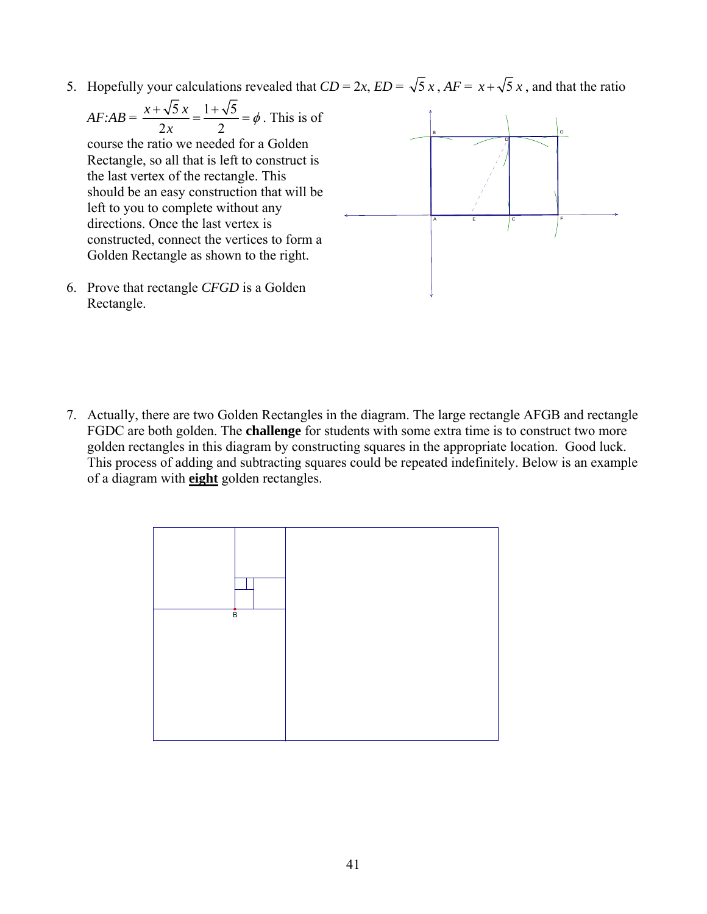5. Hopefully your calculations revealed that $CD = 2x$, $ED = \sqrt{5}\,x$, $AF = x + \sqrt{5}\,x$, and that the ratio $AF{:}AB = \dfrac{x+\sqrt{5}\,x}{2x} = \dfrac{1+\sqrt{5}}{2} = \phi$. This is of course the ratio we needed for a Golden Rectangle, so all that is left to construct is the last vertex of the rectangle. This should be an easy construction that will be left to you to complete without any directions. Once the last vertex is constructed, connect the vertices to form a Golden Rectangle as shown to the right.

6. Prove that rectangle *CFGD* is a Golden Rectangle.

7. Actually, there are two Golden Rectangles in the diagram. The large rectangle AFGB and rectangle FGDC are both golden. The **challenge** for students with some extra time is to construct two more golden rectangles in this diagram by constructing squares in the appropriate location. Good luck. This process of adding and subtracting squares could be repeated indefinitely. Below is an example of a diagram with **eight** golden rectangles.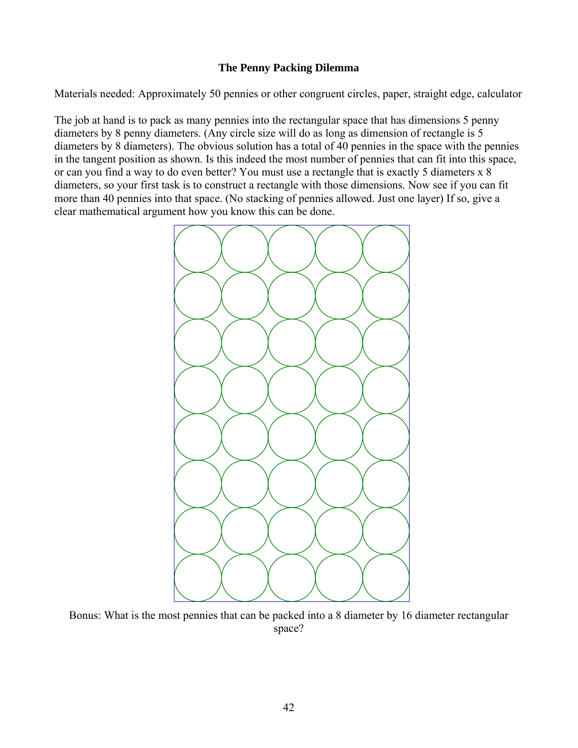**The Penny Packing Dilemma**

Materials needed: Approximately 50 pennies or other congruent circles, paper, straight edge, calculator

The job at hand is to pack as many pennies into the rectangular space that has dimensions 5 penny diameters by 8 penny diameters. (Any circle size will do as long as dimension of rectangle is 5 diameters by 8 diameters). The obvious solution has a total of 40 pennies in the space with the pennies in the tangent position as shown. Is this indeed the most number of pennies that can fit into this space, or can you find a way to do even better? You must use a rectangle that is exactly 5 diameters x 8 diameters, so your first task is to construct a rectangle with those dimensions. Now see if you can fit more than 40 pennies into that space. (No stacking of pennies allowed. Just one layer) If so, give a clear mathematical argument how you know this can be done.

Bonus: What is the most pennies that can be packed into a 8 diameter by 16 diameter rectangular space?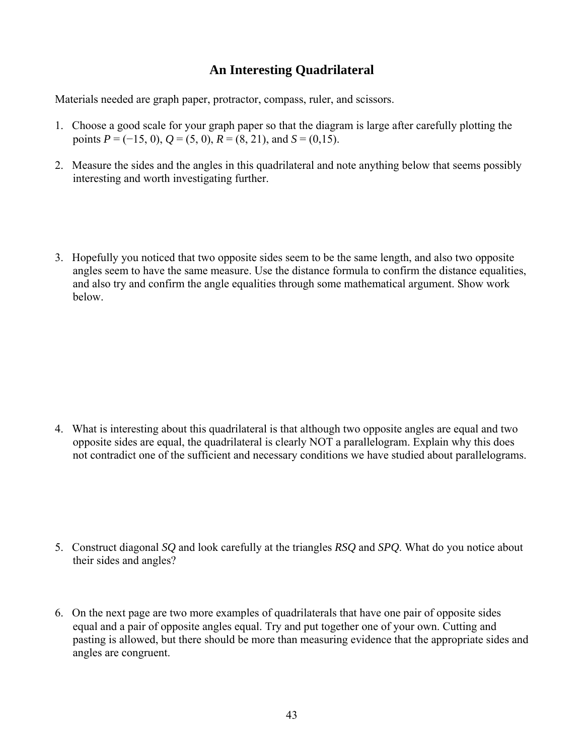## An Interesting Quadrilateral

Materials needed are graph paper, protractor, compass, ruler, and scissors.

1. Choose a good scale for your graph paper so that the diagram is large after carefully plotting the points $P = (-15, 0)$, $Q = (5, 0)$, $R = (8, 21)$, and $S = (0,15)$.

2. Measure the sides and the angles in this quadrilateral and note anything below that seems possibly interesting and worth investigating further.

3. Hopefully you noticed that two opposite sides seem to be the same length, and also two opposite angles seem to have the same measure. Use the distance formula to confirm the distance equalities, and also try and confirm the angle equalities through some mathematical argument. Show work below.

4. What is interesting about this quadrilateral is that although two opposite angles are equal and two opposite sides are equal, the quadrilateral is clearly NOT a parallelogram. Explain why this does not contradict one of the sufficient and necessary conditions we have studied about parallelograms.

5. Construct diagonal *SQ* and look carefully at the triangles *RSQ* and *SPQ*. What do you notice about their sides and angles?

6. On the next page are two more examples of quadrilaterals that have one pair of opposite sides equal and a pair of opposite angles equal. Try and put together one of your own. Cutting and pasting is allowed, but there should be more than measuring evidence that the appropriate sides and angles are congruent.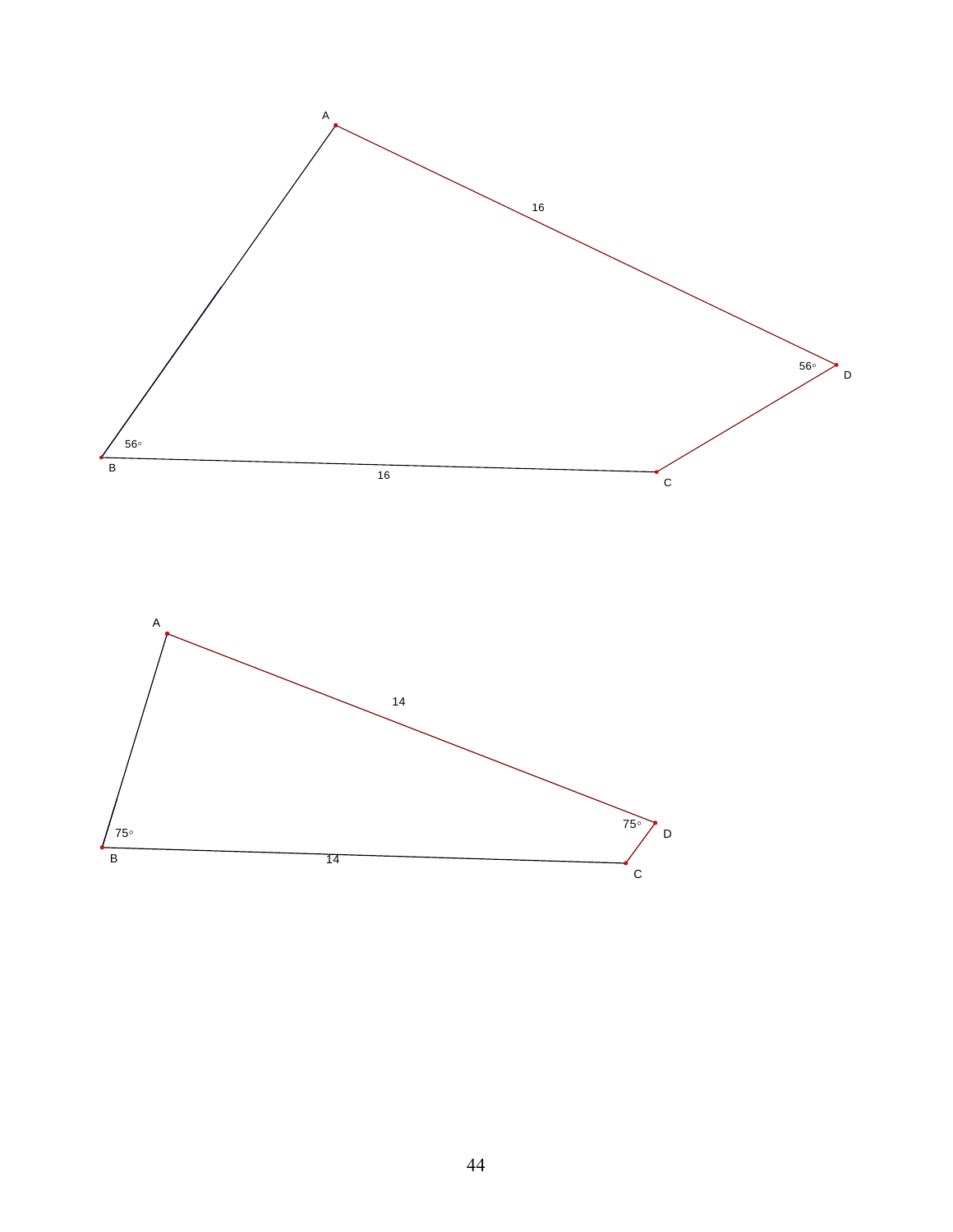A

16

56°

D

56°

B

16

C

A

14

75°

D

75°

B

14

C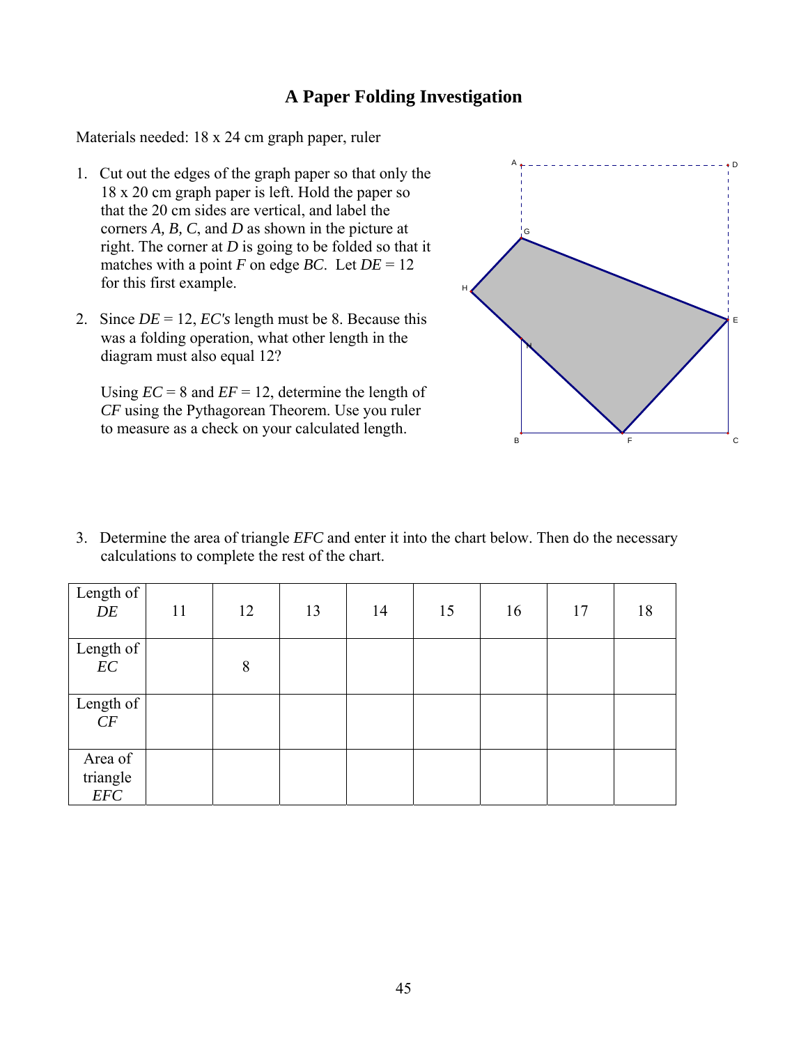## A Paper Folding Investigation

Materials needed: 18 x 24 cm graph paper, ruler

1. Cut out the edges of the graph paper so that only the 18 x 20 cm graph paper is left. Hold the paper so that the 20 cm sides are vertical, and label the corners *A, B, C*, and *D* as shown in the picture at right. The corner at *D* is going to be folded so that it matches with a point *F* on edge *BC*. Let *DE* = 12 for this first example.

2. Since *DE* = 12, *EC's* length must be 8. Because this was a folding operation, what other length in the diagram must also equal 12?

   Using *EC* = 8 and *EF* = 12, determine the length of *CF* using the Pythagorean Theorem. Use you ruler to measure as a check on your calculated length.

3. Determine the area of triangle *EFC* and enter it into the chart below. Then do the necessary calculations to complete the rest of the chart.

| Length of *DE* | 11 | 12 | 13 | 14 | 15 | 16 | 17 | 18 |
|---|---|---|---|---|---|---|---|---|
| Length of *EC* | | 8 | | | | | | |
| Length of *CF* | | | | | | | | |
| Area of triangle *EFC* | | | | | | | | |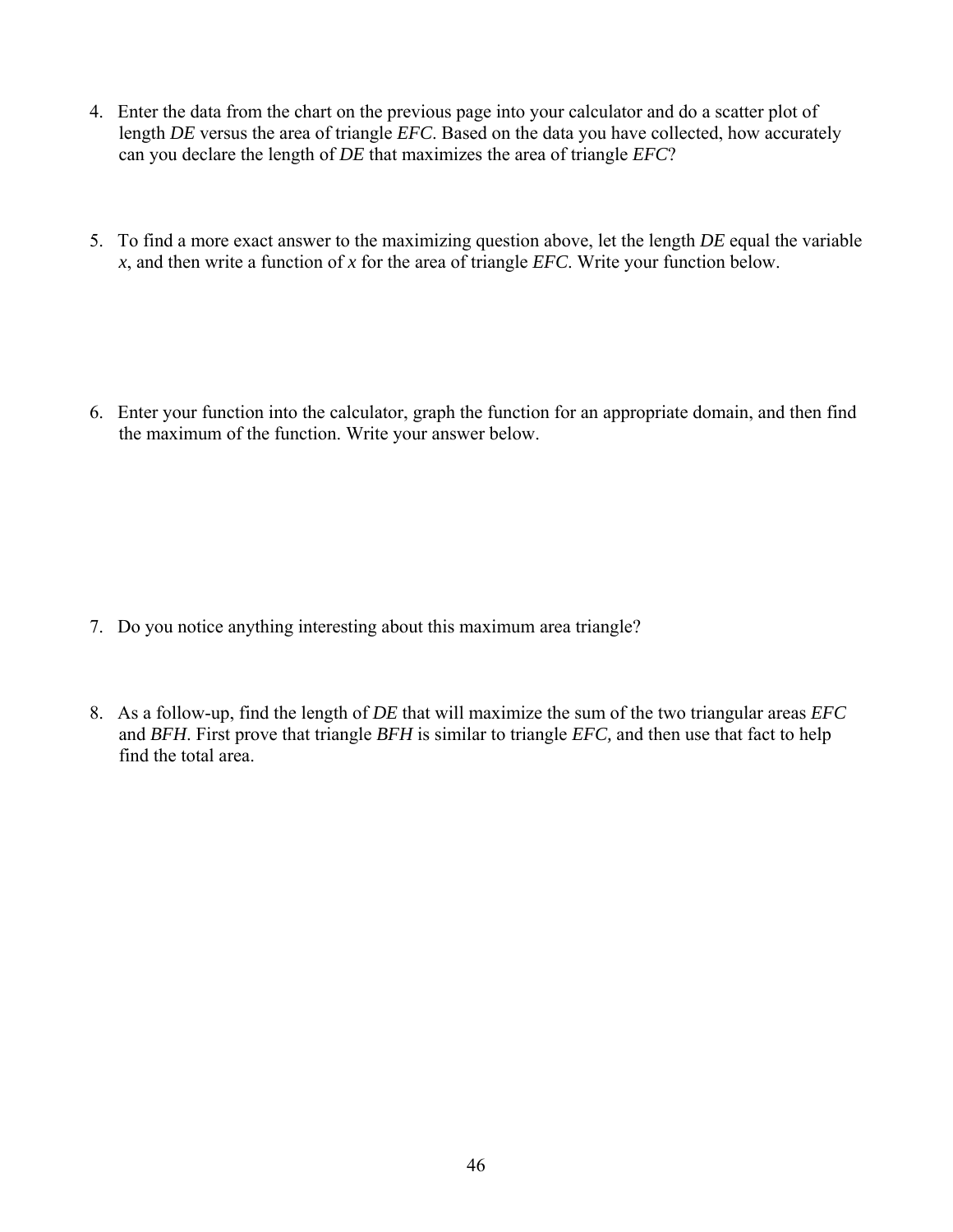4. Enter the data from the chart on the previous page into your calculator and do a scatter plot of length *DE* versus the area of triangle *EFC*. Based on the data you have collected, how accurately can you declare the length of *DE* that maximizes the area of triangle *EFC*?

5. To find a more exact answer to the maximizing question above, let the length *DE* equal the variable *x*, and then write a function of *x* for the area of triangle *EFC*. Write your function below.

6. Enter your function into the calculator, graph the function for an appropriate domain, and then find the maximum of the function. Write your answer below.

7. Do you notice anything interesting about this maximum area triangle?

8. As a follow-up, find the length of *DE* that will maximize the sum of the two triangular areas *EFC* and *BFH*. First prove that triangle *BFH* is similar to triangle *EFC,* and then use that fact to help find the total area.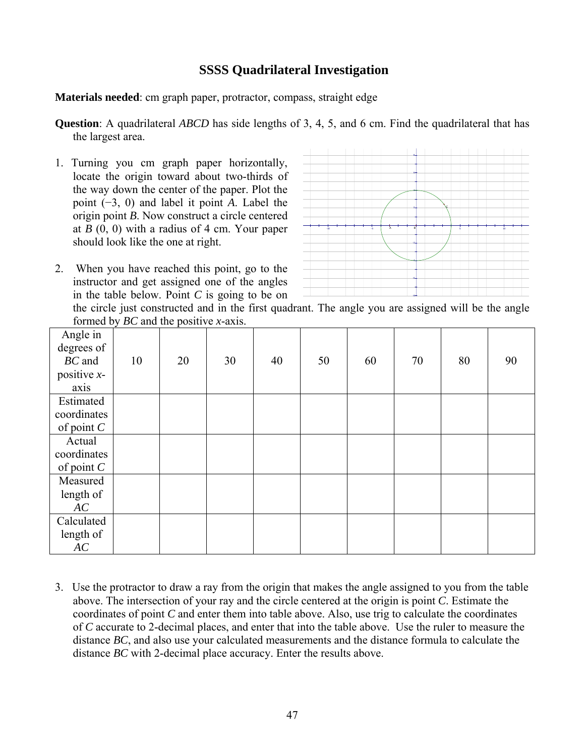# SSSS Quadrilateral Investigation

**Materials needed**: cm graph paper, protractor, compass, straight edge

**Question**: A quadrilateral *ABCD* has side lengths of 3, 4, 5, and 6 cm. Find the quadrilateral that has the largest area.

1. Turning you cm graph paper horizontally, locate the origin toward about two-thirds of the way down the center of the paper. Plot the point (−3, 0) and label it point *A*. Label the origin point *B*. Now construct a circle centered at *B* (0, 0) with a radius of 4 cm. Your paper should look like the one at right.

2. When you have reached this point, go to the instructor and get assigned one of the angles in the table below. Point *C* is going to be on the circle just constructed and in the first quadrant. The angle you are assigned will be the angle formed by *BC* and the positive *x*-axis.

| Angle in degrees of *BC* and positive *x*-axis | 10 | 20 | 30 | 40 | 50 | 60 | 70 | 80 | 90 |
|---|---|---|---|---|---|---|---|---|---|
| Estimated coordinates of point *C* | | | | | | | | | |
| Actual coordinates of point *C* | | | | | | | | | |
| Measured length of *AC* | | | | | | | | | |
| Calculated length of *AC* | | | | | | | | | |

3. Use the protractor to draw a ray from the origin that makes the angle assigned to you from the table above. The intersection of your ray and the circle centered at the origin is point *C*. Estimate the coordinates of point *C* and enter them into table above. Also, use trig to calculate the coordinates of *C* accurate to 2-decimal places, and enter that into the table above. Use the ruler to measure the distance *BC*, and also use your calculated measurements and the distance formula to calculate the distance *BC* with 2-decimal place accuracy. Enter the results above.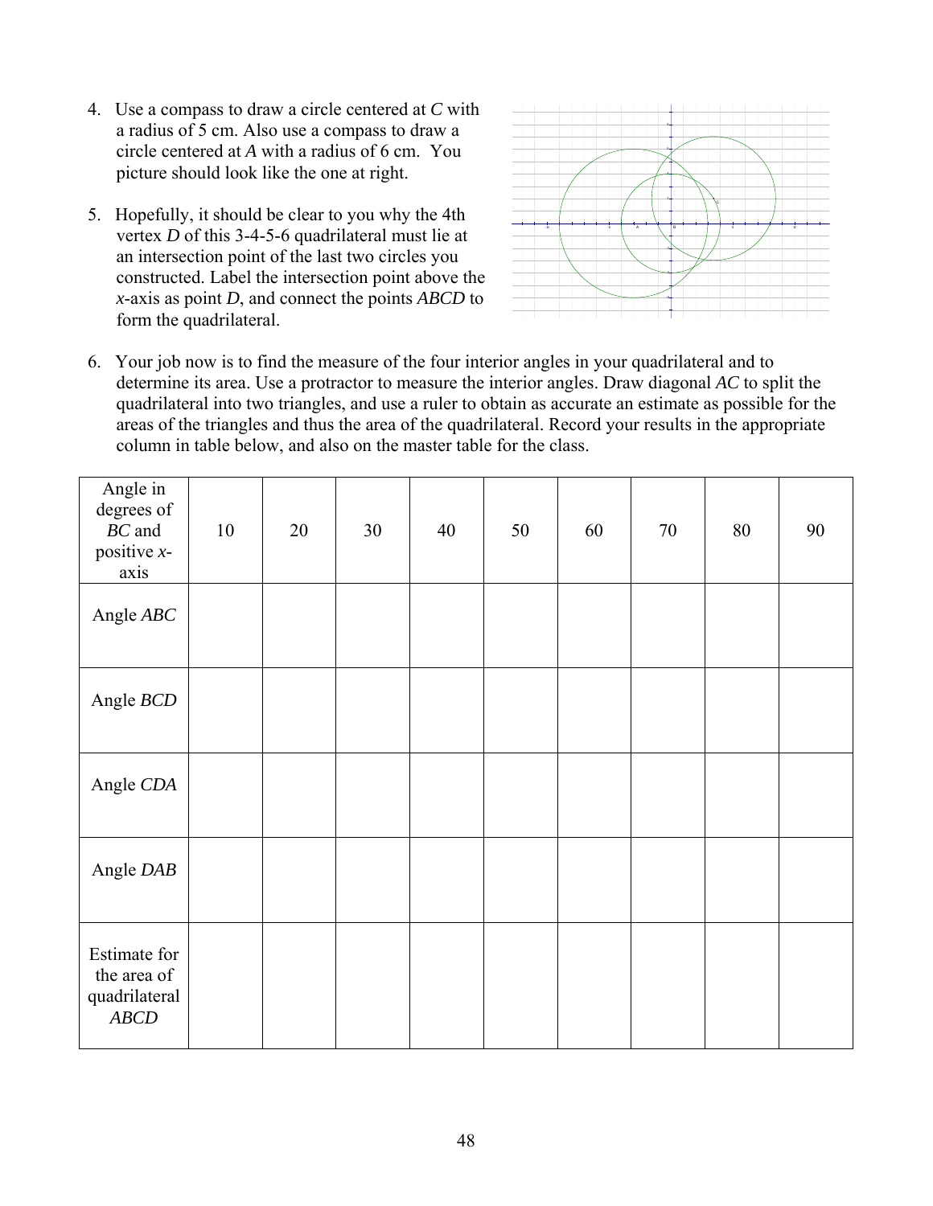4. Use a compass to draw a circle centered at *C* with a radius of 5 cm. Also use a compass to draw a circle centered at *A* with a radius of 6 cm. You picture should look like the one at right.

5. Hopefully, it should be clear to you why the 4th vertex *D* of this 3-4-5-6 quadrilateral must lie at an intersection point of the last two circles you constructed. Label the intersection point above the *x*-axis as point *D*, and connect the points *ABCD* to form the quadrilateral.

6. Your job now is to find the measure of the four interior angles in your quadrilateral and to determine its area. Use a protractor to measure the interior angles. Draw diagonal *AC* to split the quadrilateral into two triangles, and use a ruler to obtain as accurate an estimate as possible for the areas of the triangles and thus the area of the quadrilateral. Record your results in the appropriate column in table below, and also on the master table for the class.

| Angle in degrees of *BC* and positive *x*-axis | 10 | 20 | 30 | 40 | 50 | 60 | 70 | 80 | 90 |
|---|---|---|---|---|---|---|---|---|---|
| Angle *ABC* | | | | | | | | | |
| Angle *BCD* | | | | | | | | | |
| Angle *CDA* | | | | | | | | | |
| Angle *DAB* | | | | | | | | | |
| Estimate for the area of quadrilateral *ABCD* | | | | | | | | | |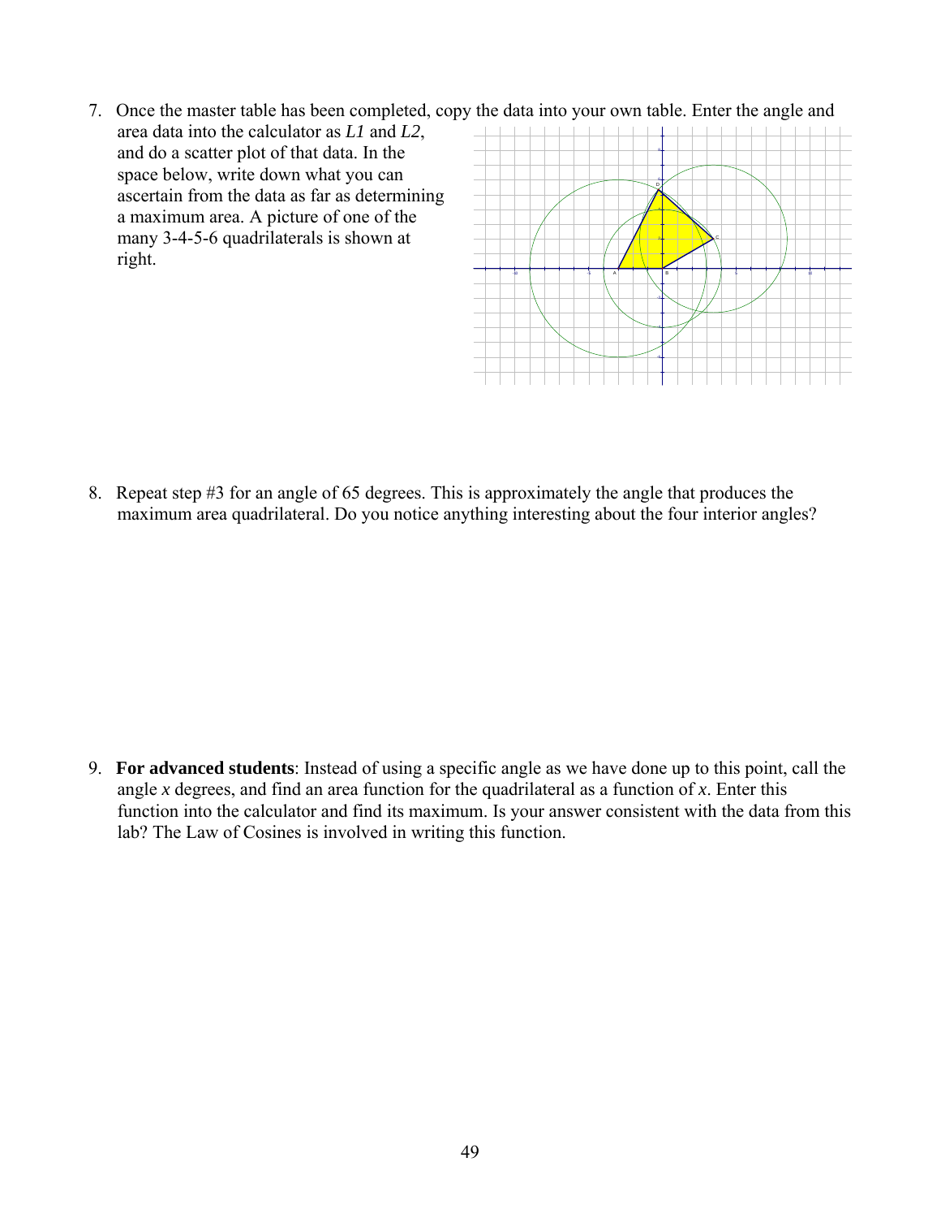7. Once the master table has been completed, copy the data into your own table. Enter the angle and area data into the calculator as *L1* and *L2*, and do a scatter plot of that data. In the space below, write down what you can ascertain from the data as far as determining a maximum area. A picture of one of the many 3-4-5-6 quadrilaterals is shown at right.

8. Repeat step #3 for an angle of 65 degrees. This is approximately the angle that produces the maximum area quadrilateral. Do you notice anything interesting about the four interior angles?

9. **For advanced students**: Instead of using a specific angle as we have done up to this point, call the angle *x* degrees, and find an area function for the quadrilateral as a function of *x*. Enter this function into the calculator and find its maximum. Is your answer consistent with the data from this lab? The Law of Cosines is involved in writing this function.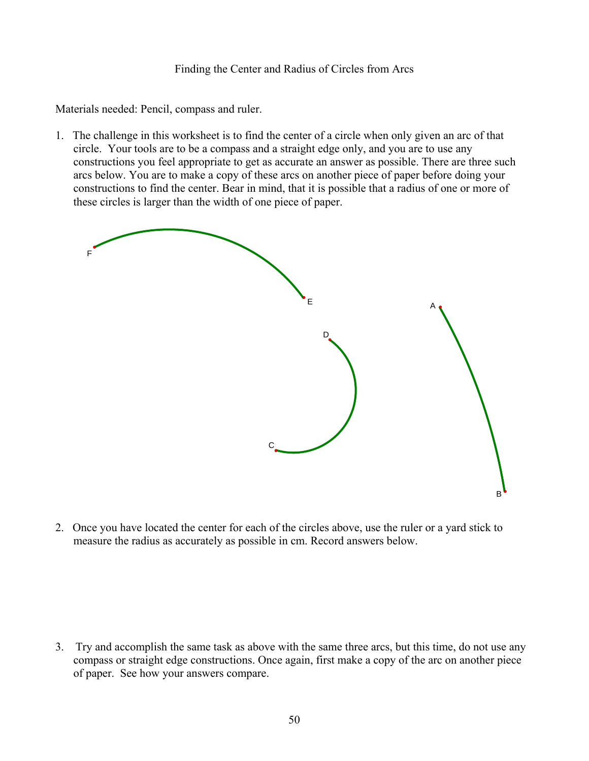Finding the Center and Radius of Circles from Arcs

Materials needed: Pencil, compass and ruler.

1. The challenge in this worksheet is to find the center of a circle when only given an arc of that circle. Your tools are to be a compass and a straight edge only, and you are to use any constructions you feel appropriate to get as accurate an answer as possible. There are three such arcs below. You are to make a copy of these arcs on another piece of paper before doing your constructions to find the center. Bear in mind, that it is possible that a radius of one or more of these circles is larger than the width of one piece of paper.

2. Once you have located the center for each of the circles above, use the ruler or a yard stick to measure the radius as accurately as possible in cm. Record answers below.

3. Try and accomplish the same task as above with the same three arcs, but this time, do not use any compass or straight edge constructions. Once again, first make a copy of the arc on another piece of paper. See how your answers compare.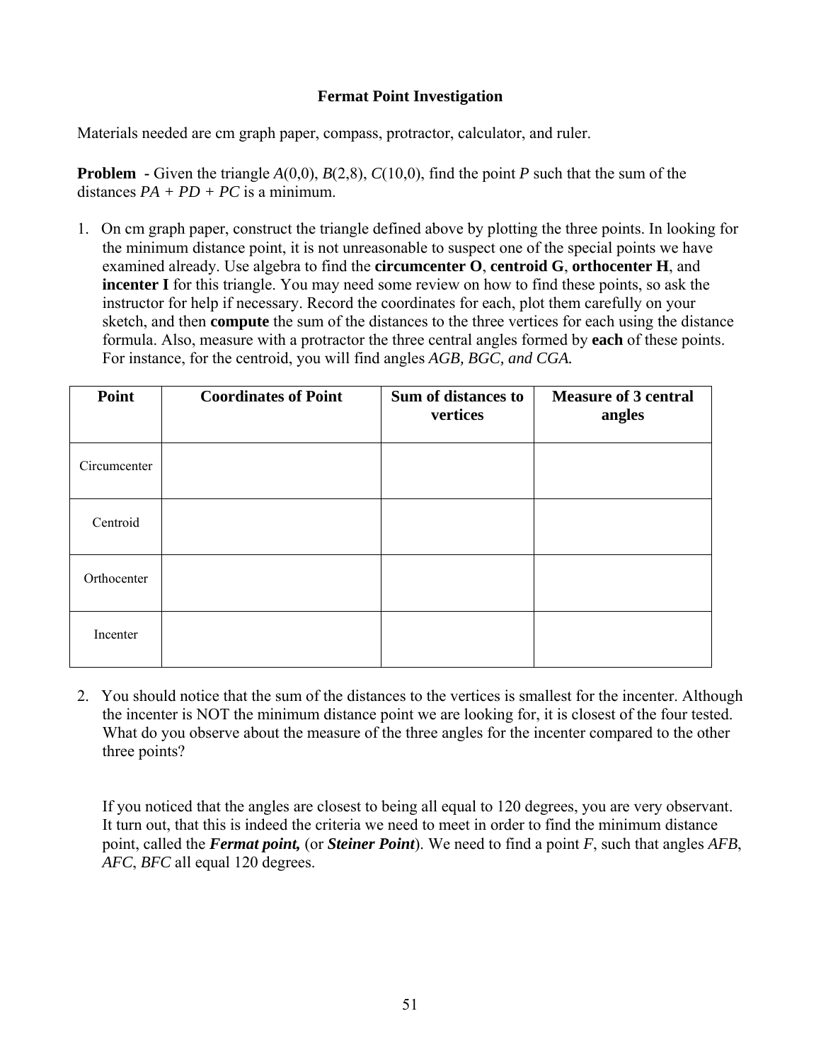**Fermat Point Investigation**

Materials needed are cm graph paper, compass, protractor, calculator, and ruler.

**Problem** - Given the triangle $A(0,0)$, $B(2,8)$, $C(10,0)$, find the point $P$ such that the sum of the distances $PA + PD + PC$ is a minimum.

1. On cm graph paper, construct the triangle defined above by plotting the three points. In looking for the minimum distance point, it is not unreasonable to suspect one of the special points we have examined already. Use algebra to find the **circumcenter O**, **centroid G**, **orthocenter H**, and **incenter I** for this triangle. You may need some review on how to find these points, so ask the instructor for help if necessary. Record the coordinates for each, plot them carefully on your sketch, and then **compute** the sum of the distances to the three vertices for each using the distance formula. Also, measure with a protractor the three central angles formed by **each** of these points. For instance, for the centroid, you will find angles *AGB, BGC, and CGA.*

| Point | Coordinates of Point | Sum of distances to vertices | Measure of 3 central angles |
|---|---|---|---|
| Circumcenter | | | |
| Centroid | | | |
| Orthocenter | | | |
| Incenter | | | |

2. You should notice that the sum of the distances to the vertices is smallest for the incenter. Although the incenter is NOT the minimum distance point we are looking for, it is closest of the four tested. What do you observe about the measure of the three angles for the incenter compared to the other three points?

   If you noticed that the angles are closest to being all equal to 120 degrees, you are very observant. It turn out, that this is indeed the criteria we need to meet in order to find the minimum distance point, called the ***Fermat point,*** (or ***Steiner Point***). We need to find a point *F*, such that angles *AFB*, *AFC*, *BFC* all equal 120 degrees.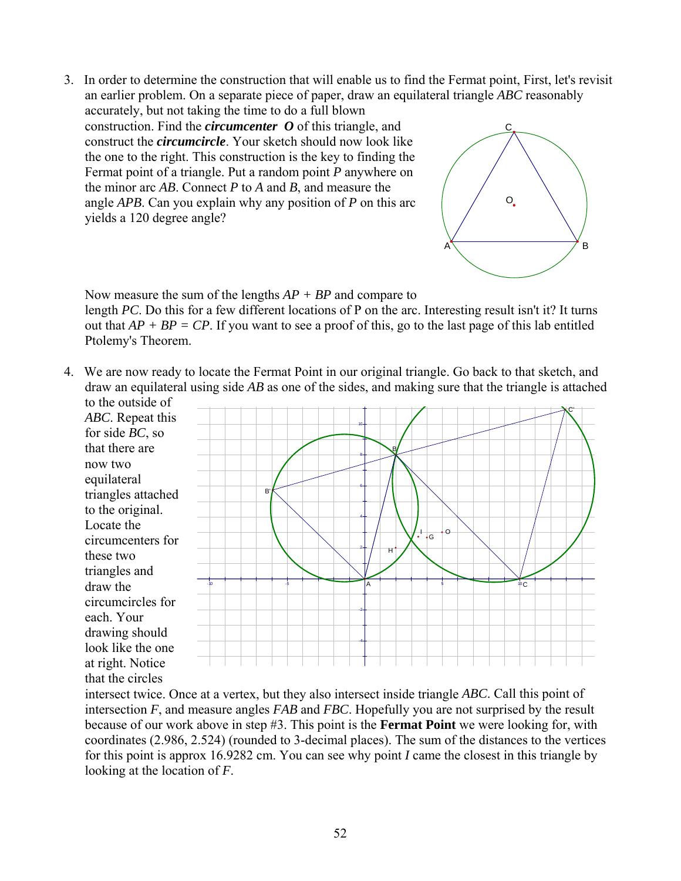3. In order to determine the construction that will enable us to find the Fermat point, First, let's revisit an earlier problem. On a separate piece of paper, draw an equilateral triangle *ABC* reasonably accurately, but not taking the time to do a full blown construction. Find the ***circumcenter O*** of this triangle, and construct the ***circumcircle***. Your sketch should now look like the one to the right. This construction is the key to finding the Fermat point of a triangle. Put a random point *P* anywhere on the minor arc *AB*. Connect *P* to *A* and *B*, and measure the angle *APB*. Can you explain why any position of *P* on this arc yields a 120 degree angle?

   Now measure the sum of the lengths $AP + BP$ and compare to length *PC*. Do this for a few different locations of P on the arc. Interesting result isn't it? It turns out that $AP + BP = CP$. If you want to see a proof of this, go to the last page of this lab entitled Ptolemy's Theorem.

4. We are now ready to locate the Fermat Point in our original triangle. Go back to that sketch, and draw an equilateral using side *AB* as one of the sides, and making sure that the triangle is attached to the outside of *ABC*. Repeat this for side *BC*, so that there are now two equilateral triangles attached to the original. Locate the circumcenters for these two triangles and draw the circumcircles for each. Your drawing should look like the one at right. Notice that the circles intersect twice. Once at a vertex, but they also intersect inside triangle *ABC*. Call this point of intersection *F*, and measure angles *FAB* and *FBC*. Hopefully you are not surprised by the result because of our work above in step #3. This point is the **Fermat Point** we were looking for, with coordinates (2.986, 2.524) (rounded to 3-decimal places). The sum of the distances to the vertices for this point is approx 16.9282 cm. You can see why point *I* came the closest in this triangle by looking at the location of *F*.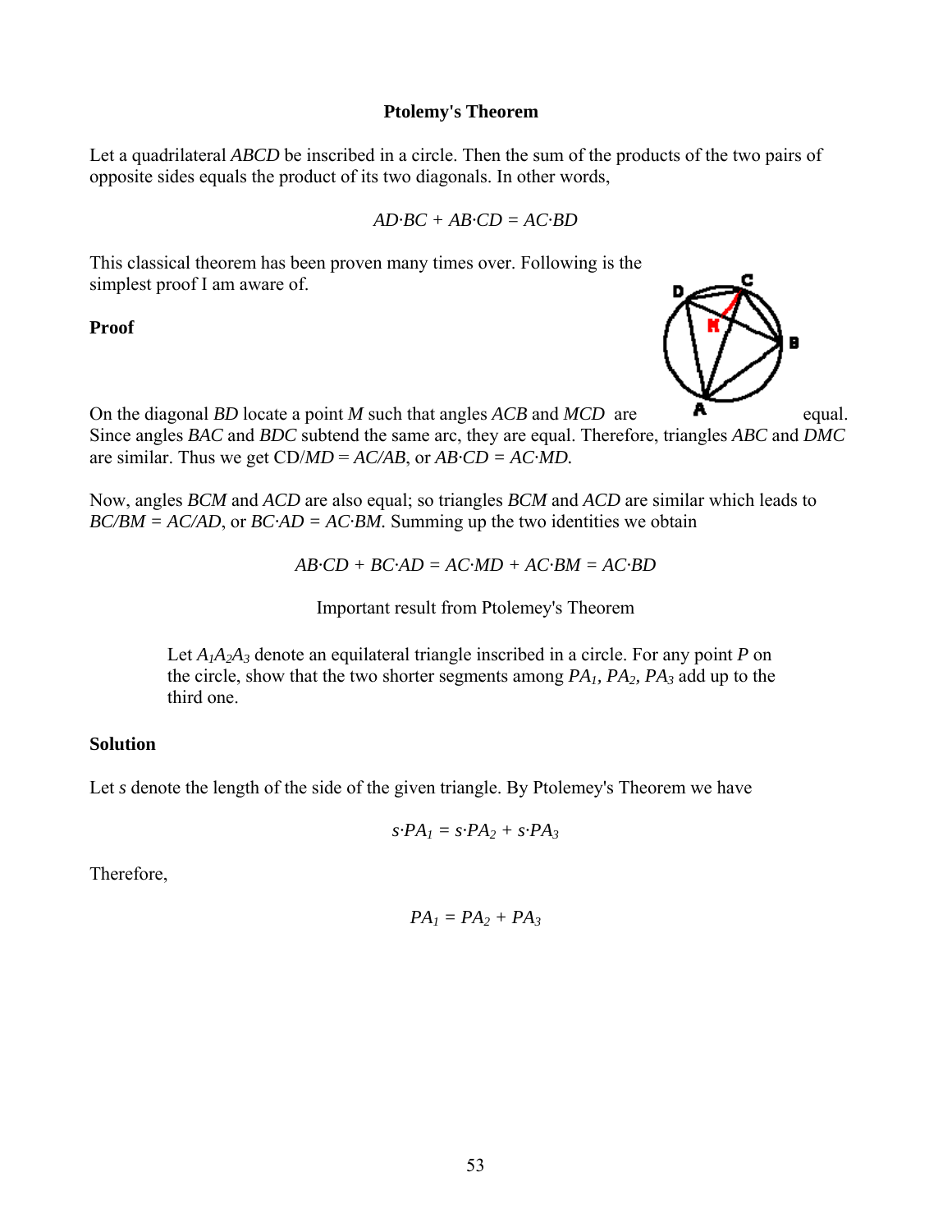**Ptolemy's Theorem**

Let a quadrilateral *ABCD* be inscribed in a circle. Then the sum of the products of the two pairs of opposite sides equals the product of its two diagonals. In other words,

$$AD \cdot BC + AB \cdot CD = AC \cdot BD$$

This classical theorem has been proven many times over. Following is the simplest proof I am aware of.

**Proof**

On the diagonal *BD* locate a point *M* such that angles *ACB* and *MCD* are equal. Since angles *BAC* and *BDC* subtend the same arc, they are equal. Therefore, triangles *ABC* and *DMC* are similar. Thus we get $CD/MD = AC/AB$, or $AB \cdot CD = AC \cdot MD$.

Now, angles *BCM* and *ACD* are also equal; so triangles *BCM* and *ACD* are similar which leads to $BC/BM = AC/AD$, or $BC \cdot AD = AC \cdot BM$. Summing up the two identities we obtain

$$AB \cdot CD + BC \cdot AD = AC \cdot MD + AC \cdot BM = AC \cdot BD$$

Important result from Ptolemey's Theorem

> Let $A_1A_2A_3$ denote an equilateral triangle inscribed in a circle. For any point *P* on the circle, show that the two shorter segments among $PA_1$, $PA_2$, $PA_3$ add up to the third one.

**Solution**

Let *s* denote the length of the side of the given triangle. By Ptolemey's Theorem we have

$$s \cdot PA_1 = s \cdot PA_2 + s \cdot PA_3$$

Therefore,

$$PA_1 = PA_2 + PA_3$$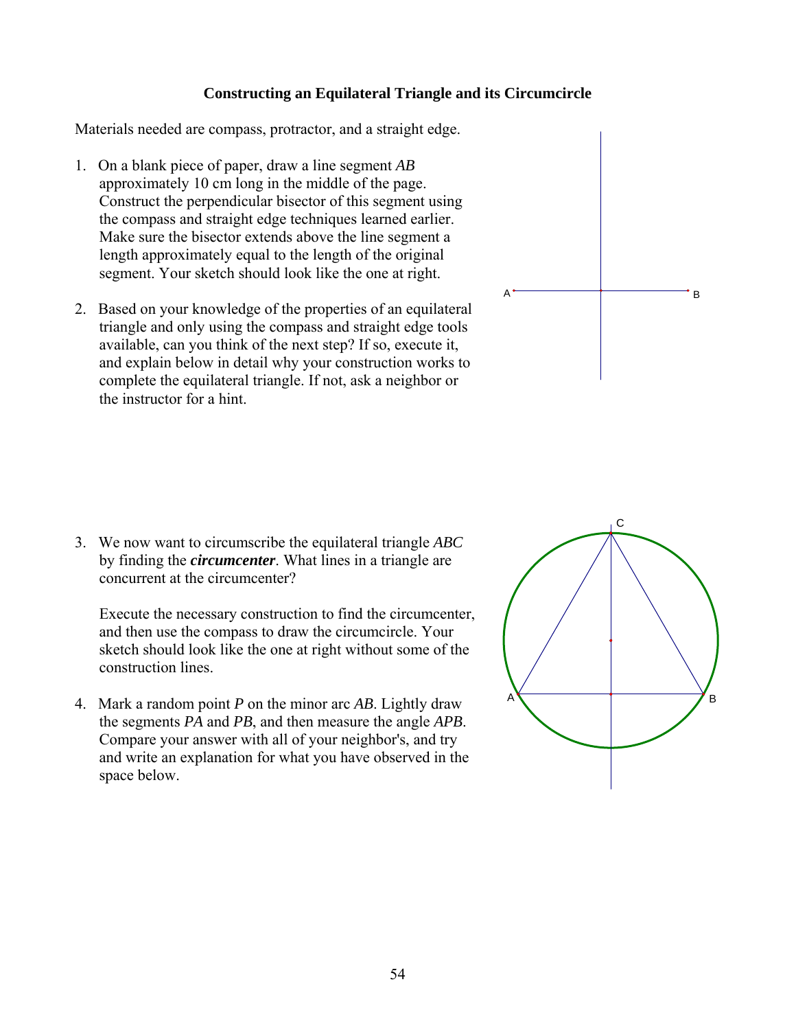**Constructing an Equilateral Triangle and its Circumcircle**

Materials needed are compass, protractor, and a straight edge.

1. On a blank piece of paper, draw a line segment *AB* approximately 10 cm long in the middle of the page. Construct the perpendicular bisector of this segment using the compass and straight edge techniques learned earlier. Make sure the bisector extends above the line segment a length approximately equal to the length of the original segment. Your sketch should look like the one at right.

2. Based on your knowledge of the properties of an equilateral triangle and only using the compass and straight edge tools available, can you think of the next step? If so, execute it, and explain below in detail why your construction works to complete the equilateral triangle. If not, ask a neighbor or the instructor for a hint.

3. We now want to circumscribe the equilateral triangle *ABC* by finding the ***circumcenter***. What lines in a triangle are concurrent at the circumcenter?

   Execute the necessary construction to find the circumcenter, and then use the compass to draw the circumcircle. Your sketch should look like the one at right without some of the construction lines.

4. Mark a random point *P* on the minor arc *AB*. Lightly draw the segments *PA* and *PB*, and then measure the angle *APB*. Compare your answer with all of your neighbor's, and try and write an explanation for what you have observed in the space below.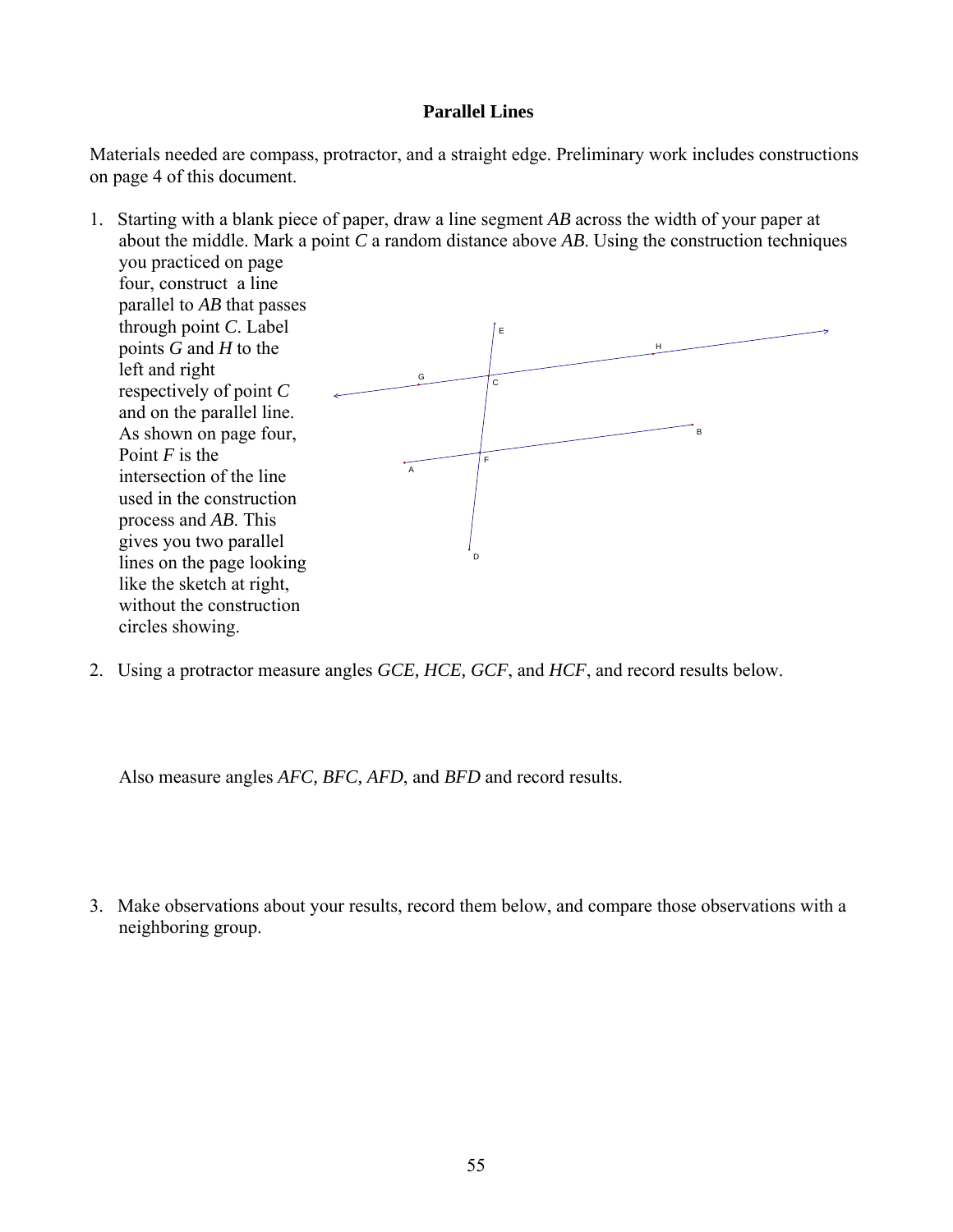**Parallel Lines**

Materials needed are compass, protractor, and a straight edge. Preliminary work includes constructions on page 4 of this document.

1. Starting with a blank piece of paper, draw a line segment *AB* across the width of your paper at about the middle. Mark a point *C* a random distance above *AB*. Using the construction techniques you practiced on page four, construct a line parallel to *AB* that passes through point *C*. Label points *G* and *H* to the left and right respectively of point *C* and on the parallel line. As shown on page four, Point *F* is the intersection of the line used in the construction process and *AB*. This gives you two parallel lines on the page looking like the sketch at right, without the construction circles showing.

2. Using a protractor measure angles *GCE, HCE, GCF*, and *HCF*, and record results below.

   Also measure angles *AFC, BFC, AFD*, and *BFD* and record results.

3. Make observations about your results, record them below, and compare those observations with a neighboring group.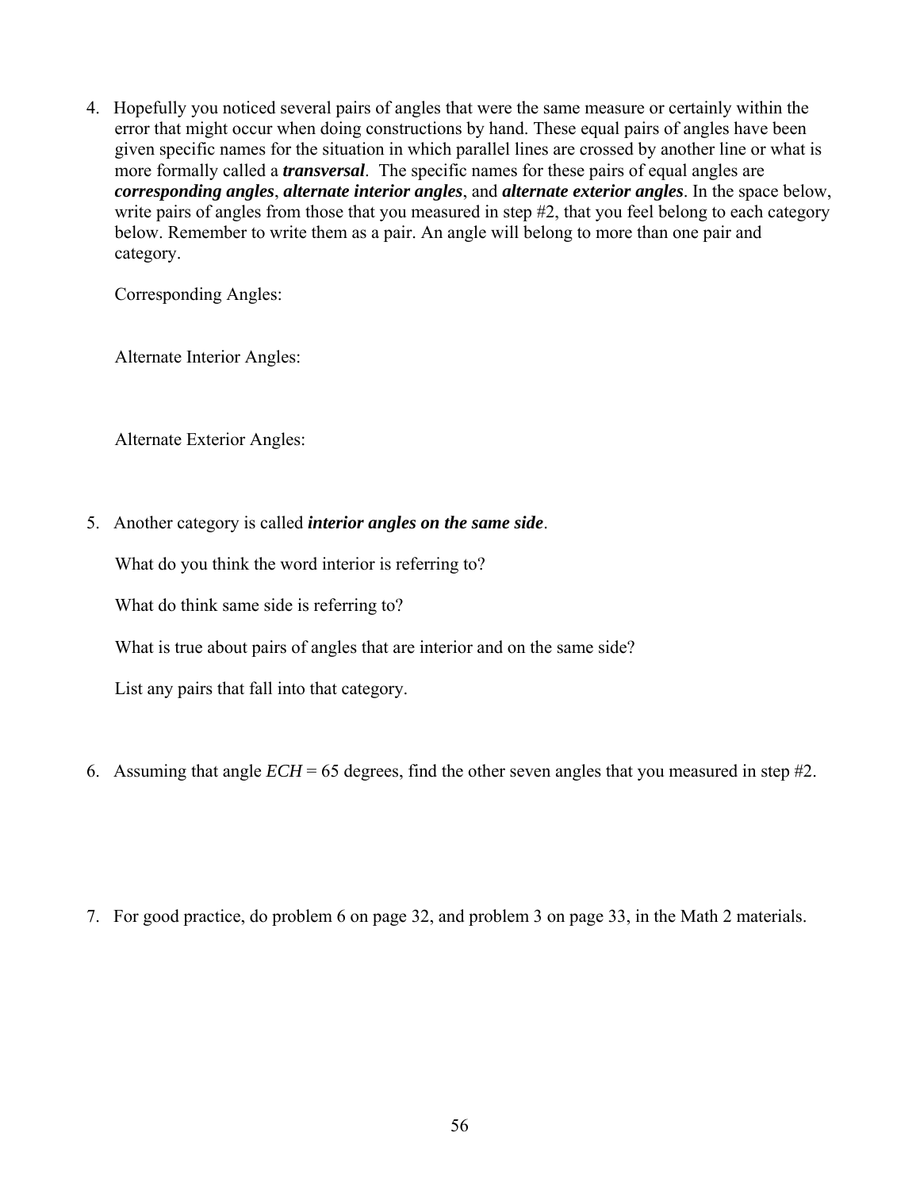4. Hopefully you noticed several pairs of angles that were the same measure or certainly within the error that might occur when doing constructions by hand. These equal pairs of angles have been given specific names for the situation in which parallel lines are crossed by another line or what is more formally called a ***transversal***. The specific names for these pairs of equal angles are ***corresponding angles***, ***alternate interior angles***, and ***alternate exterior angles***. In the space below, write pairs of angles from those that you measured in step #2, that you feel belong to each category below. Remember to write them as a pair. An angle will belong to more than one pair and category.

   Corresponding Angles:

   Alternate Interior Angles:

   Alternate Exterior Angles:

5. Another category is called ***interior angles on the same side***.

   What do you think the word interior is referring to?

   What do think same side is referring to?

   What is true about pairs of angles that are interior and on the same side?

   List any pairs that fall into that category.

6. Assuming that angle *ECH* = 65 degrees, find the other seven angles that you measured in step #2.

7. For good practice, do problem 6 on page 32, and problem 3 on page 33, in the Math 2 materials.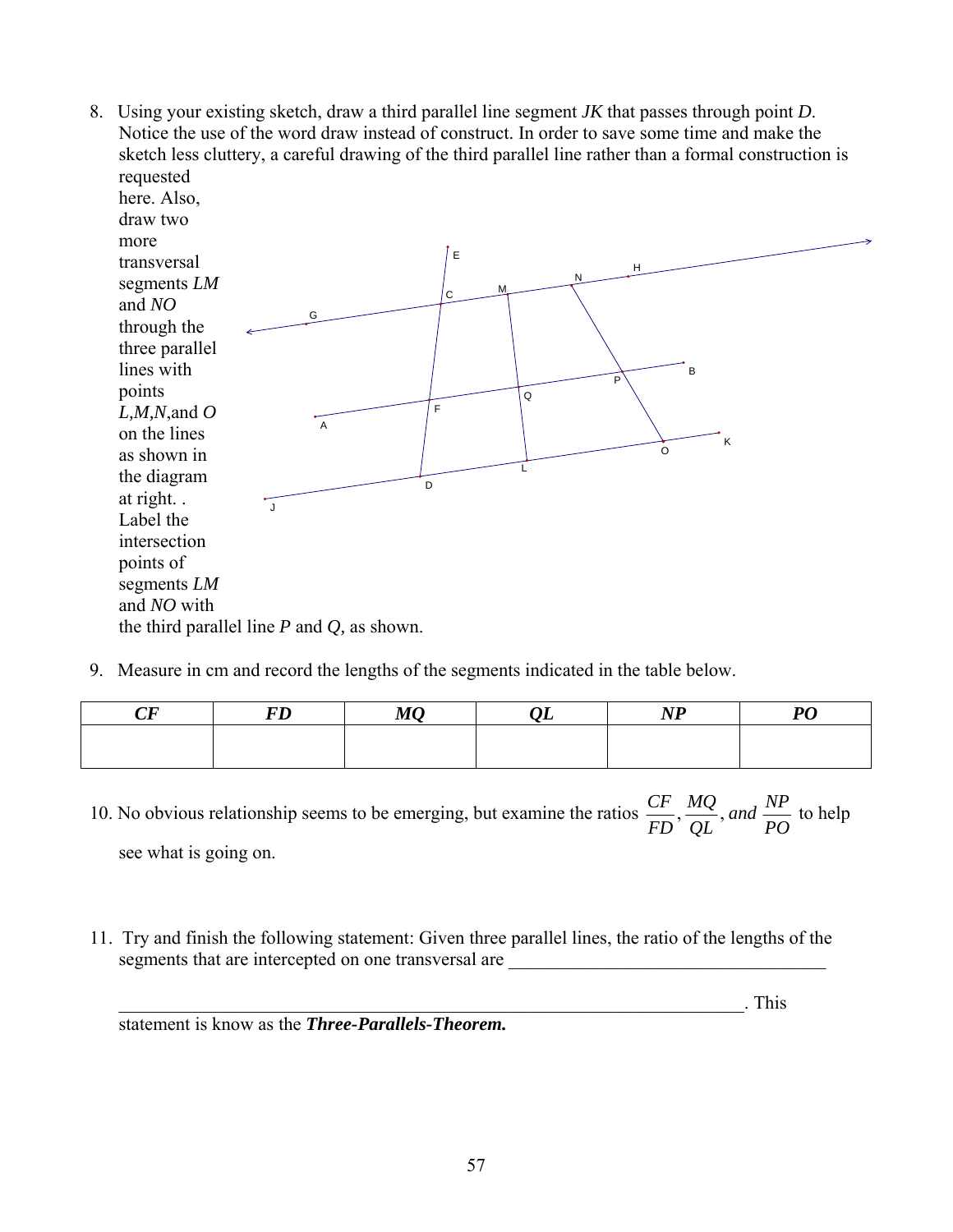8. Using your existing sketch, draw a third parallel line segment *JK* that passes through point *D*. Notice the use of the word draw instead of construct. In order to save some time and make the sketch less cluttery, a careful drawing of the third parallel line rather than a formal construction is requested here. Also, draw two more transversal segments *LM* and *NO* through the three parallel lines with points *L,M,N*,and *O* on the lines as shown in the diagram at right. . Label the intersection points of segments *LM* and *NO* with the third parallel line *P* and *Q*, as shown.

9. Measure in cm and record the lengths of the segments indicated in the table below.

| *CF* | *FD* | *MQ* | *QL* | *NP* | *PO* |
|---|---|---|---|---|---|
| | | | | | |

10. No obvious relationship seems to be emerging, but examine the ratios $\frac{CF}{FD}, \frac{MQ}{QL}, and\ \frac{NP}{PO}$ to help see what is going on.

11. Try and finish the following statement: Given three parallel lines, the ratio of the lengths of the segments that are intercepted on one transversal are ___________________________________

_________________________________________________________________. This statement is know as the ***Three-Parallels-Theorem.***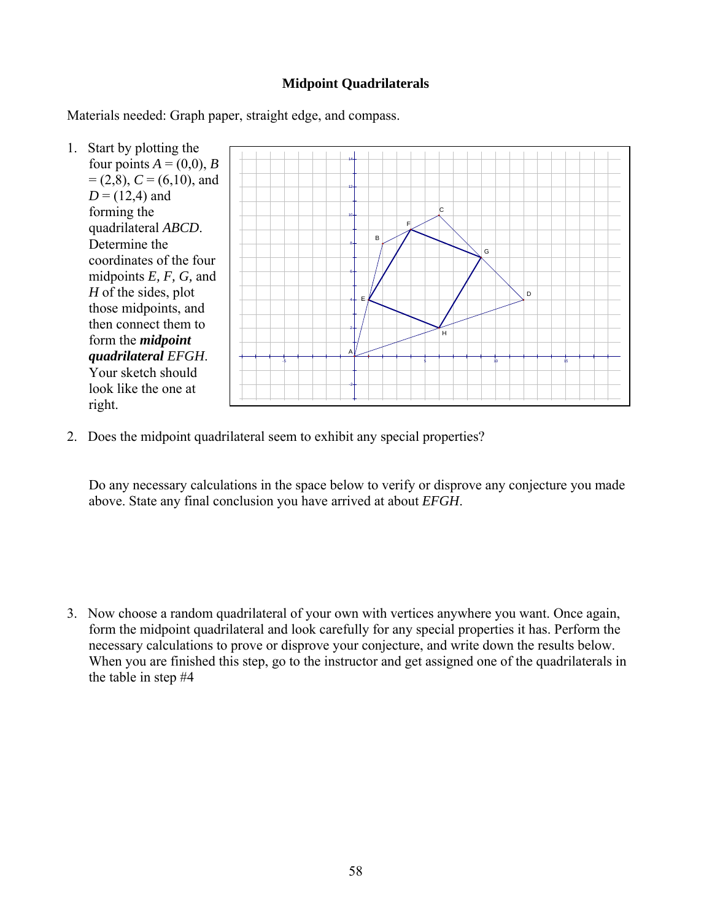## Midpoint Quadrilaterals

Materials needed: Graph paper, straight edge, and compass.

1. Start by plotting the four points $A = (0,0)$, $B = (2,8)$, $C = (6,10)$, and $D = (12,4)$ and forming the quadrilateral *ABCD*. Determine the coordinates of the four midpoints *E, F, G,* and *H* of the sides, plot those midpoints, and then connect them to form the ***midpoint quadrilateral*** *EFGH*. Your sketch should look like the one at right.

2. Does the midpoint quadrilateral seem to exhibit any special properties?

   Do any necessary calculations in the space below to verify or disprove any conjecture you made above. State any final conclusion you have arrived at about *EFGH*.

3. Now choose a random quadrilateral of your own with vertices anywhere you want. Once again, form the midpoint quadrilateral and look carefully for any special properties it has. Perform the necessary calculations to prove or disprove your conjecture, and write down the results below. When you are finished this step, go to the instructor and get assigned one of the quadrilaterals in the table in step #4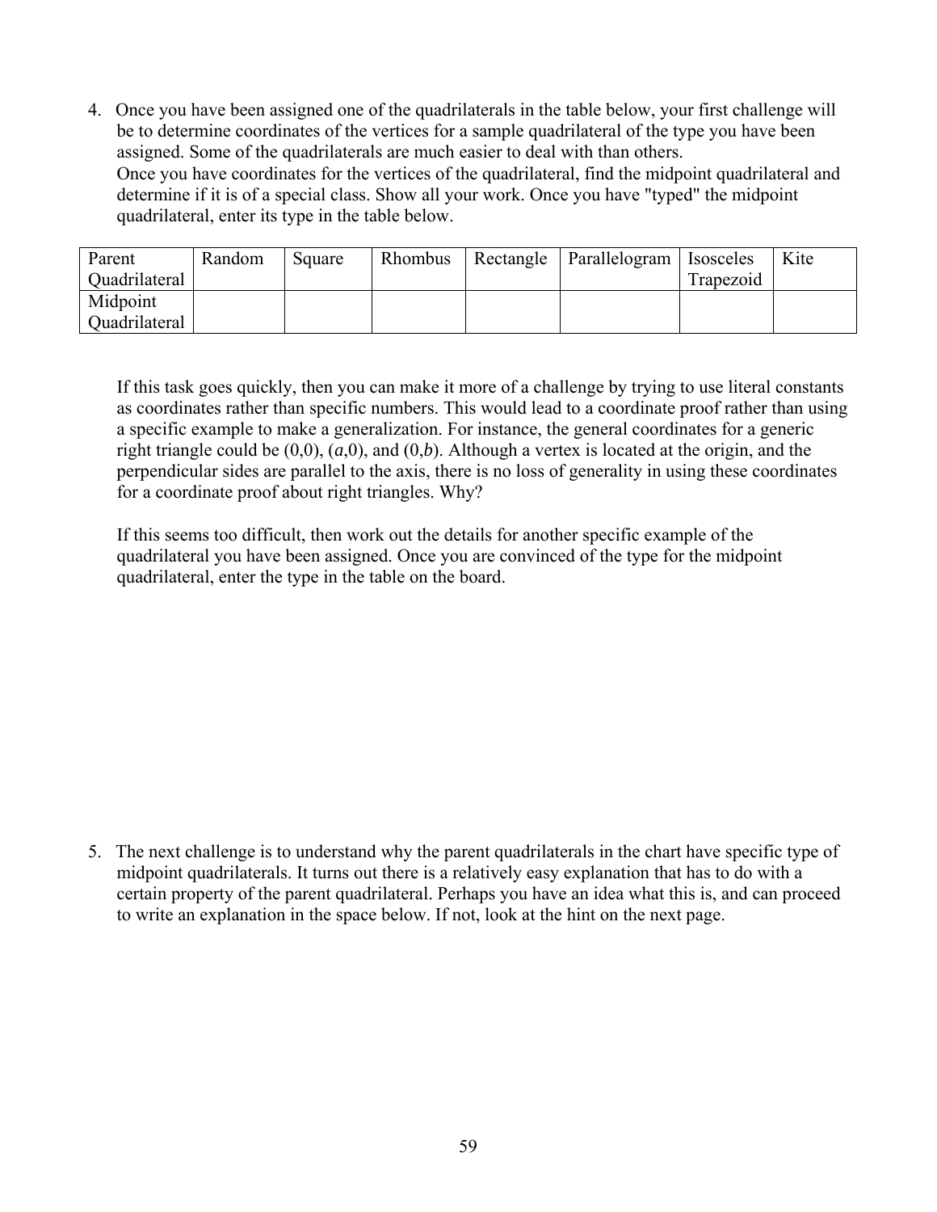4. Once you have been assigned one of the quadrilaterals in the table below, your first challenge will be to determine coordinates of the vertices for a sample quadrilateral of the type you have been assigned. Some of the quadrilaterals are much easier to deal with than others.
   Once you have coordinates for the vertices of the quadrilateral, find the midpoint quadrilateral and determine if it is of a special class. Show all your work. Once you have "typed" the midpoint quadrilateral, enter its type in the table below.

| Parent Quadrilateral | Random | Square | Rhombus | Rectangle | Parallelogram | Isosceles Trapezoid | Kite |
|---|---|---|---|---|---|---|---|
| Midpoint Quadrilateral | | | | | | | |

   If this task goes quickly, then you can make it more of a challenge by trying to use literal constants as coordinates rather than specific numbers. This would lead to a coordinate proof rather than using a specific example to make a generalization. For instance, the general coordinates for a generic right triangle could be (0,0), ($a$,0), and (0,$b$). Although a vertex is located at the origin, and the perpendicular sides are parallel to the axis, there is no loss of generality in using these coordinates for a coordinate proof about right triangles. Why?

   If this seems too difficult, then work out the details for another specific example of the quadrilateral you have been assigned. Once you are convinced of the type for the midpoint quadrilateral, enter the type in the table on the board.

5. The next challenge is to understand why the parent quadrilaterals in the chart have specific type of midpoint quadrilaterals. It turns out there is a relatively easy explanation that has to do with a certain property of the parent quadrilateral. Perhaps you have an idea what this is, and can proceed to write an explanation in the space below. If not, look at the hint on the next page.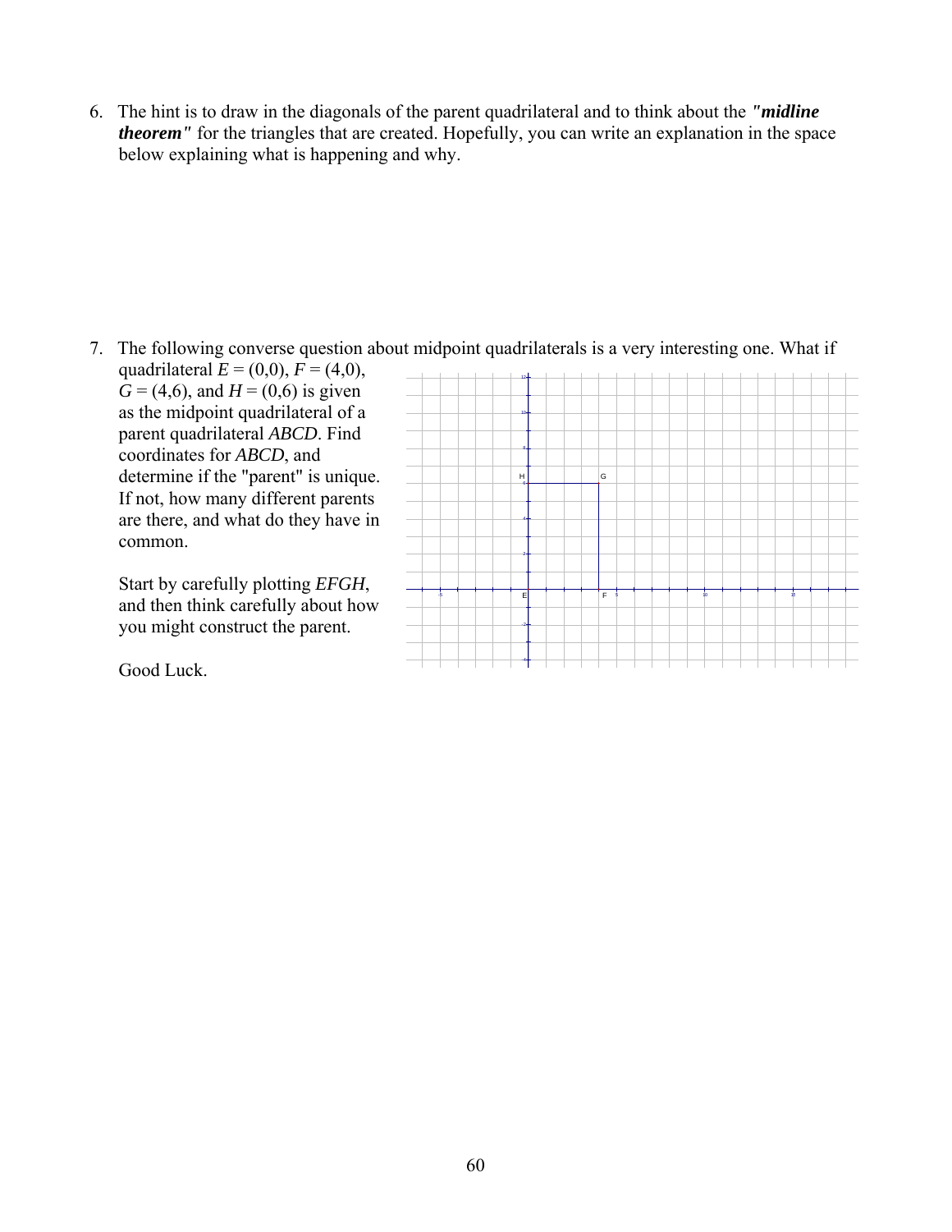6. The hint is to draw in the diagonals of the parent quadrilateral and to think about the ***"midline theorem"*** for the triangles that are created. Hopefully, you can write an explanation in the space below explaining what is happening and why.

7. The following converse question about midpoint quadrilaterals is a very interesting one. What if quadrilateral $E = (0,0)$, $F = (4,0)$, $G = (4,6)$, and $H = (0,6)$ is given as the midpoint quadrilateral of a parent quadrilateral $ABCD$. Find coordinates for $ABCD$, and determine if the "parent" is unique. If not, how many different parents are there, and what do they have in common.

   Start by carefully plotting $EFGH$, and then think carefully about how you might construct the parent.

   Good Luck.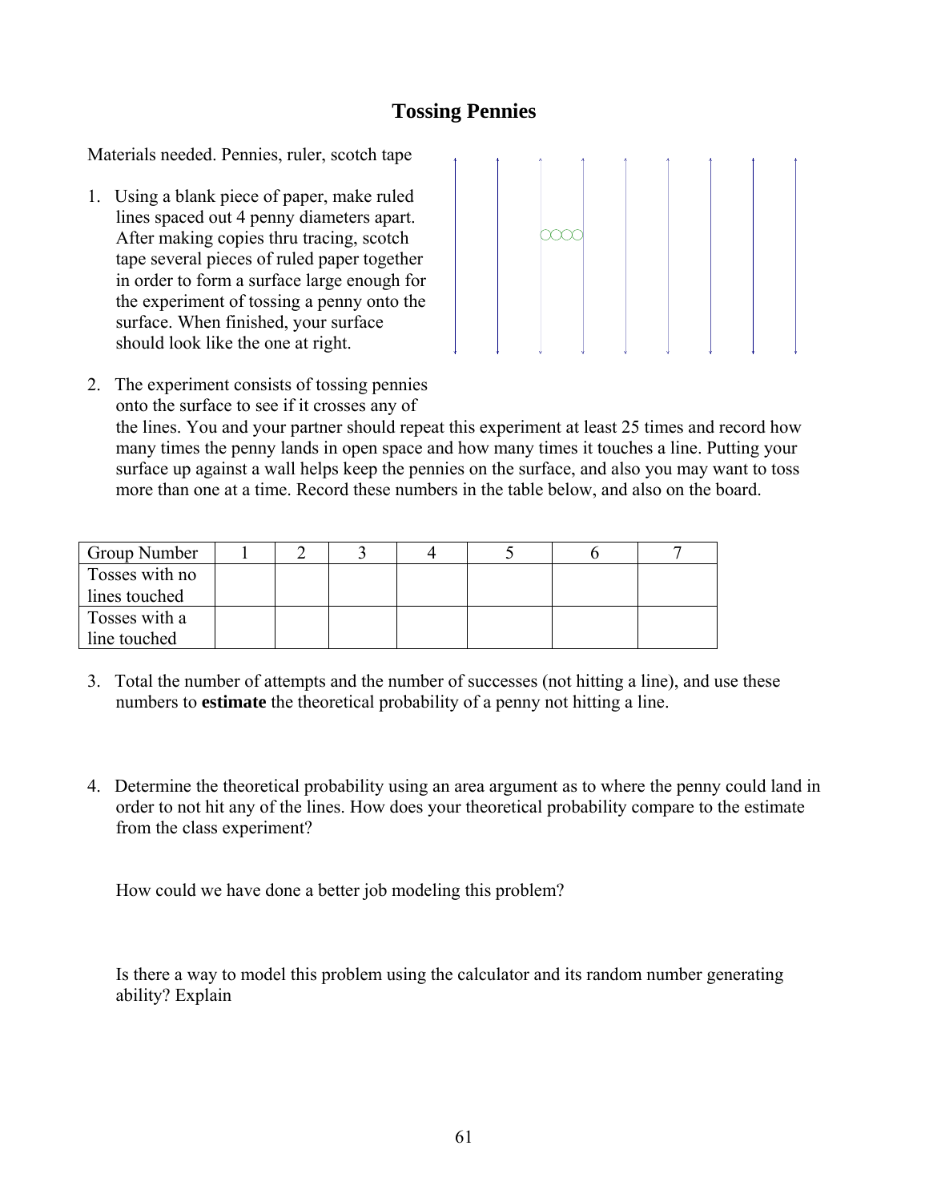# Tossing Pennies

Materials needed. Pennies, ruler, scotch tape

1. Using a blank piece of paper, make ruled lines spaced out 4 penny diameters apart. After making copies thru tracing, scotch tape several pieces of ruled paper together in order to form a surface large enough for the experiment of tossing a penny onto the surface. When finished, your surface should look like the one at right.

2. The experiment consists of tossing pennies onto the surface to see if it crosses any of the lines. You and your partner should repeat this experiment at least 25 times and record how many times the penny lands in open space and how many times it touches a line. Putting your surface up against a wall helps keep the pennies on the surface, and also you may want to toss more than one at a time. Record these numbers in the table below, and also on the board.

| Group Number | 1 | 2 | 3 | 4 | 5 | 6 | 7 |
|---|---|---|---|---|---|---|---|
| Tosses with no lines touched | | | | | | | |
| Tosses with a line touched | | | | | | | |

3. Total the number of attempts and the number of successes (not hitting a line), and use these numbers to **estimate** the theoretical probability of a penny not hitting a line.

4. Determine the theoretical probability using an area argument as to where the penny could land in order to not hit any of the lines. How does your theoretical probability compare to the estimate from the class experiment?

   How could we have done a better job modeling this problem?

   Is there a way to model this problem using the calculator and its random number generating ability? Explain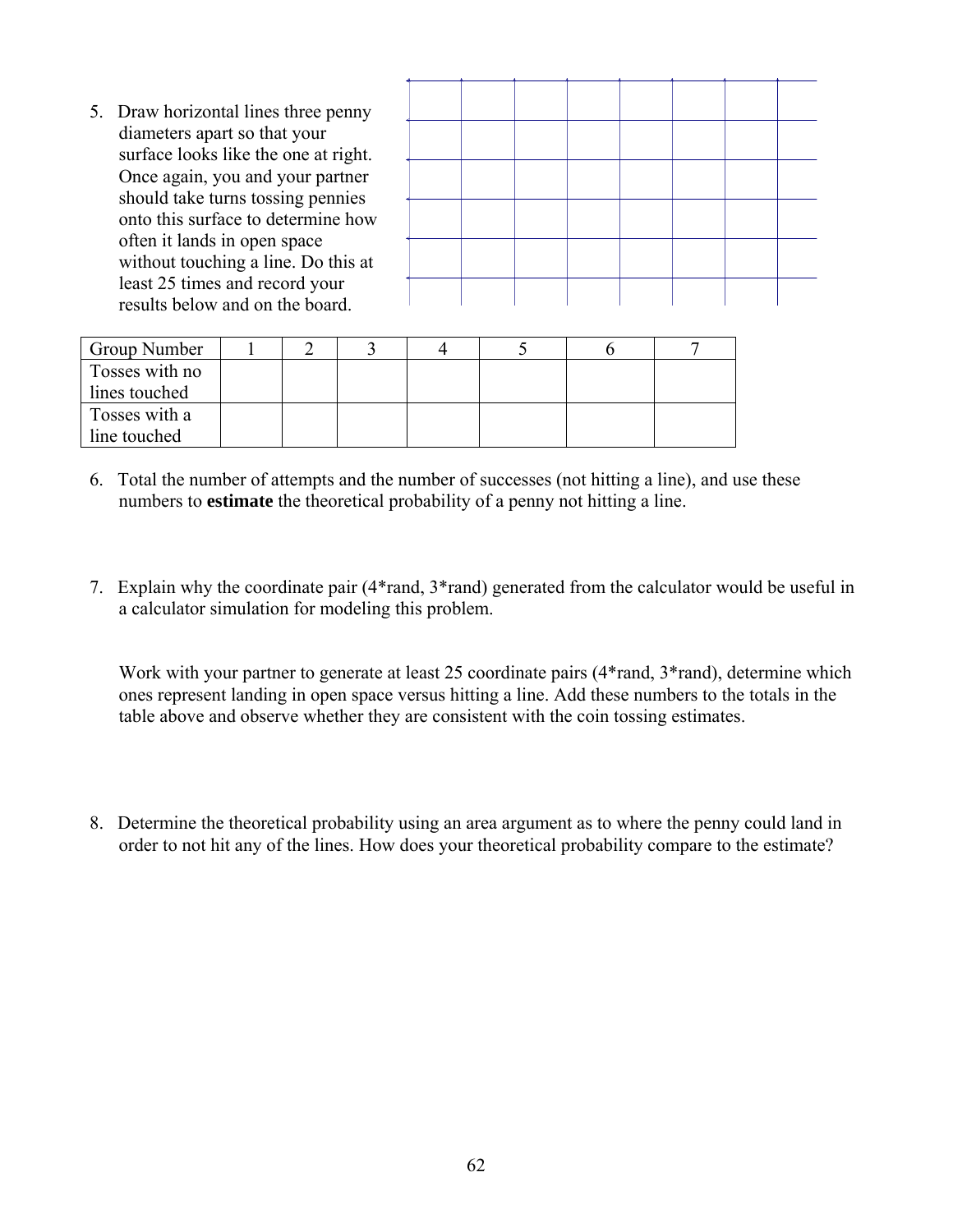5. Draw horizontal lines three penny diameters apart so that your surface looks like the one at right. Once again, you and your partner should take turns tossing pennies onto this surface to determine how often it lands in open space without touching a line. Do this at least 25 times and record your results below and on the board.

| Group Number | 1 | 2 | 3 | 4 | 5 | 6 | 7 |
|---|---|---|---|---|---|---|---|
| Tosses with no lines touched | | | | | | | |
| Tosses with a line touched | | | | | | | |

6. Total the number of attempts and the number of successes (not hitting a line), and use these numbers to **estimate** the theoretical probability of a penny not hitting a line.

7. Explain why the coordinate pair (4*rand, 3*rand) generated from the calculator would be useful in a calculator simulation for modeling this problem.

   Work with your partner to generate at least 25 coordinate pairs (4*rand, 3*rand), determine which ones represent landing in open space versus hitting a line. Add these numbers to the totals in the table above and observe whether they are consistent with the coin tossing estimates.

8. Determine the theoretical probability using an area argument as to where the penny could land in order to not hit any of the lines. How does your theoretical probability compare to the estimate?